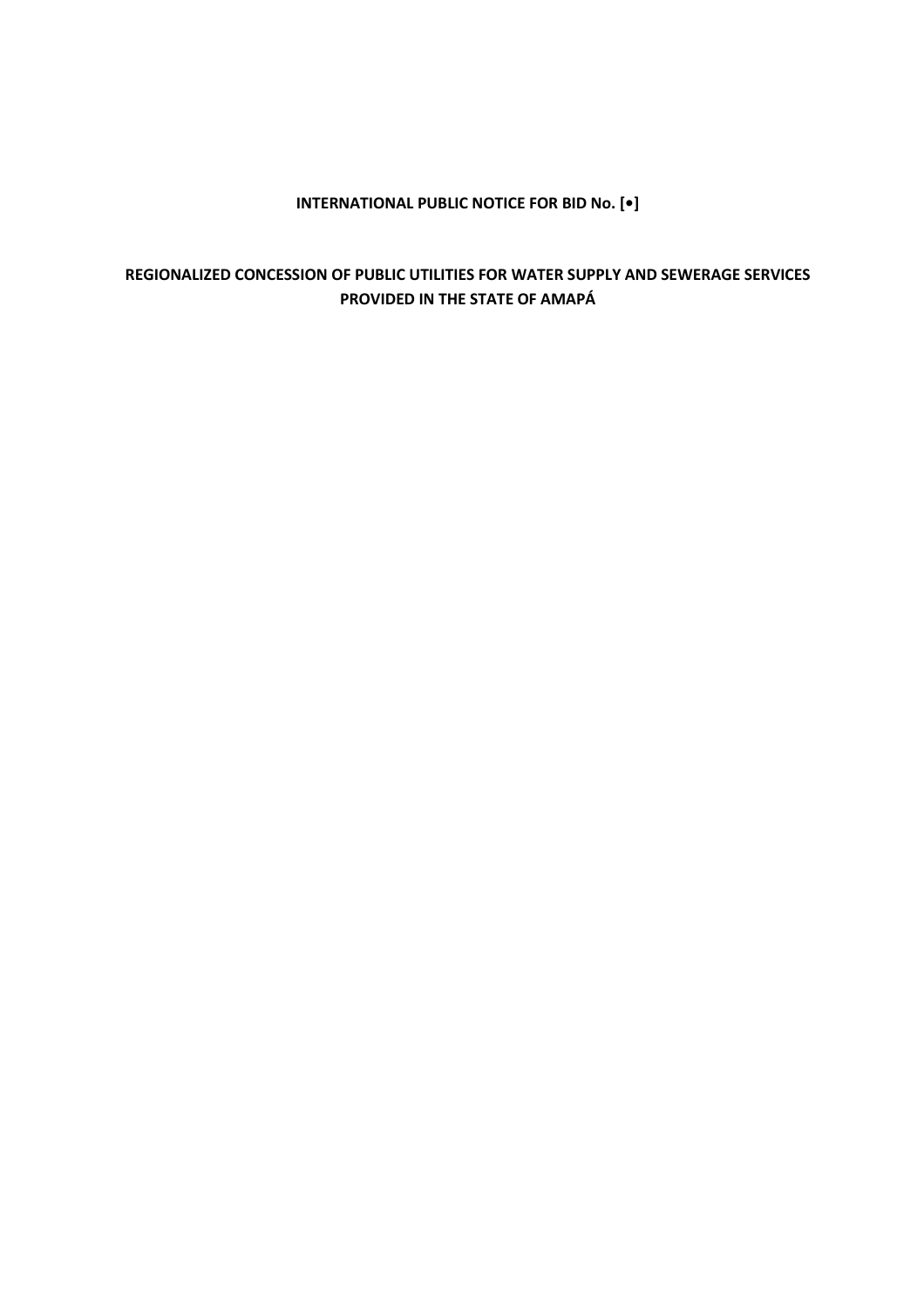**INTERNATIONAL PUBLIC NOTICE FOR BID No. [•]**

**REGIONALIZED CONCESSION OF PUBLIC UTILITIES FOR WATER SUPPLY AND SEWERAGE SERVICES PROVIDED IN THE STATE OF AMAPÁ**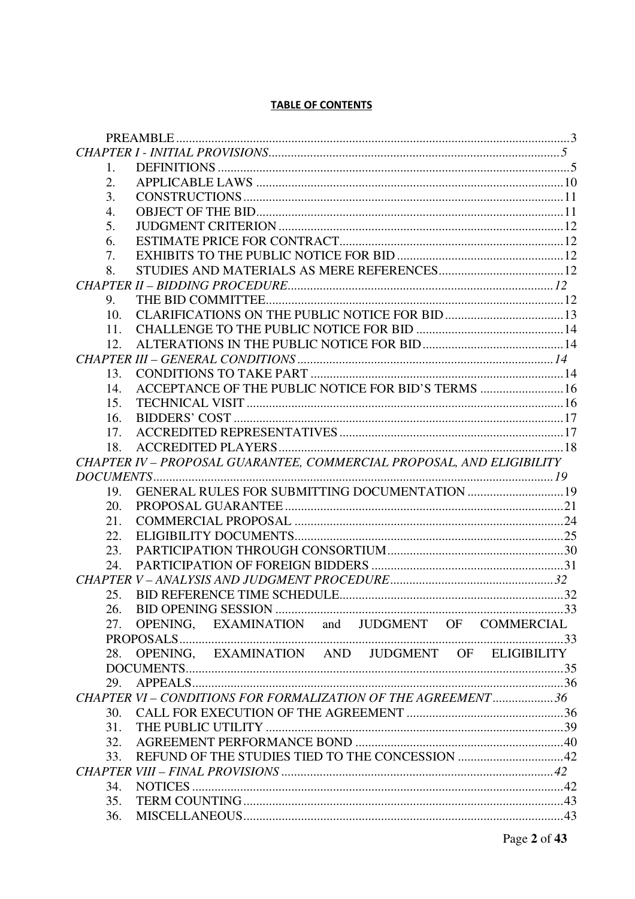**TABLE OF CONTENTS**

PREAMBLE ..... 3

*CHAPTER I - INITIAL PROVISIONS* ..... *5*

1. DEFINITIONS ..... 5
2. APPLICABLE LAWS ..... 10
3. CONSTRUCTIONS ..... 11
4. OBJECT OF THE BID ..... 11
5. JUDGMENT CRITERION ..... 12
6. ESTIMATE PRICE FOR CONTRACT ..... 12
7. EXHIBITS TO THE PUBLIC NOTICE FOR BID ..... 12
8. STUDIES AND MATERIALS AS MERE REFERENCES ..... 12

*CHAPTER II – BIDDING PROCEDURE* ..... *12*

9. THE BID COMMITTEE ..... 12
10. CLARIFICATIONS ON THE PUBLIC NOTICE FOR BID ..... 13
11. CHALLENGE TO THE PUBLIC NOTICE FOR BID ..... 14
12. ALTERATIONS IN THE PUBLIC NOTICE FOR BID ..... 14

*CHAPTER III – GENERAL CONDITIONS* ..... *14*

13. CONDITIONS TO TAKE PART ..... 14
14. ACCEPTANCE OF THE PUBLIC NOTICE FOR BID'S TERMS ..... 16
15. TECHNICAL VISIT ..... 16
16. BIDDERS' COST ..... 17
17. ACCREDITED REPRESENTATIVES ..... 17
18. ACCREDITED PLAYERS ..... 18

*CHAPTER IV – PROPOSAL GUARANTEE, COMMERCIAL PROPOSAL, AND ELIGIBILITY DOCUMENTS* ..... *19*

19. GENERAL RULES FOR SUBMITTING DOCUMENTATION ..... 19
20. PROPOSAL GUARANTEE ..... 21
21. COMMERCIAL PROPOSAL ..... 24
22. ELIGIBILITY DOCUMENTS ..... 25
23. PARTICIPATION THROUGH CONSORTIUM ..... 30
24. PARTICIPATION OF FOREIGN BIDDERS ..... 31

*CHAPTER V – ANALYSIS AND JUDGMENT PROCEDURE* ..... *32*

25. BID REFERENCE TIME SCHEDULE ..... 32
26. BID OPENING SESSION ..... 33
27. OPENING, EXAMINATION and JUDGMENT OF COMMERCIAL PROPOSALS ..... 33
28. OPENING, EXAMINATION AND JUDGMENT OF ELIGIBILITY DOCUMENTS ..... 35
29. APPEALS ..... 36

*CHAPTER VI – CONDITIONS FOR FORMALIZATION OF THE AGREEMENT* ..... 36

30. CALL FOR EXECUTION OF THE AGREEMENT ..... 36
31. THE PUBLIC UTILITY ..... 39
32. AGREEMENT PERFORMANCE BOND ..... 40
33. REFUND OF THE STUDIES TIED TO THE CONCESSION ..... 42

*CHAPTER VIII – FINAL PROVISIONS* ..... *42*

34. NOTICES ..... 42
35. TERM COUNTING ..... 43
36. MISCELLANEOUS ..... 43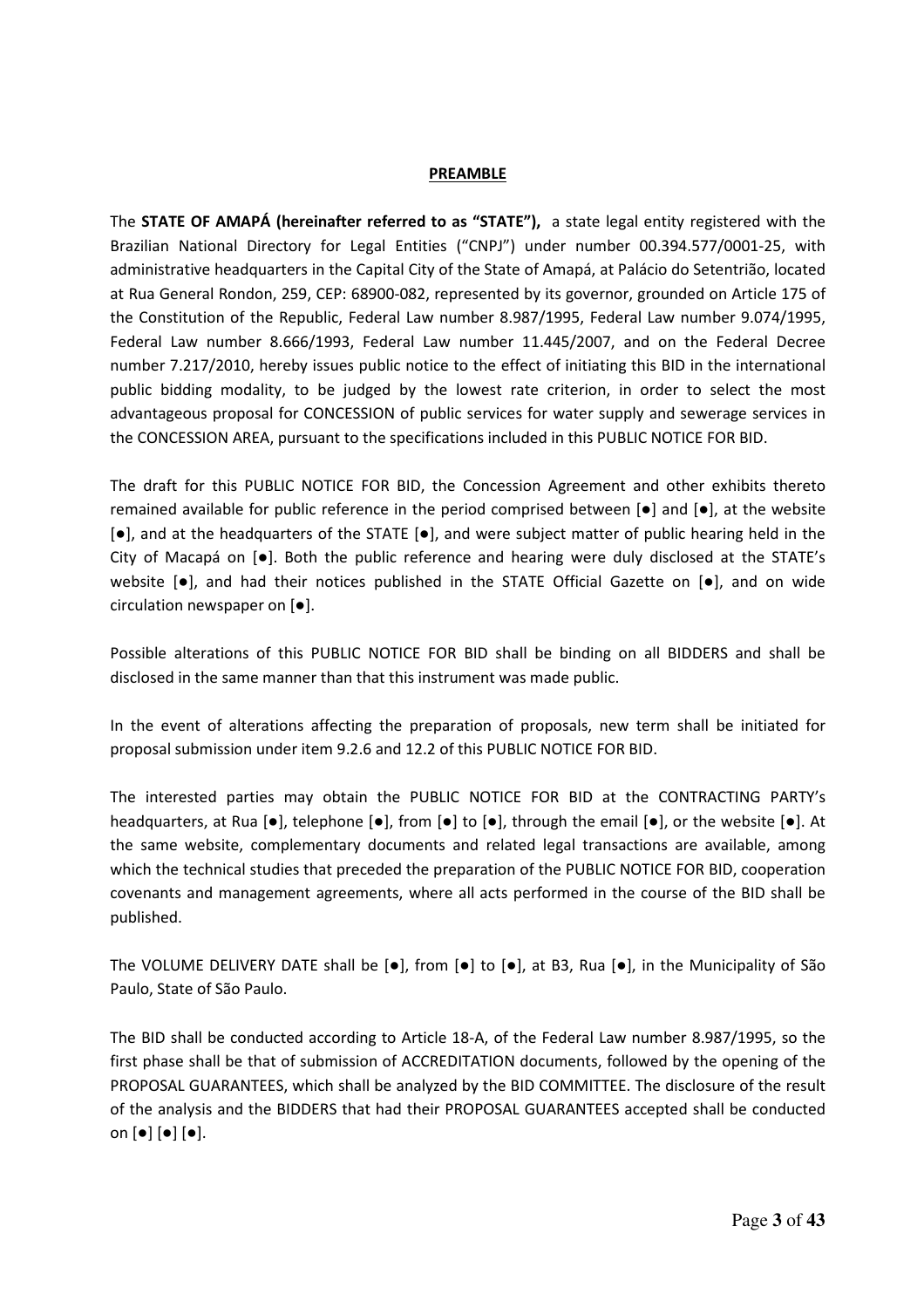**PREAMBLE**

The **STATE OF AMAPÁ (hereinafter referred to as "STATE"),** a state legal entity registered with the Brazilian National Directory for Legal Entities ("CNPJ") under number 00.394.577/0001-25, with administrative headquarters in the Capital City of the State of Amapá, at Palácio do Setentrião, located at Rua General Rondon, 259, CEP: 68900-082, represented by its governor, grounded on Article 175 of the Constitution of the Republic, Federal Law number 8.987/1995, Federal Law number 9.074/1995, Federal Law number 8.666/1993, Federal Law number 11.445/2007, and on the Federal Decree number 7.217/2010, hereby issues public notice to the effect of initiating this BID in the international public bidding modality, to be judged by the lowest rate criterion, in order to select the most advantageous proposal for CONCESSION of public services for water supply and sewerage services in the CONCESSION AREA, pursuant to the specifications included in this PUBLIC NOTICE FOR BID.

The draft for this PUBLIC NOTICE FOR BID, the Concession Agreement and other exhibits thereto remained available for public reference in the period comprised between [●] and [●], at the website [●], and at the headquarters of the STATE [●], and were subject matter of public hearing held in the City of Macapá on [●]. Both the public reference and hearing were duly disclosed at the STATE's website [●], and had their notices published in the STATE Official Gazette on [●], and on wide circulation newspaper on [●].

Possible alterations of this PUBLIC NOTICE FOR BID shall be binding on all BIDDERS and shall be disclosed in the same manner than that this instrument was made public.

In the event of alterations affecting the preparation of proposals, new term shall be initiated for proposal submission under item 9.2.6 and 12.2 of this PUBLIC NOTICE FOR BID.

The interested parties may obtain the PUBLIC NOTICE FOR BID at the CONTRACTING PARTY's headquarters, at Rua [●], telephone [●], from [●] to [●], through the email [●], or the website [●]. At the same website, complementary documents and related legal transactions are available, among which the technical studies that preceded the preparation of the PUBLIC NOTICE FOR BID, cooperation covenants and management agreements, where all acts performed in the course of the BID shall be published.

The VOLUME DELIVERY DATE shall be [●], from [●] to [●], at B3, Rua [●], in the Municipality of São Paulo, State of São Paulo.

The BID shall be conducted according to Article 18-A, of the Federal Law number 8.987/1995, so the first phase shall be that of submission of ACCREDITATION documents, followed by the opening of the PROPOSAL GUARANTEES, which shall be analyzed by the BID COMMITTEE. The disclosure of the result of the analysis and the BIDDERS that had their PROPOSAL GUARANTEES accepted shall be conducted on [●] [●] [●].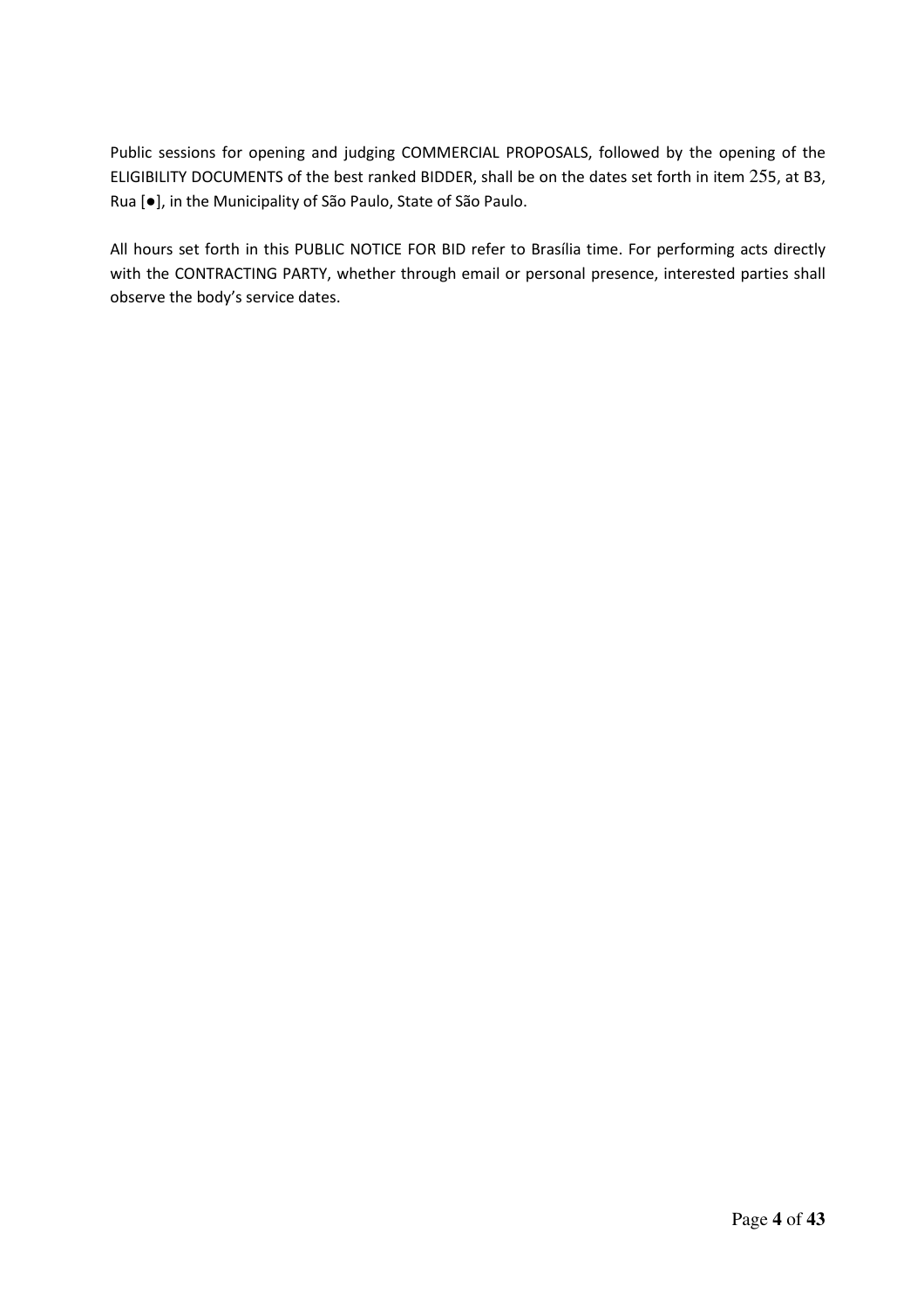Public sessions for opening and judging COMMERCIAL PROPOSALS, followed by the opening of the ELIGIBILITY DOCUMENTS of the best ranked BIDDER, shall be on the dates set forth in item 255, at B3, Rua [●], in the Municipality of São Paulo, State of São Paulo.

All hours set forth in this PUBLIC NOTICE FOR BID refer to Brasília time. For performing acts directly with the CONTRACTING PARTY, whether through email or personal presence, interested parties shall observe the body's service dates.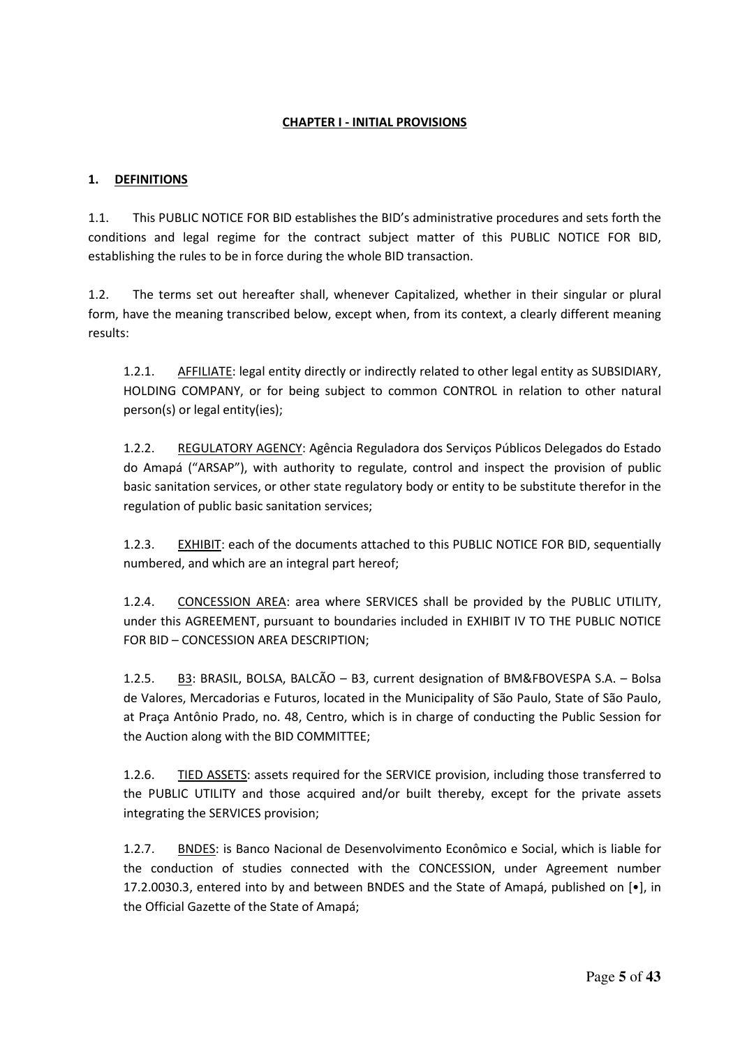**CHAPTER I - INITIAL PROVISIONS**

**1. <u>DEFINITIONS</u>**

1.1. This PUBLIC NOTICE FOR BID establishes the BID's administrative procedures and sets forth the conditions and legal regime for the contract subject matter of this PUBLIC NOTICE FOR BID, establishing the rules to be in force during the whole BID transaction.

1.2. The terms set out hereafter shall, whenever Capitalized, whether in their singular or plural form, have the meaning transcribed below, except when, from its context, a clearly different meaning results:

1.2.1. <u>AFFILIATE</u>: legal entity directly or indirectly related to other legal entity as SUBSIDIARY, HOLDING COMPANY, or for being subject to common CONTROL in relation to other natural person(s) or legal entity(ies);

1.2.2. <u>REGULATORY AGENCY</u>: Agência Reguladora dos Serviços Públicos Delegados do Estado do Amapá ("ARSAP"), with authority to regulate, control and inspect the provision of public basic sanitation services, or other state regulatory body or entity to be substitute therefor in the regulation of public basic sanitation services;

1.2.3. <u>EXHIBIT</u>: each of the documents attached to this PUBLIC NOTICE FOR BID, sequentially numbered, and which are an integral part hereof;

1.2.4. <u>CONCESSION AREA</u>: area where SERVICES shall be provided by the PUBLIC UTILITY, under this AGREEMENT, pursuant to boundaries included in EXHIBIT IV TO THE PUBLIC NOTICE FOR BID – CONCESSION AREA DESCRIPTION;

1.2.5. <u>B3</u>: BRASIL, BOLSA, BALCÃO – B3, current designation of BM&FBOVESPA S.A. – Bolsa de Valores, Mercadorias e Futuros, located in the Municipality of São Paulo, State of São Paulo, at Praça Antônio Prado, no. 48, Centro, which is in charge of conducting the Public Session for the Auction along with the BID COMMITTEE;

1.2.6. <u>TIED ASSETS</u>: assets required for the SERVICE provision, including those transferred to the PUBLIC UTILITY and those acquired and/or built thereby, except for the private assets integrating the SERVICES provision;

1.2.7. <u>BNDES</u>: is Banco Nacional de Desenvolvimento Econômico e Social, which is liable for the conduction of studies connected with the CONCESSION, under Agreement number 17.2.0030.3, entered into by and between BNDES and the State of Amapá, published on [•], in the Official Gazette of the State of Amapá;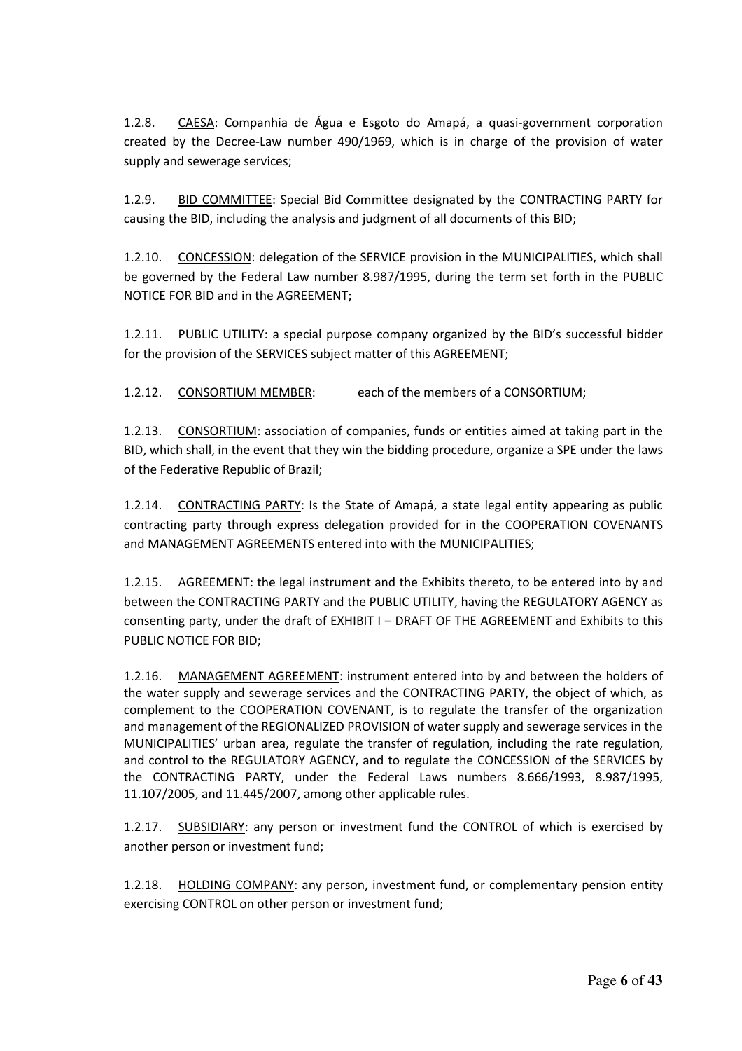1.2.8. CAESA: Companhia de Água e Esgoto do Amapá, a quasi-government corporation created by the Decree-Law number 490/1969, which is in charge of the provision of water supply and sewerage services;

1.2.9. BID COMMITTEE: Special Bid Committee designated by the CONTRACTING PARTY for causing the BID, including the analysis and judgment of all documents of this BID;

1.2.10. CONCESSION: delegation of the SERVICE provision in the MUNICIPALITIES, which shall be governed by the Federal Law number 8.987/1995, during the term set forth in the PUBLIC NOTICE FOR BID and in the AGREEMENT;

1.2.11. PUBLIC UTILITY: a special purpose company organized by the BID's successful bidder for the provision of the SERVICES subject matter of this AGREEMENT;

1.2.12. CONSORTIUM MEMBER: each of the members of a CONSORTIUM;

1.2.13. CONSORTIUM: association of companies, funds or entities aimed at taking part in the BID, which shall, in the event that they win the bidding procedure, organize a SPE under the laws of the Federative Republic of Brazil;

1.2.14. CONTRACTING PARTY: Is the State of Amapá, a state legal entity appearing as public contracting party through express delegation provided for in the COOPERATION COVENANTS and MANAGEMENT AGREEMENTS entered into with the MUNICIPALITIES;

1.2.15. AGREEMENT: the legal instrument and the Exhibits thereto, to be entered into by and between the CONTRACTING PARTY and the PUBLIC UTILITY, having the REGULATORY AGENCY as consenting party, under the draft of EXHIBIT I – DRAFT OF THE AGREEMENT and Exhibits to this PUBLIC NOTICE FOR BID;

1.2.16. MANAGEMENT AGREEMENT: instrument entered into by and between the holders of the water supply and sewerage services and the CONTRACTING PARTY, the object of which, as complement to the COOPERATION COVENANT, is to regulate the transfer of the organization and management of the REGIONALIZED PROVISION of water supply and sewerage services in the MUNICIPALITIES' urban area, regulate the transfer of regulation, including the rate regulation, and control to the REGULATORY AGENCY, and to regulate the CONCESSION of the SERVICES by the CONTRACTING PARTY, under the Federal Laws numbers 8.666/1993, 8.987/1995, 11.107/2005, and 11.445/2007, among other applicable rules.

1.2.17. SUBSIDIARY: any person or investment fund the CONTROL of which is exercised by another person or investment fund;

1.2.18. HOLDING COMPANY: any person, investment fund, or complementary pension entity exercising CONTROL on other person or investment fund;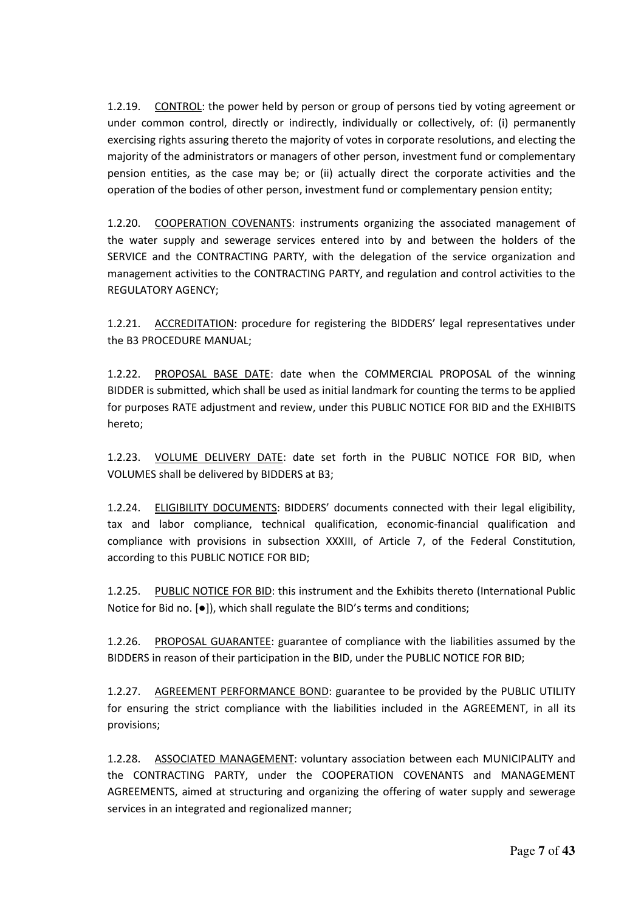1.2.19. CONTROL: the power held by person or group of persons tied by voting agreement or under common control, directly or indirectly, individually or collectively, of: (i) permanently exercising rights assuring thereto the majority of votes in corporate resolutions, and electing the majority of the administrators or managers of other person, investment fund or complementary pension entities, as the case may be; or (ii) actually direct the corporate activities and the operation of the bodies of other person, investment fund or complementary pension entity;

1.2.20. COOPERATION COVENANTS: instruments organizing the associated management of the water supply and sewerage services entered into by and between the holders of the SERVICE and the CONTRACTING PARTY, with the delegation of the service organization and management activities to the CONTRACTING PARTY, and regulation and control activities to the REGULATORY AGENCY;

1.2.21. ACCREDITATION: procedure for registering the BIDDERS' legal representatives under the B3 PROCEDURE MANUAL;

1.2.22. PROPOSAL BASE DATE: date when the COMMERCIAL PROPOSAL of the winning BIDDER is submitted, which shall be used as initial landmark for counting the terms to be applied for purposes RATE adjustment and review, under this PUBLIC NOTICE FOR BID and the EXHIBITS hereto;

1.2.23. VOLUME DELIVERY DATE: date set forth in the PUBLIC NOTICE FOR BID, when VOLUMES shall be delivered by BIDDERS at B3;

1.2.24. ELIGIBILITY DOCUMENTS: BIDDERS' documents connected with their legal eligibility, tax and labor compliance, technical qualification, economic-financial qualification and compliance with provisions in subsection XXXIII, of Article 7, of the Federal Constitution, according to this PUBLIC NOTICE FOR BID;

1.2.25. PUBLIC NOTICE FOR BID: this instrument and the Exhibits thereto (International Public Notice for Bid no. [●]), which shall regulate the BID's terms and conditions;

1.2.26. PROPOSAL GUARANTEE: guarantee of compliance with the liabilities assumed by the BIDDERS in reason of their participation in the BID, under the PUBLIC NOTICE FOR BID;

1.2.27. AGREEMENT PERFORMANCE BOND: guarantee to be provided by the PUBLIC UTILITY for ensuring the strict compliance with the liabilities included in the AGREEMENT, in all its provisions;

1.2.28. ASSOCIATED MANAGEMENT: voluntary association between each MUNICIPALITY and the CONTRACTING PARTY, under the COOPERATION COVENANTS and MANAGEMENT AGREEMENTS, aimed at structuring and organizing the offering of water supply and sewerage services in an integrated and regionalized manner;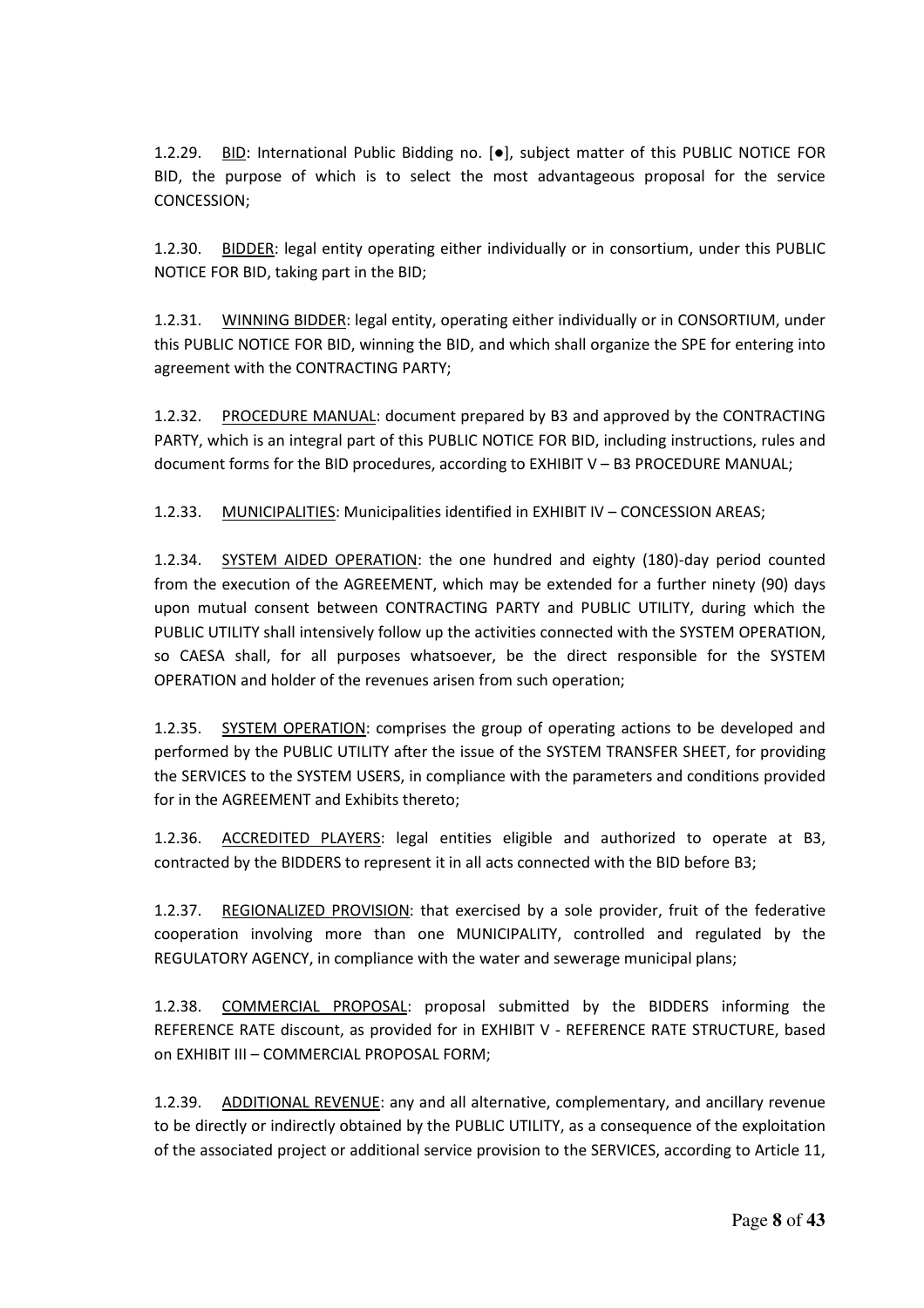1.2.29. BID: International Public Bidding no. [●], subject matter of this PUBLIC NOTICE FOR BID, the purpose of which is to select the most advantageous proposal for the service CONCESSION;

1.2.30. BIDDER: legal entity operating either individually or in consortium, under this PUBLIC NOTICE FOR BID, taking part in the BID;

1.2.31. WINNING BIDDER: legal entity, operating either individually or in CONSORTIUM, under this PUBLIC NOTICE FOR BID, winning the BID, and which shall organize the SPE for entering into agreement with the CONTRACTING PARTY;

1.2.32. PROCEDURE MANUAL: document prepared by B3 and approved by the CONTRACTING PARTY, which is an integral part of this PUBLIC NOTICE FOR BID, including instructions, rules and document forms for the BID procedures, according to EXHIBIT V – B3 PROCEDURE MANUAL;

1.2.33. MUNICIPALITIES: Municipalities identified in EXHIBIT IV – CONCESSION AREAS;

1.2.34. SYSTEM AIDED OPERATION: the one hundred and eighty (180)-day period counted from the execution of the AGREEMENT, which may be extended for a further ninety (90) days upon mutual consent between CONTRACTING PARTY and PUBLIC UTILITY, during which the PUBLIC UTILITY shall intensively follow up the activities connected with the SYSTEM OPERATION, so CAESA shall, for all purposes whatsoever, be the direct responsible for the SYSTEM OPERATION and holder of the revenues arisen from such operation;

1.2.35. SYSTEM OPERATION: comprises the group of operating actions to be developed and performed by the PUBLIC UTILITY after the issue of the SYSTEM TRANSFER SHEET, for providing the SERVICES to the SYSTEM USERS, in compliance with the parameters and conditions provided for in the AGREEMENT and Exhibits thereto;

1.2.36. ACCREDITED PLAYERS: legal entities eligible and authorized to operate at B3, contracted by the BIDDERS to represent it in all acts connected with the BID before B3;

1.2.37. REGIONALIZED PROVISION: that exercised by a sole provider, fruit of the federative cooperation involving more than one MUNICIPALITY, controlled and regulated by the REGULATORY AGENCY, in compliance with the water and sewerage municipal plans;

1.2.38. COMMERCIAL PROPOSAL: proposal submitted by the BIDDERS informing the REFERENCE RATE discount, as provided for in EXHIBIT V - REFERENCE RATE STRUCTURE, based on EXHIBIT III – COMMERCIAL PROPOSAL FORM;

1.2.39. ADDITIONAL REVENUE: any and all alternative, complementary, and ancillary revenue to be directly or indirectly obtained by the PUBLIC UTILITY, as a consequence of the exploitation of the associated project or additional service provision to the SERVICES, according to Article 11,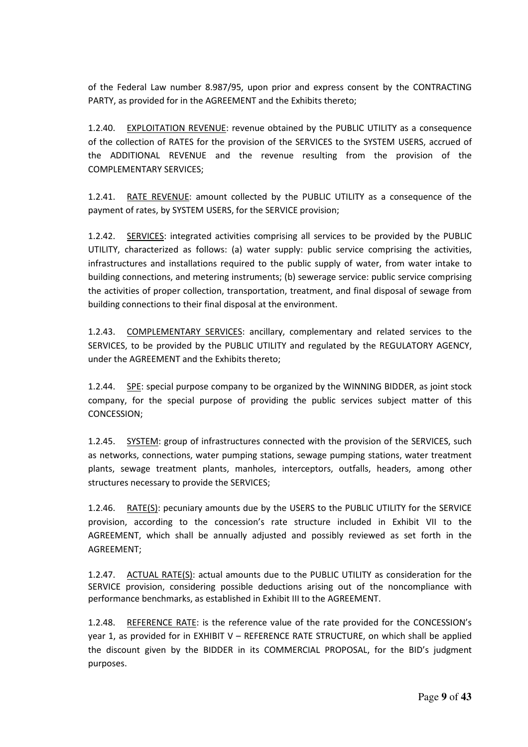of the Federal Law number 8.987/95, upon prior and express consent by the CONTRACTING PARTY, as provided for in the AGREEMENT and the Exhibits thereto;

1.2.40. EXPLOITATION REVENUE: revenue obtained by the PUBLIC UTILITY as a consequence of the collection of RATES for the provision of the SERVICES to the SYSTEM USERS, accrued of the ADDITIONAL REVENUE and the revenue resulting from the provision of the COMPLEMENTARY SERVICES;

1.2.41. RATE REVENUE: amount collected by the PUBLIC UTILITY as a consequence of the payment of rates, by SYSTEM USERS, for the SERVICE provision;

1.2.42. SERVICES: integrated activities comprising all services to be provided by the PUBLIC UTILITY, characterized as follows: (a) water supply: public service comprising the activities, infrastructures and installations required to the public supply of water, from water intake to building connections, and metering instruments; (b) sewerage service: public service comprising the activities of proper collection, transportation, treatment, and final disposal of sewage from building connections to their final disposal at the environment.

1.2.43. COMPLEMENTARY SERVICES: ancillary, complementary and related services to the SERVICES, to be provided by the PUBLIC UTILITY and regulated by the REGULATORY AGENCY, under the AGREEMENT and the Exhibits thereto;

1.2.44. SPE: special purpose company to be organized by the WINNING BIDDER, as joint stock company, for the special purpose of providing the public services subject matter of this CONCESSION;

1.2.45. SYSTEM: group of infrastructures connected with the provision of the SERVICES, such as networks, connections, water pumping stations, sewage pumping stations, water treatment plants, sewage treatment plants, manholes, interceptors, outfalls, headers, among other structures necessary to provide the SERVICES;

1.2.46. RATE(S): pecuniary amounts due by the USERS to the PUBLIC UTILITY for the SERVICE provision, according to the concession's rate structure included in Exhibit VII to the AGREEMENT, which shall be annually adjusted and possibly reviewed as set forth in the AGREEMENT;

1.2.47. ACTUAL RATE(S): actual amounts due to the PUBLIC UTILITY as consideration for the SERVICE provision, considering possible deductions arising out of the noncompliance with performance benchmarks, as established in Exhibit III to the AGREEMENT.

1.2.48. REFERENCE RATE: is the reference value of the rate provided for the CONCESSION's year 1, as provided for in EXHIBIT V – REFERENCE RATE STRUCTURE, on which shall be applied the discount given by the BIDDER in its COMMERCIAL PROPOSAL, for the BID's judgment purposes.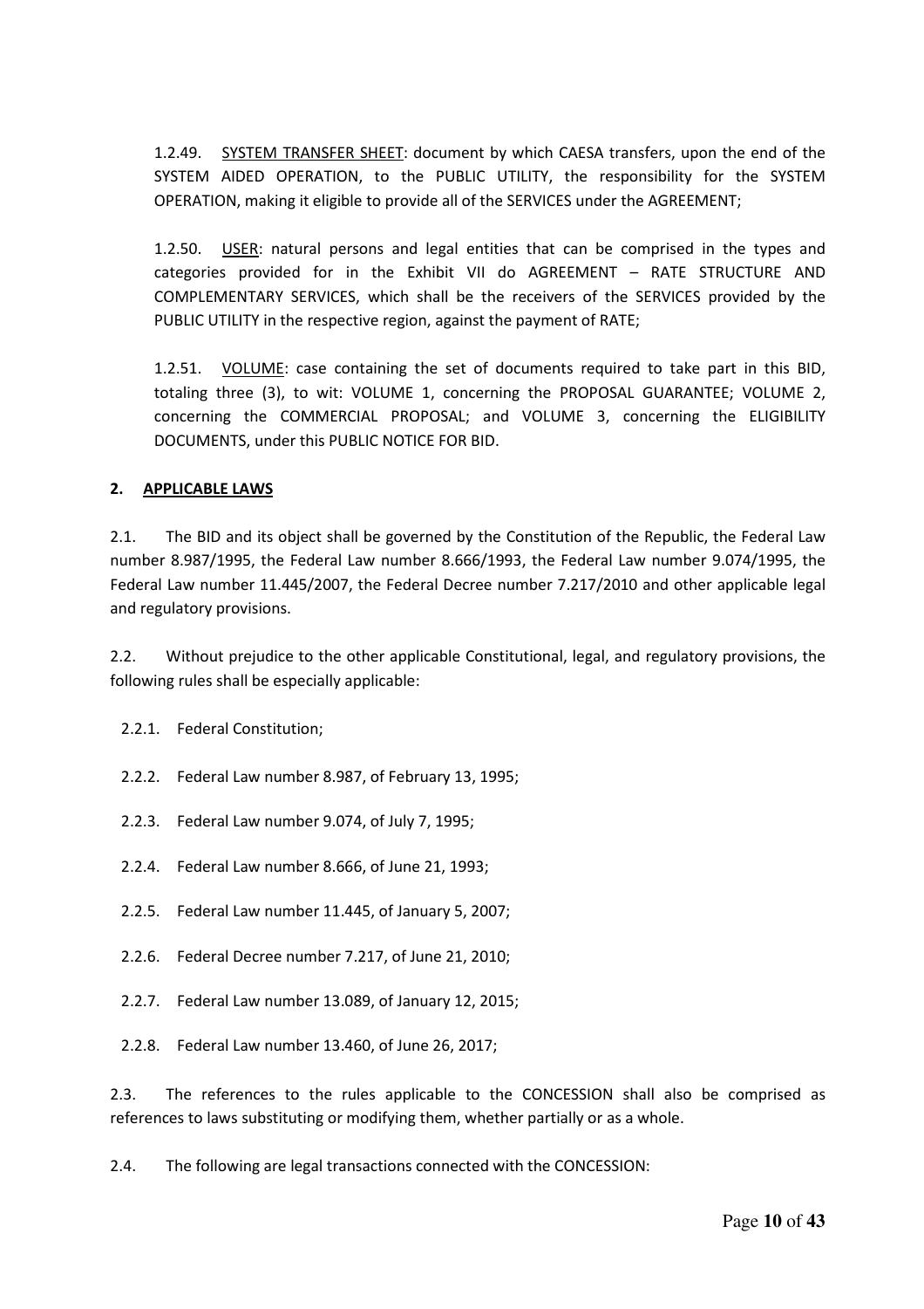1.2.49. SYSTEM TRANSFER SHEET: document by which CAESA transfers, upon the end of the SYSTEM AIDED OPERATION, to the PUBLIC UTILITY, the responsibility for the SYSTEM OPERATION, making it eligible to provide all of the SERVICES under the AGREEMENT;

1.2.50. USER: natural persons and legal entities that can be comprised in the types and categories provided for in the Exhibit VII do AGREEMENT – RATE STRUCTURE AND COMPLEMENTARY SERVICES, which shall be the receivers of the SERVICES provided by the PUBLIC UTILITY in the respective region, against the payment of RATE;

1.2.51. VOLUME: case containing the set of documents required to take part in this BID, totaling three (3), to wit: VOLUME 1, concerning the PROPOSAL GUARANTEE; VOLUME 2, concerning the COMMERCIAL PROPOSAL; and VOLUME 3, concerning the ELIGIBILITY DOCUMENTS, under this PUBLIC NOTICE FOR BID.

## 2. APPLICABLE LAWS

2.1. The BID and its object shall be governed by the Constitution of the Republic, the Federal Law number 8.987/1995, the Federal Law number 8.666/1993, the Federal Law number 9.074/1995, the Federal Law number 11.445/2007, the Federal Decree number 7.217/2010 and other applicable legal and regulatory provisions.

2.2. Without prejudice to the other applicable Constitutional, legal, and regulatory provisions, the following rules shall be especially applicable:

2.2.1. Federal Constitution;

2.2.2. Federal Law number 8.987, of February 13, 1995;

2.2.3. Federal Law number 9.074, of July 7, 1995;

2.2.4. Federal Law number 8.666, of June 21, 1993;

2.2.5. Federal Law number 11.445, of January 5, 2007;

2.2.6. Federal Decree number 7.217, of June 21, 2010;

2.2.7. Federal Law number 13.089, of January 12, 2015;

2.2.8. Federal Law number 13.460, of June 26, 2017;

2.3. The references to the rules applicable to the CONCESSION shall also be comprised as references to laws substituting or modifying them, whether partially or as a whole.

2.4. The following are legal transactions connected with the CONCESSION: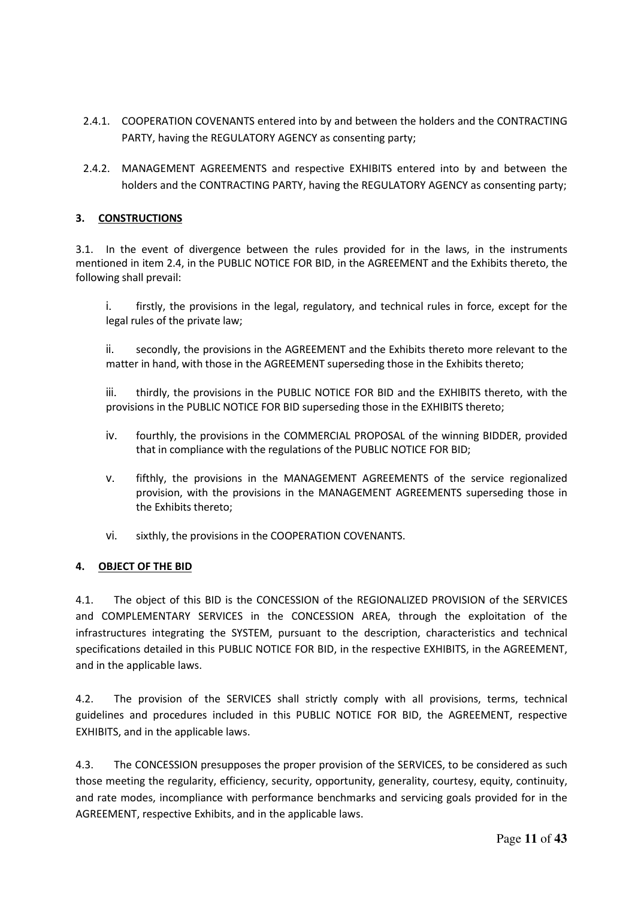2.4.1. COOPERATION COVENANTS entered into by and between the holders and the CONTRACTING PARTY, having the REGULATORY AGENCY as consenting party;

2.4.2. MANAGEMENT AGREEMENTS and respective EXHIBITS entered into by and between the holders and the CONTRACTING PARTY, having the REGULATORY AGENCY as consenting party;

## 3. CONSTRUCTIONS

3.1. In the event of divergence between the rules provided for in the laws, in the instruments mentioned in item 2.4, in the PUBLIC NOTICE FOR BID, in the AGREEMENT and the Exhibits thereto, the following shall prevail:

i. firstly, the provisions in the legal, regulatory, and technical rules in force, except for the legal rules of the private law;

ii. secondly, the provisions in the AGREEMENT and the Exhibits thereto more relevant to the matter in hand, with those in the AGREEMENT superseding those in the Exhibits thereto;

iii. thirdly, the provisions in the PUBLIC NOTICE FOR BID and the EXHIBITS thereto, with the provisions in the PUBLIC NOTICE FOR BID superseding those in the EXHIBITS thereto;

iv. fourthly, the provisions in the COMMERCIAL PROPOSAL of the winning BIDDER, provided that in compliance with the regulations of the PUBLIC NOTICE FOR BID;

v. fifthly, the provisions in the MANAGEMENT AGREEMENTS of the service regionalized provision, with the provisions in the MANAGEMENT AGREEMENTS superseding those in the Exhibits thereto;

vi. sixthly, the provisions in the COOPERATION COVENANTS.

## 4. OBJECT OF THE BID

4.1. The object of this BID is the CONCESSION of the REGIONALIZED PROVISION of the SERVICES and COMPLEMENTARY SERVICES in the CONCESSION AREA, through the exploitation of the infrastructures integrating the SYSTEM, pursuant to the description, characteristics and technical specifications detailed in this PUBLIC NOTICE FOR BID, in the respective EXHIBITS, in the AGREEMENT, and in the applicable laws.

4.2. The provision of the SERVICES shall strictly comply with all provisions, terms, technical guidelines and procedures included in this PUBLIC NOTICE FOR BID, the AGREEMENT, respective EXHIBITS, and in the applicable laws.

4.3. The CONCESSION presupposes the proper provision of the SERVICES, to be considered as such those meeting the regularity, efficiency, security, opportunity, generality, courtesy, equity, continuity, and rate modes, incompliance with performance benchmarks and servicing goals provided for in the AGREEMENT, respective Exhibits, and in the applicable laws.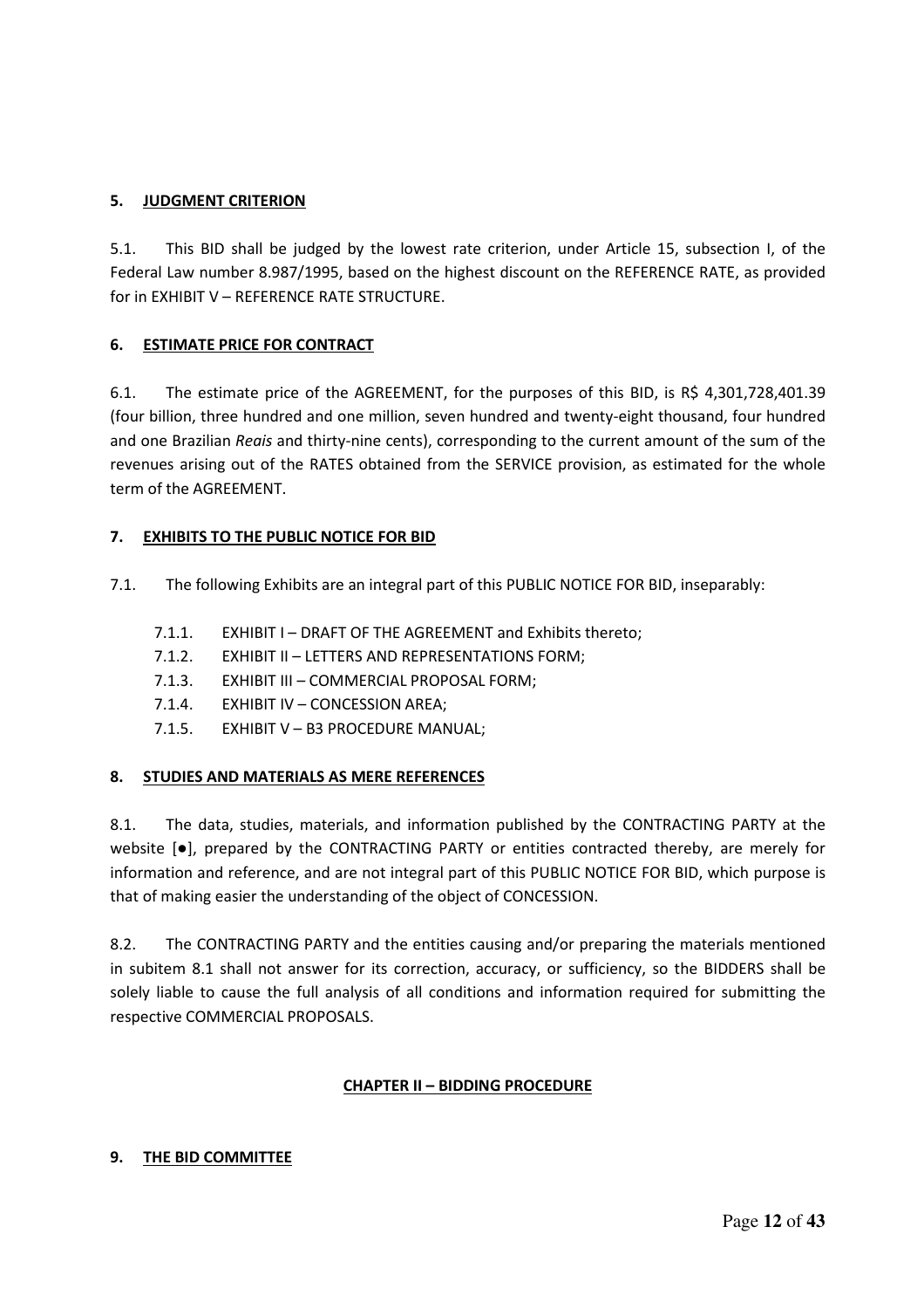## 5. JUDGMENT CRITERION

5.1. This BID shall be judged by the lowest rate criterion, under Article 15, subsection I, of the Federal Law number 8.987/1995, based on the highest discount on the REFERENCE RATE, as provided for in EXHIBIT V – REFERENCE RATE STRUCTURE.

## 6. ESTIMATE PRICE FOR CONTRACT

6.1. The estimate price of the AGREEMENT, for the purposes of this BID, is R$ 4,301,728,401.39 (four billion, three hundred and one million, seven hundred and twenty-eight thousand, four hundred and one Brazilian *Reais* and thirty-nine cents), corresponding to the current amount of the sum of the revenues arising out of the RATES obtained from the SERVICE provision, as estimated for the whole term of the AGREEMENT.

## 7. EXHIBITS TO THE PUBLIC NOTICE FOR BID

7.1. The following Exhibits are an integral part of this PUBLIC NOTICE FOR BID, inseparably:

- 7.1.1. EXHIBIT I – DRAFT OF THE AGREEMENT and Exhibits thereto;
- 7.1.2. EXHIBIT II – LETTERS AND REPRESENTATIONS FORM;
- 7.1.3. EXHIBIT III – COMMERCIAL PROPOSAL FORM;
- 7.1.4. EXHIBIT IV – CONCESSION AREA;
- 7.1.5. EXHIBIT V – B3 PROCEDURE MANUAL;

## 8. STUDIES AND MATERIALS AS MERE REFERENCES

8.1. The data, studies, materials, and information published by the CONTRACTING PARTY at the website [●], prepared by the CONTRACTING PARTY or entities contracted thereby, are merely for information and reference, and are not integral part of this PUBLIC NOTICE FOR BID, which purpose is that of making easier the understanding of the object of CONCESSION.

8.2. The CONTRACTING PARTY and the entities causing and/or preparing the materials mentioned in subitem 8.1 shall not answer for its correction, accuracy, or sufficiency, so the BIDDERS shall be solely liable to cause the full analysis of all conditions and information required for submitting the respective COMMERCIAL PROPOSALS.

# CHAPTER II – BIDDING PROCEDURE

## 9. THE BID COMMITTEE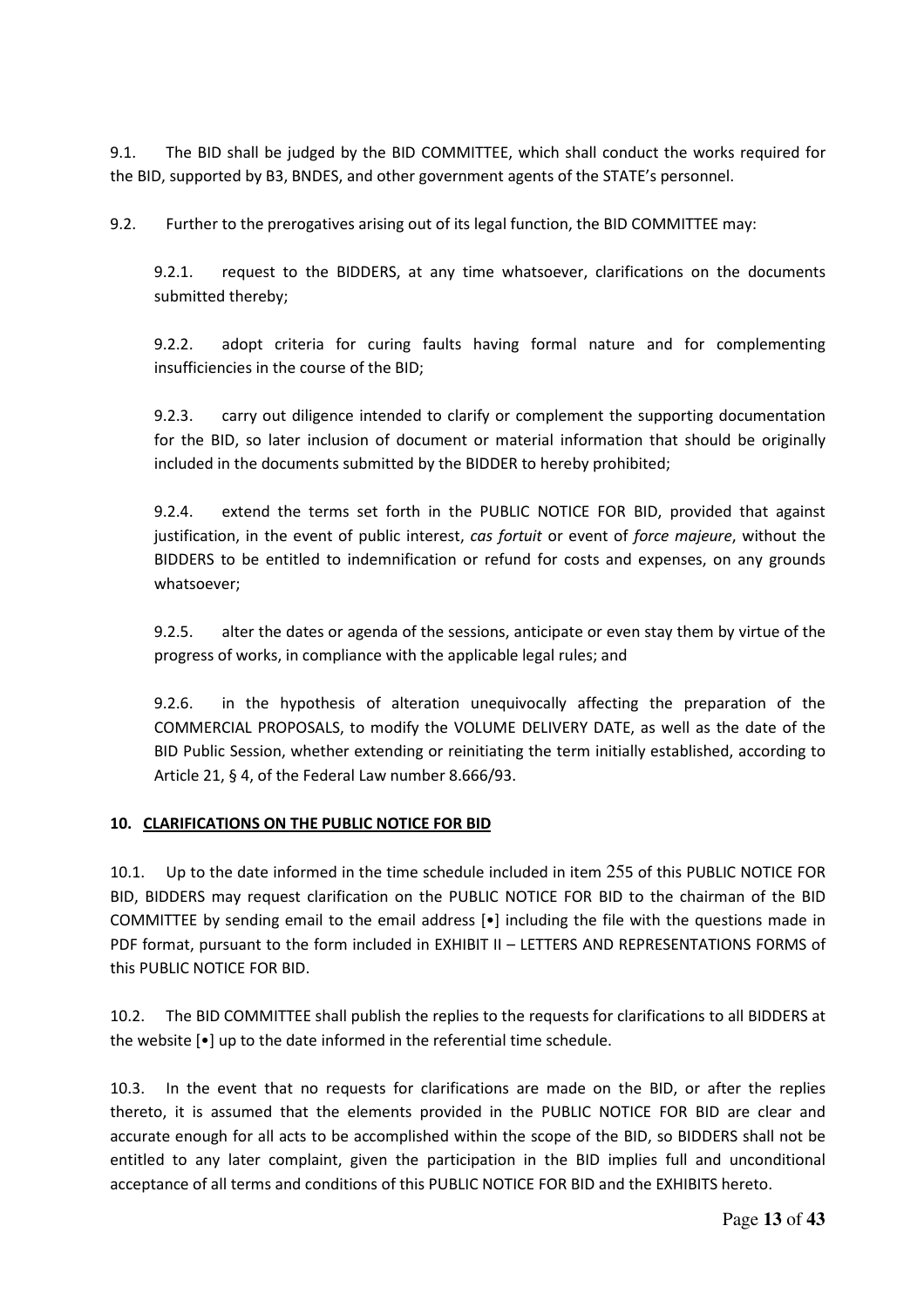9.1. The BID shall be judged by the BID COMMITTEE, which shall conduct the works required for the BID, supported by B3, BNDES, and other government agents of the STATE's personnel.

9.2. Further to the prerogatives arising out of its legal function, the BID COMMITTEE may:

9.2.1. request to the BIDDERS, at any time whatsoever, clarifications on the documents submitted thereby;

9.2.2. adopt criteria for curing faults having formal nature and for complementing insufficiencies in the course of the BID;

9.2.3. carry out diligence intended to clarify or complement the supporting documentation for the BID, so later inclusion of document or material information that should be originally included in the documents submitted by the BIDDER to hereby prohibited;

9.2.4. extend the terms set forth in the PUBLIC NOTICE FOR BID, provided that against justification, in the event of public interest, *cas fortuit* or event of *force majeure*, without the BIDDERS to be entitled to indemnification or refund for costs and expenses, on any grounds whatsoever;

9.2.5. alter the dates or agenda of the sessions, anticipate or even stay them by virtue of the progress of works, in compliance with the applicable legal rules; and

9.2.6. in the hypothesis of alteration unequivocally affecting the preparation of the COMMERCIAL PROPOSALS, to modify the VOLUME DELIVERY DATE, as well as the date of the BID Public Session, whether extending or reinitiating the term initially established, according to Article 21, § 4, of the Federal Law number 8.666/93.

**10. CLARIFICATIONS ON THE PUBLIC NOTICE FOR BID**

10.1. Up to the date informed in the time schedule included in item 255 of this PUBLIC NOTICE FOR BID, BIDDERS may request clarification on the PUBLIC NOTICE FOR BID to the chairman of the BID COMMITTEE by sending email to the email address [•] including the file with the questions made in PDF format, pursuant to the form included in EXHIBIT II – LETTERS AND REPRESENTATIONS FORMS of this PUBLIC NOTICE FOR BID.

10.2. The BID COMMITTEE shall publish the replies to the requests for clarifications to all BIDDERS at the website [•] up to the date informed in the referential time schedule.

10.3. In the event that no requests for clarifications are made on the BID, or after the replies thereto, it is assumed that the elements provided in the PUBLIC NOTICE FOR BID are clear and accurate enough for all acts to be accomplished within the scope of the BID, so BIDDERS shall not be entitled to any later complaint, given the participation in the BID implies full and unconditional acceptance of all terms and conditions of this PUBLIC NOTICE FOR BID and the EXHIBITS hereto.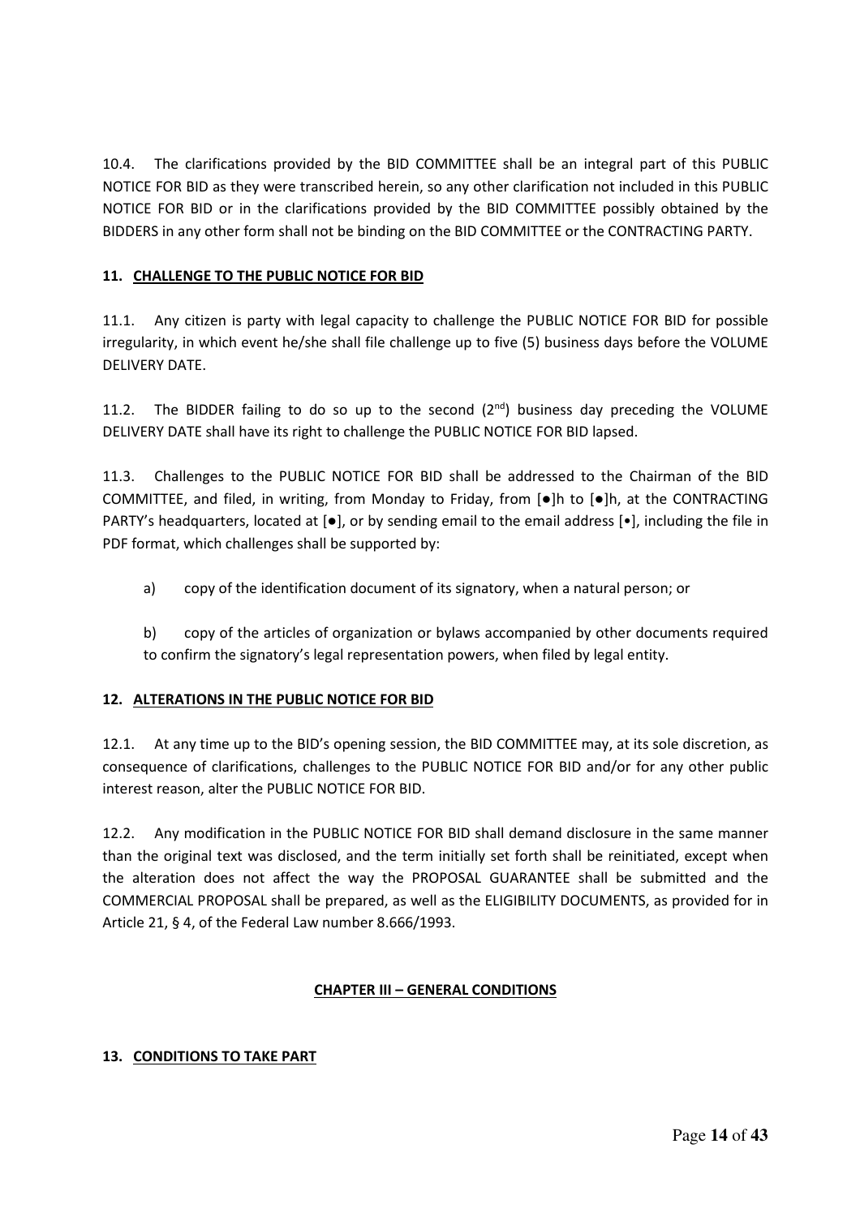10.4. The clarifications provided by the BID COMMITTEE shall be an integral part of this PUBLIC NOTICE FOR BID as they were transcribed herein, so any other clarification not included in this PUBLIC NOTICE FOR BID or in the clarifications provided by the BID COMMITTEE possibly obtained by the BIDDERS in any other form shall not be binding on the BID COMMITTEE or the CONTRACTING PARTY.

## 11. CHALLENGE TO THE PUBLIC NOTICE FOR BID

11.1. Any citizen is party with legal capacity to challenge the PUBLIC NOTICE FOR BID for possible irregularity, in which event he/she shall file challenge up to five (5) business days before the VOLUME DELIVERY DATE.

11.2. The BIDDER failing to do so up to the second (2nd) business day preceding the VOLUME DELIVERY DATE shall have its right to challenge the PUBLIC NOTICE FOR BID lapsed.

11.3. Challenges to the PUBLIC NOTICE FOR BID shall be addressed to the Chairman of the BID COMMITTEE, and filed, in writing, from Monday to Friday, from [●]h to [●]h, at the CONTRACTING PARTY's headquarters, located at [●], or by sending email to the email address [•], including the file in PDF format, which challenges shall be supported by:

a) copy of the identification document of its signatory, when a natural person; or

b) copy of the articles of organization or bylaws accompanied by other documents required to confirm the signatory's legal representation powers, when filed by legal entity.

## 12. ALTERATIONS IN THE PUBLIC NOTICE FOR BID

12.1. At any time up to the BID's opening session, the BID COMMITTEE may, at its sole discretion, as consequence of clarifications, challenges to the PUBLIC NOTICE FOR BID and/or for any other public interest reason, alter the PUBLIC NOTICE FOR BID.

12.2. Any modification in the PUBLIC NOTICE FOR BID shall demand disclosure in the same manner than the original text was disclosed, and the term initially set forth shall be reinitiated, except when the alteration does not affect the way the PROPOSAL GUARANTEE shall be submitted and the COMMERCIAL PROPOSAL shall be prepared, as well as the ELIGIBILITY DOCUMENTS, as provided for in Article 21, § 4, of the Federal Law number 8.666/1993.

# CHAPTER III – GENERAL CONDITIONS

## 13. CONDITIONS TO TAKE PART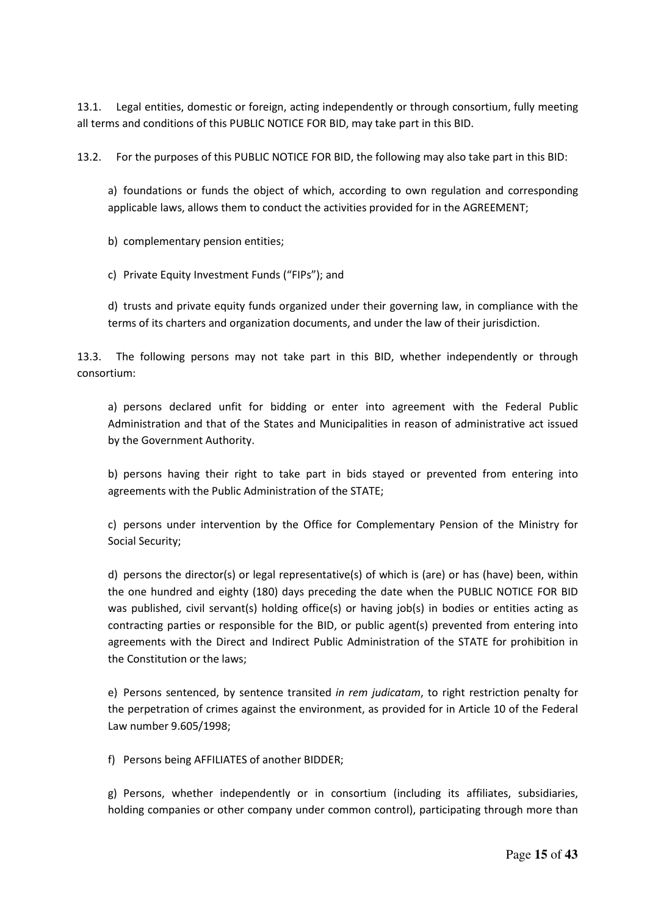13.1. Legal entities, domestic or foreign, acting independently or through consortium, fully meeting all terms and conditions of this PUBLIC NOTICE FOR BID, may take part in this BID.

13.2. For the purposes of this PUBLIC NOTICE FOR BID, the following may also take part in this BID:

a) foundations or funds the object of which, according to own regulation and corresponding applicable laws, allows them to conduct the activities provided for in the AGREEMENT;

b) complementary pension entities;

c) Private Equity Investment Funds ("FIPs"); and

d) trusts and private equity funds organized under their governing law, in compliance with the terms of its charters and organization documents, and under the law of their jurisdiction.

13.3. The following persons may not take part in this BID, whether independently or through consortium:

a) persons declared unfit for bidding or enter into agreement with the Federal Public Administration and that of the States and Municipalities in reason of administrative act issued by the Government Authority.

b) persons having their right to take part in bids stayed or prevented from entering into agreements with the Public Administration of the STATE;

c) persons under intervention by the Office for Complementary Pension of the Ministry for Social Security;

d) persons the director(s) or legal representative(s) of which is (are) or has (have) been, within the one hundred and eighty (180) days preceding the date when the PUBLIC NOTICE FOR BID was published, civil servant(s) holding office(s) or having job(s) in bodies or entities acting as contracting parties or responsible for the BID, or public agent(s) prevented from entering into agreements with the Direct and Indirect Public Administration of the STATE for prohibition in the Constitution or the laws;

e) Persons sentenced, by sentence transited *in rem judicatam*, to right restriction penalty for the perpetration of crimes against the environment, as provided for in Article 10 of the Federal Law number 9.605/1998;

f) Persons being AFFILIATES of another BIDDER;

g) Persons, whether independently or in consortium (including its affiliates, subsidiaries, holding companies or other company under common control), participating through more than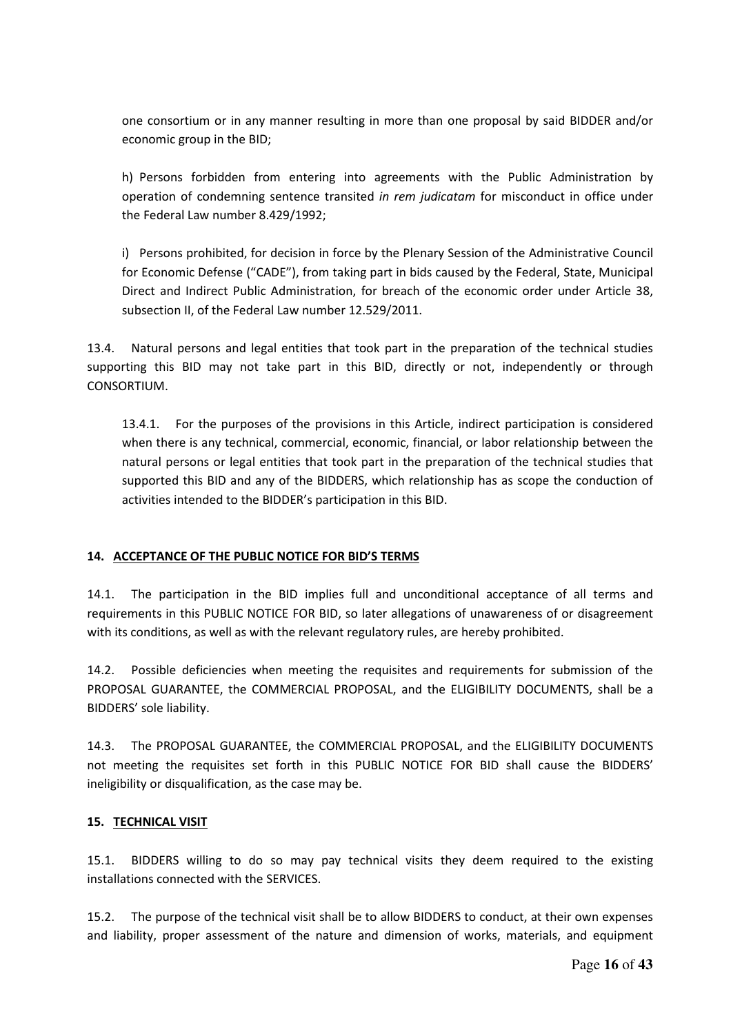one consortium or in any manner resulting in more than one proposal by said BIDDER and/or economic group in the BID;

h) Persons forbidden from entering into agreements with the Public Administration by operation of condemning sentence transited *in rem judicatam* for misconduct in office under the Federal Law number 8.429/1992;

i) Persons prohibited, for decision in force by the Plenary Session of the Administrative Council for Economic Defense ("CADE"), from taking part in bids caused by the Federal, State, Municipal Direct and Indirect Public Administration, for breach of the economic order under Article 38, subsection II, of the Federal Law number 12.529/2011.

13.4. Natural persons and legal entities that took part in the preparation of the technical studies supporting this BID may not take part in this BID, directly or not, independently or through CONSORTIUM.

13.4.1. For the purposes of the provisions in this Article, indirect participation is considered when there is any technical, commercial, economic, financial, or labor relationship between the natural persons or legal entities that took part in the preparation of the technical studies that supported this BID and any of the BIDDERS, which relationship has as scope the conduction of activities intended to the BIDDER's participation in this BID.

## 14. ACCEPTANCE OF THE PUBLIC NOTICE FOR BID'S TERMS

14.1. The participation in the BID implies full and unconditional acceptance of all terms and requirements in this PUBLIC NOTICE FOR BID, so later allegations of unawareness of or disagreement with its conditions, as well as with the relevant regulatory rules, are hereby prohibited.

14.2. Possible deficiencies when meeting the requisites and requirements for submission of the PROPOSAL GUARANTEE, the COMMERCIAL PROPOSAL, and the ELIGIBILITY DOCUMENTS, shall be a BIDDERS' sole liability.

14.3. The PROPOSAL GUARANTEE, the COMMERCIAL PROPOSAL, and the ELIGIBILITY DOCUMENTS not meeting the requisites set forth in this PUBLIC NOTICE FOR BID shall cause the BIDDERS' ineligibility or disqualification, as the case may be.

## 15. TECHNICAL VISIT

15.1. BIDDERS willing to do so may pay technical visits they deem required to the existing installations connected with the SERVICES.

15.2. The purpose of the technical visit shall be to allow BIDDERS to conduct, at their own expenses and liability, proper assessment of the nature and dimension of works, materials, and equipment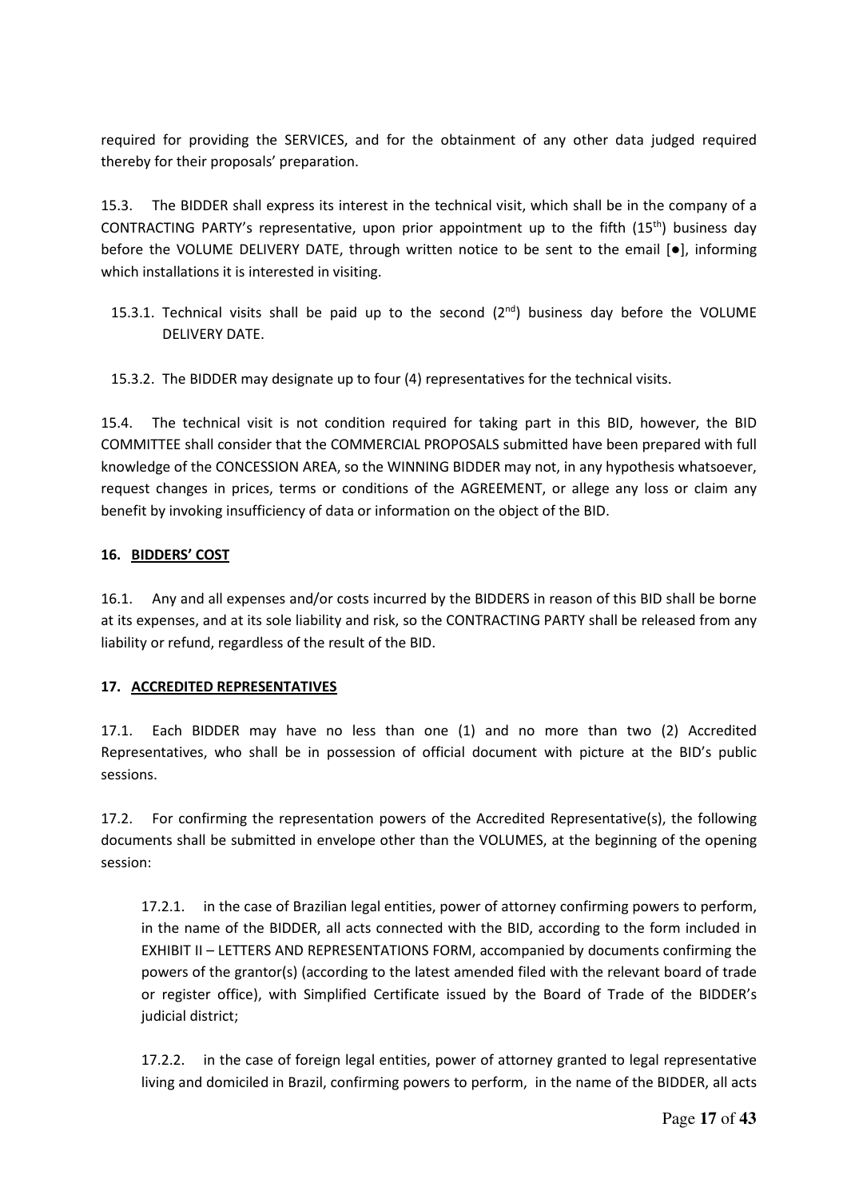required for providing the SERVICES, and for the obtainment of any other data judged required thereby for their proposals' preparation.

15.3. The BIDDER shall express its interest in the technical visit, which shall be in the company of a CONTRACTING PARTY's representative, upon prior appointment up to the fifth (15th) business day before the VOLUME DELIVERY DATE, through written notice to be sent to the email [●], informing which installations it is interested in visiting.

15.3.1. Technical visits shall be paid up to the second (2nd) business day before the VOLUME DELIVERY DATE.

15.3.2. The BIDDER may designate up to four (4) representatives for the technical visits.

15.4. The technical visit is not condition required for taking part in this BID, however, the BID COMMITTEE shall consider that the COMMERCIAL PROPOSALS submitted have been prepared with full knowledge of the CONCESSION AREA, so the WINNING BIDDER may not, in any hypothesis whatsoever, request changes in prices, terms or conditions of the AGREEMENT, or allege any loss or claim any benefit by invoking insufficiency of data or information on the object of the BID.

## 16. BIDDERS' COST

16.1. Any and all expenses and/or costs incurred by the BIDDERS in reason of this BID shall be borne at its expenses, and at its sole liability and risk, so the CONTRACTING PARTY shall be released from any liability or refund, regardless of the result of the BID.

## 17. ACCREDITED REPRESENTATIVES

17.1. Each BIDDER may have no less than one (1) and no more than two (2) Accredited Representatives, who shall be in possession of official document with picture at the BID's public sessions.

17.2. For confirming the representation powers of the Accredited Representative(s), the following documents shall be submitted in envelope other than the VOLUMES, at the beginning of the opening session:

17.2.1. in the case of Brazilian legal entities, power of attorney confirming powers to perform, in the name of the BIDDER, all acts connected with the BID, according to the form included in EXHIBIT II – LETTERS AND REPRESENTATIONS FORM, accompanied by documents confirming the powers of the grantor(s) (according to the latest amended filed with the relevant board of trade or register office), with Simplified Certificate issued by the Board of Trade of the BIDDER's judicial district;

17.2.2. in the case of foreign legal entities, power of attorney granted to legal representative living and domiciled in Brazil, confirming powers to perform, in the name of the BIDDER, all acts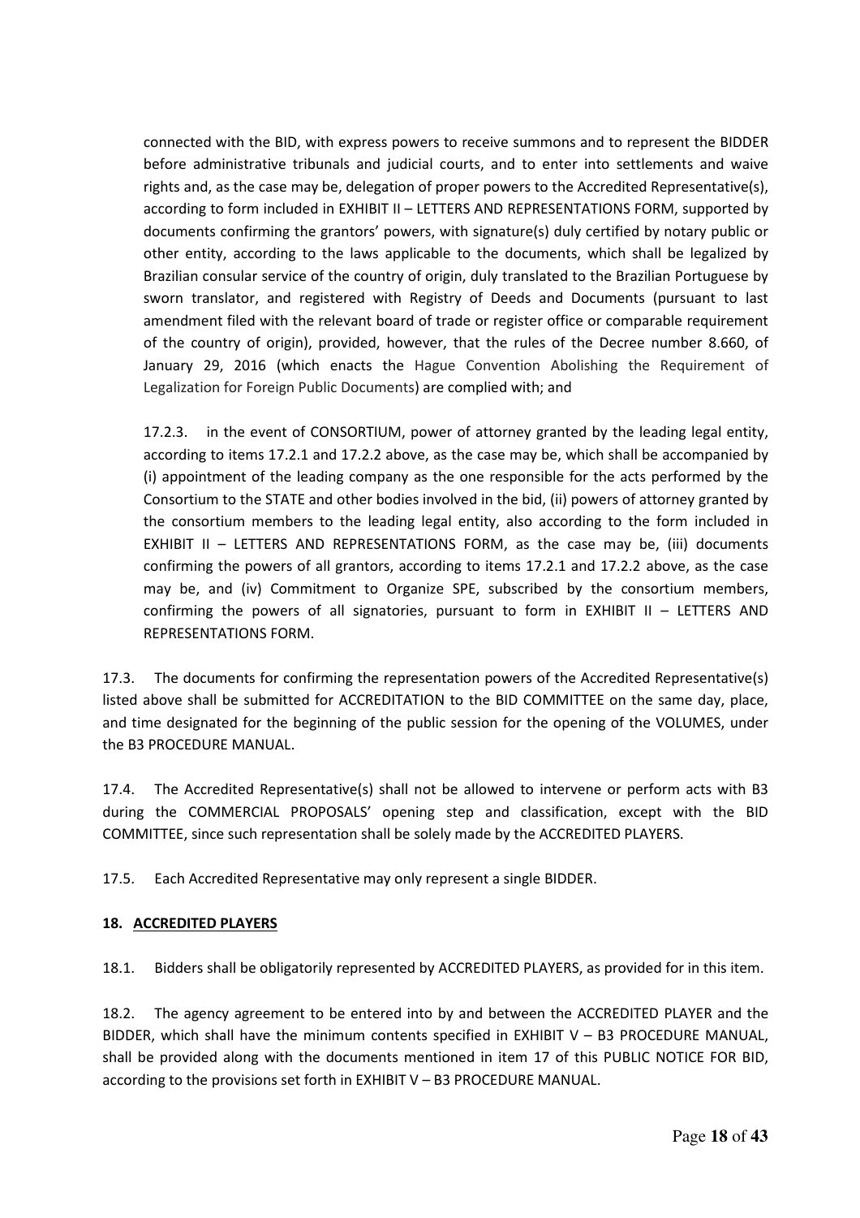connected with the BID, with express powers to receive summons and to represent the BIDDER before administrative tribunals and judicial courts, and to enter into settlements and waive rights and, as the case may be, delegation of proper powers to the Accredited Representative(s), according to form included in EXHIBIT II – LETTERS AND REPRESENTATIONS FORM, supported by documents confirming the grantors' powers, with signature(s) duly certified by notary public or other entity, according to the laws applicable to the documents, which shall be legalized by Brazilian consular service of the country of origin, duly translated to the Brazilian Portuguese by sworn translator, and registered with Registry of Deeds and Documents (pursuant to last amendment filed with the relevant board of trade or register office or comparable requirement of the country of origin), provided, however, that the rules of the Decree number 8.660, of January 29, 2016 (which enacts the Hague Convention Abolishing the Requirement of Legalization for Foreign Public Documents) are complied with; and

17.2.3. in the event of CONSORTIUM, power of attorney granted by the leading legal entity, according to items 17.2.1 and 17.2.2 above, as the case may be, which shall be accompanied by (i) appointment of the leading company as the one responsible for the acts performed by the Consortium to the STATE and other bodies involved in the bid, (ii) powers of attorney granted by the consortium members to the leading legal entity, also according to the form included in EXHIBIT II – LETTERS AND REPRESENTATIONS FORM, as the case may be, (iii) documents confirming the powers of all grantors, according to items 17.2.1 and 17.2.2 above, as the case may be, and (iv) Commitment to Organize SPE, subscribed by the consortium members, confirming the powers of all signatories, pursuant to form in EXHIBIT II – LETTERS AND REPRESENTATIONS FORM.

17.3. The documents for confirming the representation powers of the Accredited Representative(s) listed above shall be submitted for ACCREDITATION to the BID COMMITTEE on the same day, place, and time designated for the beginning of the public session for the opening of the VOLUMES, under the B3 PROCEDURE MANUAL.

17.4. The Accredited Representative(s) shall not be allowed to intervene or perform acts with B3 during the COMMERCIAL PROPOSALS' opening step and classification, except with the BID COMMITTEE, since such representation shall be solely made by the ACCREDITED PLAYERS.

17.5. Each Accredited Representative may only represent a single BIDDER.

## 18. ACCREDITED PLAYERS

18.1. Bidders shall be obligatorily represented by ACCREDITED PLAYERS, as provided for in this item.

18.2. The agency agreement to be entered into by and between the ACCREDITED PLAYER and the BIDDER, which shall have the minimum contents specified in EXHIBIT V – B3 PROCEDURE MANUAL, shall be provided along with the documents mentioned in item 17 of this PUBLIC NOTICE FOR BID, according to the provisions set forth in EXHIBIT V – B3 PROCEDURE MANUAL.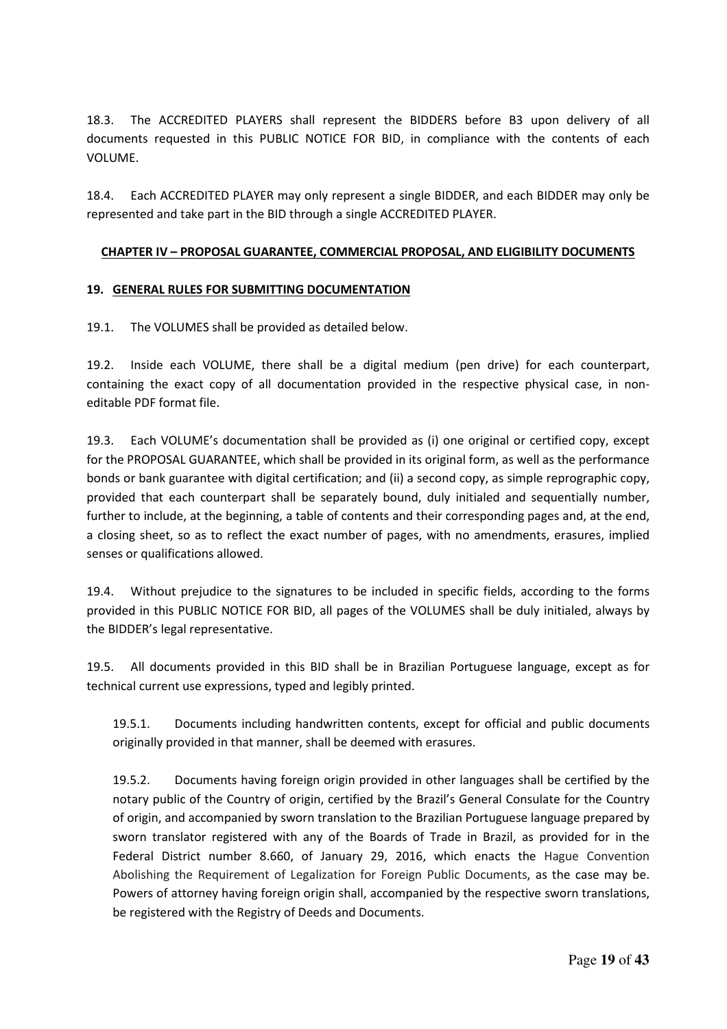18.3. The ACCREDITED PLAYERS shall represent the BIDDERS before B3 upon delivery of all documents requested in this PUBLIC NOTICE FOR BID, in compliance with the contents of each VOLUME.

18.4. Each ACCREDITED PLAYER may only represent a single BIDDER, and each BIDDER may only be represented and take part in the BID through a single ACCREDITED PLAYER.

## CHAPTER IV – PROPOSAL GUARANTEE, COMMERCIAL PROPOSAL, AND ELIGIBILITY DOCUMENTS

### 19. GENERAL RULES FOR SUBMITTING DOCUMENTATION

19.1. The VOLUMES shall be provided as detailed below.

19.2. Inside each VOLUME, there shall be a digital medium (pen drive) for each counterpart, containing the exact copy of all documentation provided in the respective physical case, in non-editable PDF format file.

19.3. Each VOLUME's documentation shall be provided as (i) one original or certified copy, except for the PROPOSAL GUARANTEE, which shall be provided in its original form, as well as the performance bonds or bank guarantee with digital certification; and (ii) a second copy, as simple reprographic copy, provided that each counterpart shall be separately bound, duly initialed and sequentially number, further to include, at the beginning, a table of contents and their corresponding pages and, at the end, a closing sheet, so as to reflect the exact number of pages, with no amendments, erasures, implied senses or qualifications allowed.

19.4. Without prejudice to the signatures to be included in specific fields, according to the forms provided in this PUBLIC NOTICE FOR BID, all pages of the VOLUMES shall be duly initialed, always by the BIDDER's legal representative.

19.5. All documents provided in this BID shall be in Brazilian Portuguese language, except as for technical current use expressions, typed and legibly printed.

> 19.5.1. Documents including handwritten contents, except for official and public documents originally provided in that manner, shall be deemed with erasures.
>
> 19.5.2. Documents having foreign origin provided in other languages shall be certified by the notary public of the Country of origin, certified by the Brazil's General Consulate for the Country of origin, and accompanied by sworn translation to the Brazilian Portuguese language prepared by sworn translator registered with any of the Boards of Trade in Brazil, as provided for in the Federal District number 8.660, of January 29, 2016, which enacts the Hague Convention Abolishing the Requirement of Legalization for Foreign Public Documents, as the case may be. Powers of attorney having foreign origin shall, accompanied by the respective sworn translations, be registered with the Registry of Deeds and Documents.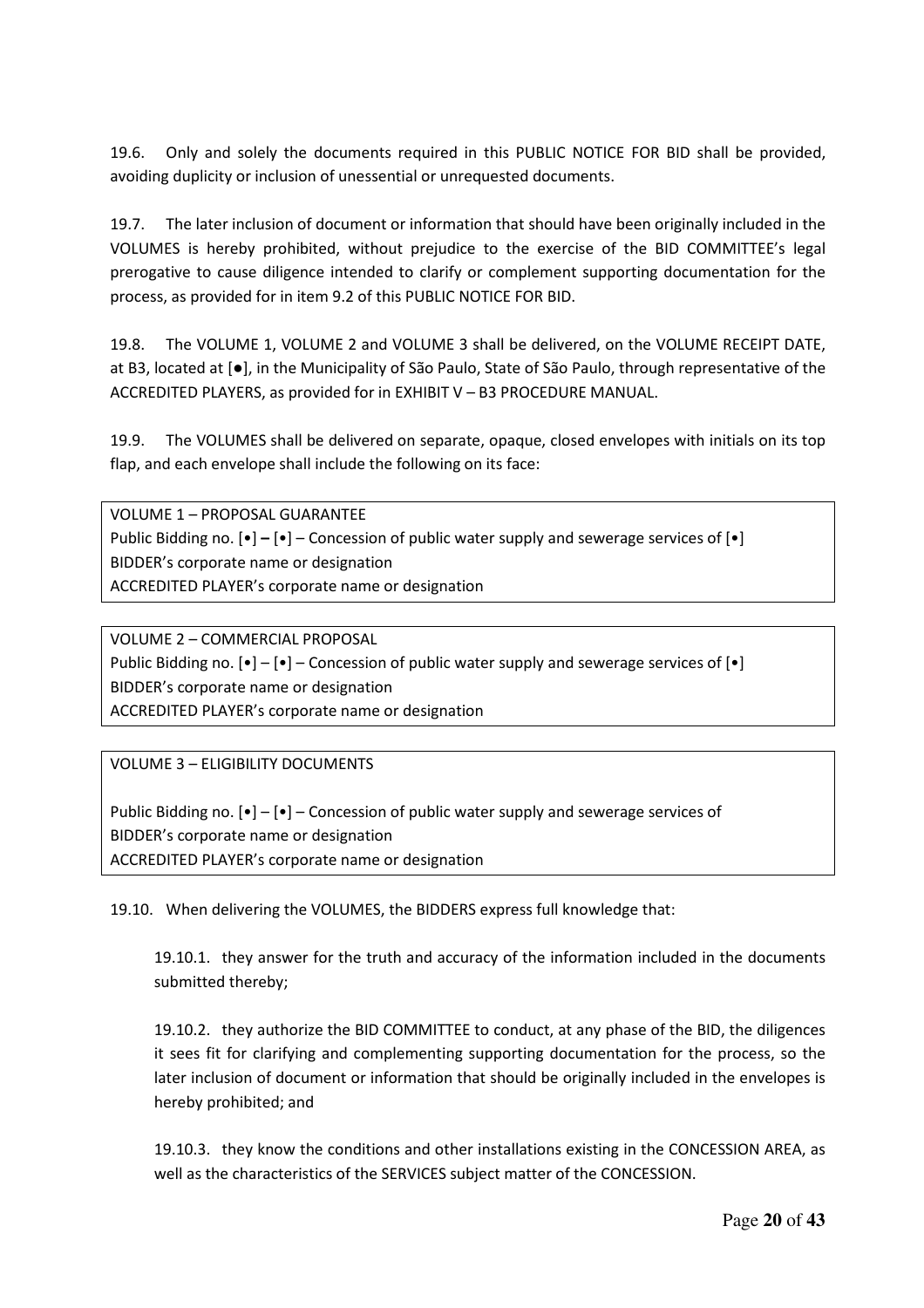19.6. Only and solely the documents required in this PUBLIC NOTICE FOR BID shall be provided, avoiding duplicity or inclusion of unessential or unrequested documents.

19.7. The later inclusion of document or information that should have been originally included in the VOLUMES is hereby prohibited, without prejudice to the exercise of the BID COMMITTEE's legal prerogative to cause diligence intended to clarify or complement supporting documentation for the process, as provided for in item 9.2 of this PUBLIC NOTICE FOR BID.

19.8. The VOLUME 1, VOLUME 2 and VOLUME 3 shall be delivered, on the VOLUME RECEIPT DATE, at B3, located at [●], in the Municipality of São Paulo, State of São Paulo, through representative of the ACCREDITED PLAYERS, as provided for in EXHIBIT V – B3 PROCEDURE MANUAL.

19.9. The VOLUMES shall be delivered on separate, opaque, closed envelopes with initials on its top flap, and each envelope shall include the following on its face:

| VOLUME 1 – PROPOSAL GUARANTEE<br>Public Bidding no. [•] – [•] – Concession of public water supply and sewerage services of [•]<br>BIDDER's corporate name or designation<br>ACCREDITED PLAYER's corporate name or designation |
|---|

| VOLUME 2 – COMMERCIAL PROPOSAL<br>Public Bidding no. [•] – [•] – Concession of public water supply and sewerage services of [•]<br>BIDDER's corporate name or designation<br>ACCREDITED PLAYER's corporate name or designation |
|---|

| VOLUME 3 – ELIGIBILITY DOCUMENTS<br><br>Public Bidding no. [•] – [•] – Concession of public water supply and sewerage services of<br>BIDDER's corporate name or designation<br>ACCREDITED PLAYER's corporate name or designation |
|---|

19.10. When delivering the VOLUMES, the BIDDERS express full knowledge that:

19.10.1. they answer for the truth and accuracy of the information included in the documents submitted thereby;

19.10.2. they authorize the BID COMMITTEE to conduct, at any phase of the BID, the diligences it sees fit for clarifying and complementing supporting documentation for the process, so the later inclusion of document or information that should be originally included in the envelopes is hereby prohibited; and

19.10.3. they know the conditions and other installations existing in the CONCESSION AREA, as well as the characteristics of the SERVICES subject matter of the CONCESSION.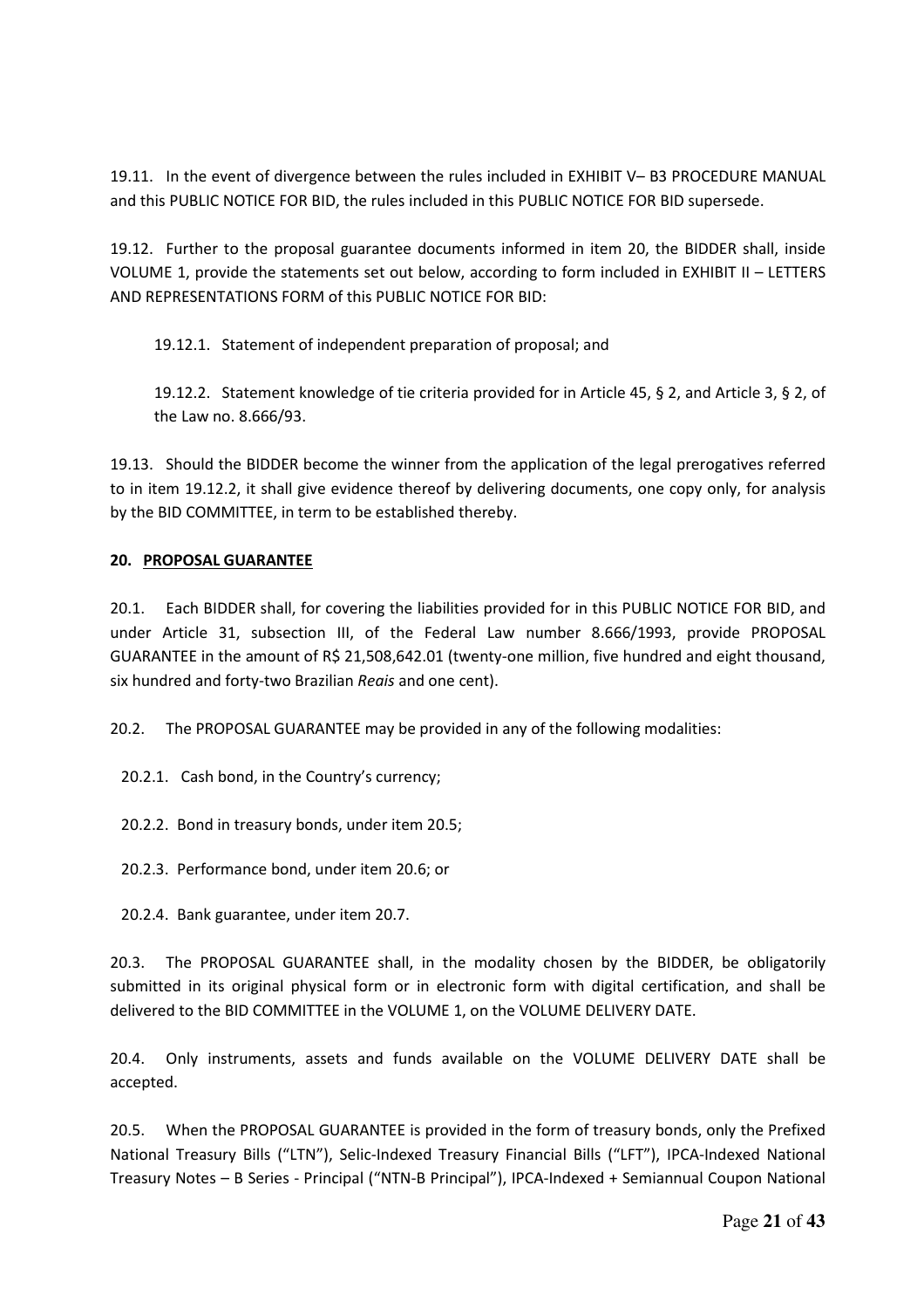19.11. In the event of divergence between the rules included in EXHIBIT V– B3 PROCEDURE MANUAL and this PUBLIC NOTICE FOR BID, the rules included in this PUBLIC NOTICE FOR BID supersede.

19.12. Further to the proposal guarantee documents informed in item 20, the BIDDER shall, inside VOLUME 1, provide the statements set out below, according to form included in EXHIBIT II – LETTERS AND REPRESENTATIONS FORM of this PUBLIC NOTICE FOR BID:

19.12.1. Statement of independent preparation of proposal; and

19.12.2. Statement knowledge of tie criteria provided for in Article 45, § 2, and Article 3, § 2, of the Law no. 8.666/93.

19.13. Should the BIDDER become the winner from the application of the legal prerogatives referred to in item 19.12.2, it shall give evidence thereof by delivering documents, one copy only, for analysis by the BID COMMITTEE, in term to be established thereby.

## 20. PROPOSAL GUARANTEE

20.1. Each BIDDER shall, for covering the liabilities provided for in this PUBLIC NOTICE FOR BID, and under Article 31, subsection III, of the Federal Law number 8.666/1993, provide PROPOSAL GUARANTEE in the amount of R$ 21,508,642.01 (twenty-one million, five hundred and eight thousand, six hundred and forty-two Brazilian *Reais* and one cent).

20.2. The PROPOSAL GUARANTEE may be provided in any of the following modalities:

20.2.1. Cash bond, in the Country's currency;

20.2.2. Bond in treasury bonds, under item 20.5;

20.2.3. Performance bond, under item 20.6; or

20.2.4. Bank guarantee, under item 20.7.

20.3. The PROPOSAL GUARANTEE shall, in the modality chosen by the BIDDER, be obligatorily submitted in its original physical form or in electronic form with digital certification, and shall be delivered to the BID COMMITTEE in the VOLUME 1, on the VOLUME DELIVERY DATE.

20.4. Only instruments, assets and funds available on the VOLUME DELIVERY DATE shall be accepted.

20.5. When the PROPOSAL GUARANTEE is provided in the form of treasury bonds, only the Prefixed National Treasury Bills ("LTN"), Selic-Indexed Treasury Financial Bills ("LFT"), IPCA-Indexed National Treasury Notes – B Series - Principal ("NTN-B Principal"), IPCA-Indexed + Semiannual Coupon National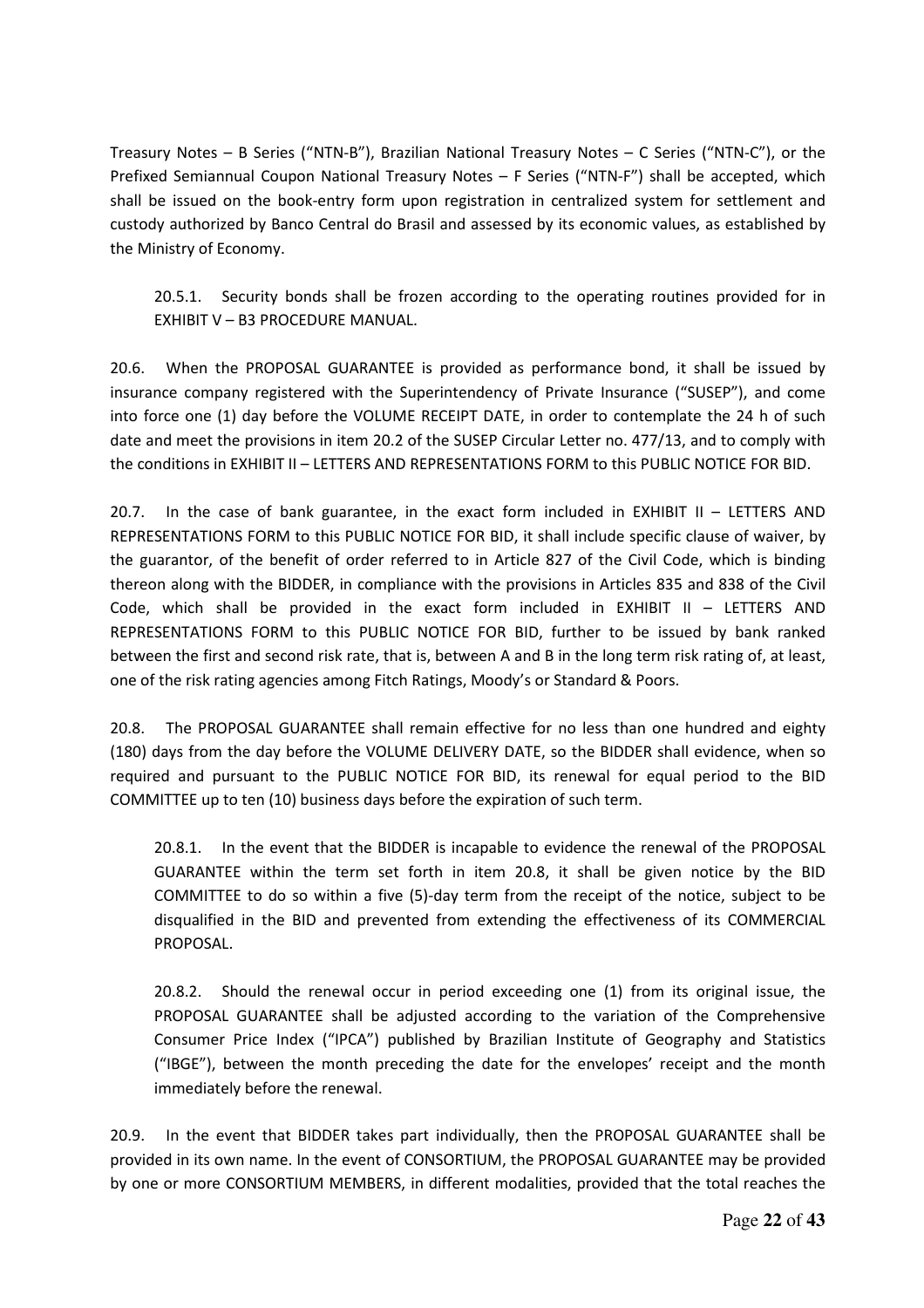Treasury Notes – B Series ("NTN-B"), Brazilian National Treasury Notes – C Series ("NTN-C"), or the Prefixed Semiannual Coupon National Treasury Notes – F Series ("NTN-F") shall be accepted, which shall be issued on the book-entry form upon registration in centralized system for settlement and custody authorized by Banco Central do Brasil and assessed by its economic values, as established by the Ministry of Economy.

20.5.1. Security bonds shall be frozen according to the operating routines provided for in EXHIBIT V – B3 PROCEDURE MANUAL.

20.6. When the PROPOSAL GUARANTEE is provided as performance bond, it shall be issued by insurance company registered with the Superintendency of Private Insurance ("SUSEP"), and come into force one (1) day before the VOLUME RECEIPT DATE, in order to contemplate the 24 h of such date and meet the provisions in item 20.2 of the SUSEP Circular Letter no. 477/13, and to comply with the conditions in EXHIBIT II – LETTERS AND REPRESENTATIONS FORM to this PUBLIC NOTICE FOR BID.

20.7. In the case of bank guarantee, in the exact form included in EXHIBIT II – LETTERS AND REPRESENTATIONS FORM to this PUBLIC NOTICE FOR BID, it shall include specific clause of waiver, by the guarantor, of the benefit of order referred to in Article 827 of the Civil Code, which is binding thereon along with the BIDDER, in compliance with the provisions in Articles 835 and 838 of the Civil Code, which shall be provided in the exact form included in EXHIBIT II – LETTERS AND REPRESENTATIONS FORM to this PUBLIC NOTICE FOR BID, further to be issued by bank ranked between the first and second risk rate, that is, between A and B in the long term risk rating of, at least, one of the risk rating agencies among Fitch Ratings, Moody's or Standard & Poors.

20.8. The PROPOSAL GUARANTEE shall remain effective for no less than one hundred and eighty (180) days from the day before the VOLUME DELIVERY DATE, so the BIDDER shall evidence, when so required and pursuant to the PUBLIC NOTICE FOR BID, its renewal for equal period to the BID COMMITTEE up to ten (10) business days before the expiration of such term.

20.8.1. In the event that the BIDDER is incapable to evidence the renewal of the PROPOSAL GUARANTEE within the term set forth in item 20.8, it shall be given notice by the BID COMMITTEE to do so within a five (5)-day term from the receipt of the notice, subject to be disqualified in the BID and prevented from extending the effectiveness of its COMMERCIAL PROPOSAL.

20.8.2. Should the renewal occur in period exceeding one (1) from its original issue, the PROPOSAL GUARANTEE shall be adjusted according to the variation of the Comprehensive Consumer Price Index ("IPCA") published by Brazilian Institute of Geography and Statistics ("IBGE"), between the month preceding the date for the envelopes' receipt and the month immediately before the renewal.

20.9. In the event that BIDDER takes part individually, then the PROPOSAL GUARANTEE shall be provided in its own name. In the event of CONSORTIUM, the PROPOSAL GUARANTEE may be provided by one or more CONSORTIUM MEMBERS, in different modalities, provided that the total reaches the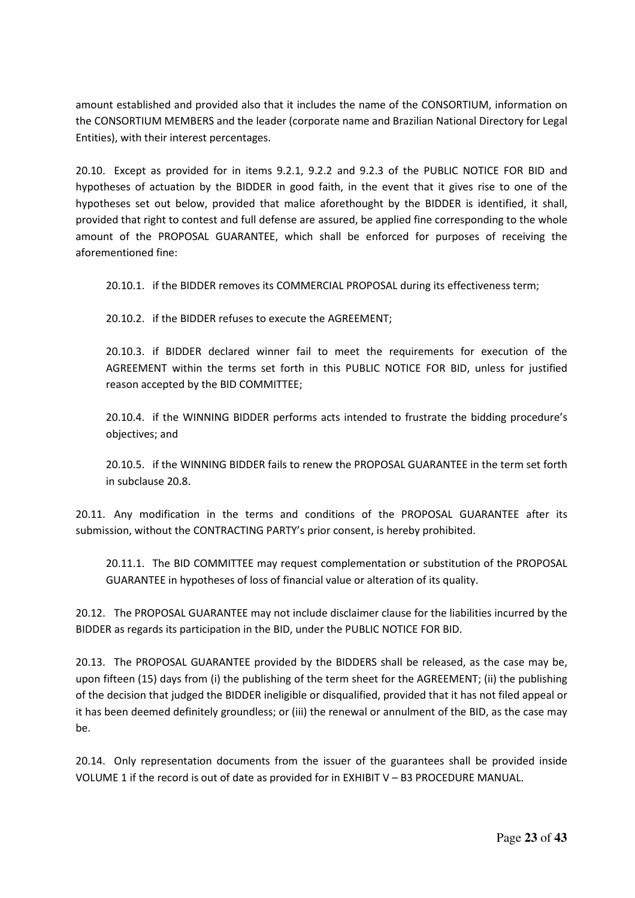amount established and provided also that it includes the name of the CONSORTIUM, information on the CONSORTIUM MEMBERS and the leader (corporate name and Brazilian National Directory for Legal Entities), with their interest percentages.

20.10. Except as provided for in items 9.2.1, 9.2.2 and 9.2.3 of the PUBLIC NOTICE FOR BID and hypotheses of actuation by the BIDDER in good faith, in the event that it gives rise to one of the hypotheses set out below, provided that malice aforethought by the BIDDER is identified, it shall, provided that right to contest and full defense are assured, be applied fine corresponding to the whole amount of the PROPOSAL GUARANTEE, which shall be enforced for purposes of receiving the aforementioned fine:

> 20.10.1. if the BIDDER removes its COMMERCIAL PROPOSAL during its effectiveness term;
>
> 20.10.2. if the BIDDER refuses to execute the AGREEMENT;
>
> 20.10.3. if BIDDER declared winner fail to meet the requirements for execution of the AGREEMENT within the terms set forth in this PUBLIC NOTICE FOR BID, unless for justified reason accepted by the BID COMMITTEE;
>
> 20.10.4. if the WINNING BIDDER performs acts intended to frustrate the bidding procedure's objectives; and
>
> 20.10.5. if the WINNING BIDDER fails to renew the PROPOSAL GUARANTEE in the term set forth in subclause 20.8.

20.11. Any modification in the terms and conditions of the PROPOSAL GUARANTEE after its submission, without the CONTRACTING PARTY's prior consent, is hereby prohibited.

> 20.11.1. The BID COMMITTEE may request complementation or substitution of the PROPOSAL GUARANTEE in hypotheses of loss of financial value or alteration of its quality.

20.12. The PROPOSAL GUARANTEE may not include disclaimer clause for the liabilities incurred by the BIDDER as regards its participation in the BID, under the PUBLIC NOTICE FOR BID.

20.13. The PROPOSAL GUARANTEE provided by the BIDDERS shall be released, as the case may be, upon fifteen (15) days from (i) the publishing of the term sheet for the AGREEMENT; (ii) the publishing of the decision that judged the BIDDER ineligible or disqualified, provided that it has not filed appeal or it has been deemed definitely groundless; or (iii) the renewal or annulment of the BID, as the case may be.

20.14. Only representation documents from the issuer of the guarantees shall be provided inside VOLUME 1 if the record is out of date as provided for in EXHIBIT V – B3 PROCEDURE MANUAL.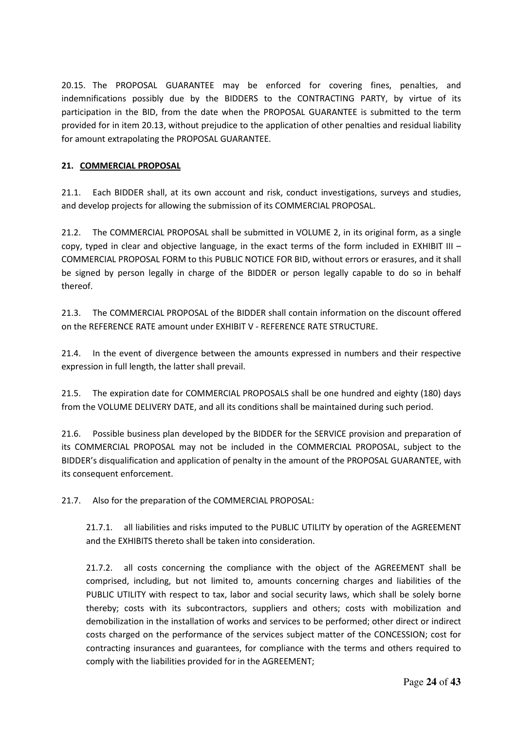20.15. The PROPOSAL GUARANTEE may be enforced for covering fines, penalties, and indemnifications possibly due by the BIDDERS to the CONTRACTING PARTY, by virtue of its participation in the BID, from the date when the PROPOSAL GUARANTEE is submitted to the term provided for in item 20.13, without prejudice to the application of other penalties and residual liability for amount extrapolating the PROPOSAL GUARANTEE.

## 21. COMMERCIAL PROPOSAL

21.1. Each BIDDER shall, at its own account and risk, conduct investigations, surveys and studies, and develop projects for allowing the submission of its COMMERCIAL PROPOSAL.

21.2. The COMMERCIAL PROPOSAL shall be submitted in VOLUME 2, in its original form, as a single copy, typed in clear and objective language, in the exact terms of the form included in EXHIBIT III – COMMERCIAL PROPOSAL FORM to this PUBLIC NOTICE FOR BID, without errors or erasures, and it shall be signed by person legally in charge of the BIDDER or person legally capable to do so in behalf thereof.

21.3. The COMMERCIAL PROPOSAL of the BIDDER shall contain information on the discount offered on the REFERENCE RATE amount under EXHIBIT V - REFERENCE RATE STRUCTURE.

21.4. In the event of divergence between the amounts expressed in numbers and their respective expression in full length, the latter shall prevail.

21.5. The expiration date for COMMERCIAL PROPOSALS shall be one hundred and eighty (180) days from the VOLUME DELIVERY DATE, and all its conditions shall be maintained during such period.

21.6. Possible business plan developed by the BIDDER for the SERVICE provision and preparation of its COMMERCIAL PROPOSAL may not be included in the COMMERCIAL PROPOSAL, subject to the BIDDER's disqualification and application of penalty in the amount of the PROPOSAL GUARANTEE, with its consequent enforcement.

21.7. Also for the preparation of the COMMERCIAL PROPOSAL:

21.7.1. all liabilities and risks imputed to the PUBLIC UTILITY by operation of the AGREEMENT and the EXHIBITS thereto shall be taken into consideration.

21.7.2. all costs concerning the compliance with the object of the AGREEMENT shall be comprised, including, but not limited to, amounts concerning charges and liabilities of the PUBLIC UTILITY with respect to tax, labor and social security laws, which shall be solely borne thereby; costs with its subcontractors, suppliers and others; costs with mobilization and demobilization in the installation of works and services to be performed; other direct or indirect costs charged on the performance of the services subject matter of the CONCESSION; cost for contracting insurances and guarantees, for compliance with the terms and others required to comply with the liabilities provided for in the AGREEMENT;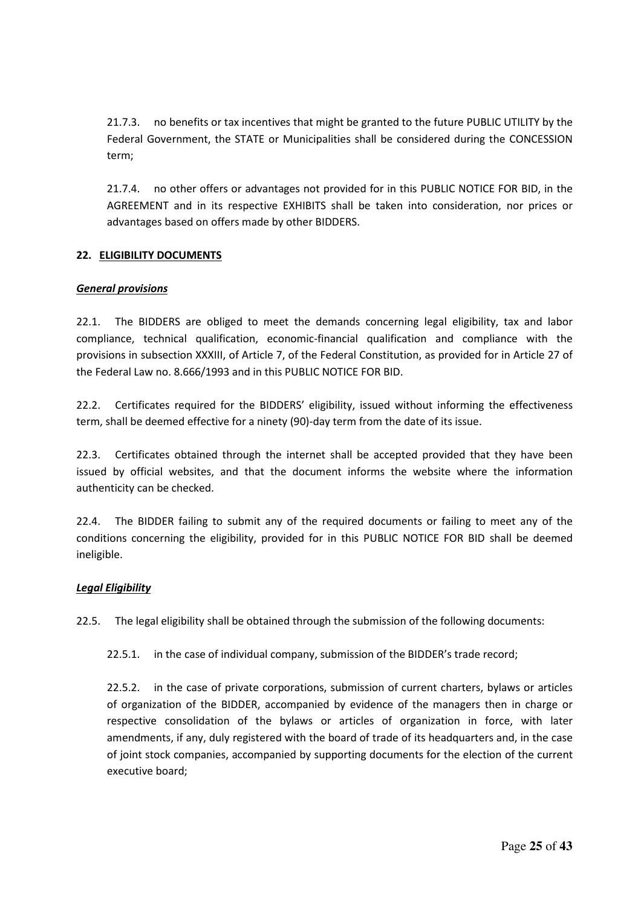21.7.3. no benefits or tax incentives that might be granted to the future PUBLIC UTILITY by the Federal Government, the STATE or Municipalities shall be considered during the CONCESSION term;

21.7.4. no other offers or advantages not provided for in this PUBLIC NOTICE FOR BID, in the AGREEMENT and in its respective EXHIBITS shall be taken into consideration, nor prices or advantages based on offers made by other BIDDERS.

## 22. <u>ELIGIBILITY DOCUMENTS</u>

***<u>General provisions</u>***

22.1. The BIDDERS are obliged to meet the demands concerning legal eligibility, tax and labor compliance, technical qualification, economic-financial qualification and compliance with the provisions in subsection XXXIII, of Article 7, of the Federal Constitution, as provided for in Article 27 of the Federal Law no. 8.666/1993 and in this PUBLIC NOTICE FOR BID.

22.2. Certificates required for the BIDDERS' eligibility, issued without informing the effectiveness term, shall be deemed effective for a ninety (90)-day term from the date of its issue.

22.3. Certificates obtained through the internet shall be accepted provided that they have been issued by official websites, and that the document informs the website where the information authenticity can be checked.

22.4. The BIDDER failing to submit any of the required documents or failing to meet any of the conditions concerning the eligibility, provided for in this PUBLIC NOTICE FOR BID shall be deemed ineligible.

***<u>Legal Eligibility</u>***

22.5. The legal eligibility shall be obtained through the submission of the following documents:

22.5.1. in the case of individual company, submission of the BIDDER's trade record;

22.5.2. in the case of private corporations, submission of current charters, bylaws or articles of organization of the BIDDER, accompanied by evidence of the managers then in charge or respective consolidation of the bylaws or articles of organization in force, with later amendments, if any, duly registered with the board of trade of its headquarters and, in the case of joint stock companies, accompanied by supporting documents for the election of the current executive board;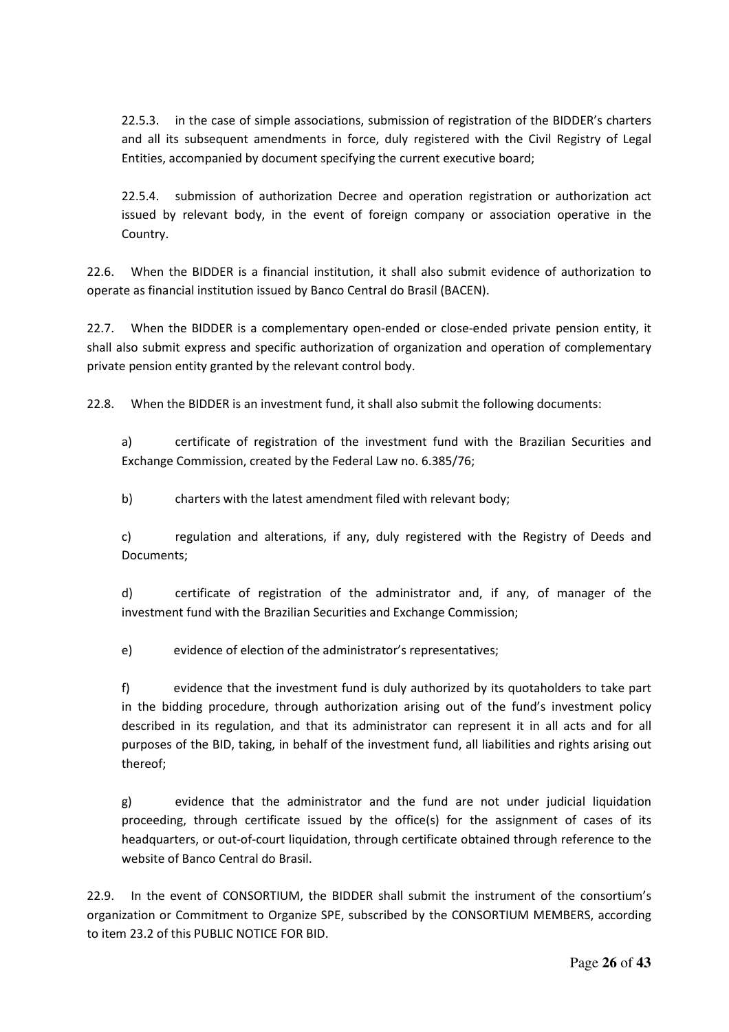22.5.3. in the case of simple associations, submission of registration of the BIDDER's charters and all its subsequent amendments in force, duly registered with the Civil Registry of Legal Entities, accompanied by document specifying the current executive board;

22.5.4. submission of authorization Decree and operation registration or authorization act issued by relevant body, in the event of foreign company or association operative in the Country.

22.6. When the BIDDER is a financial institution, it shall also submit evidence of authorization to operate as financial institution issued by Banco Central do Brasil (BACEN).

22.7. When the BIDDER is a complementary open-ended or close-ended private pension entity, it shall also submit express and specific authorization of organization and operation of complementary private pension entity granted by the relevant control body.

22.8. When the BIDDER is an investment fund, it shall also submit the following documents:

a) certificate of registration of the investment fund with the Brazilian Securities and Exchange Commission, created by the Federal Law no. 6.385/76;

b) charters with the latest amendment filed with relevant body;

c) regulation and alterations, if any, duly registered with the Registry of Deeds and Documents;

d) certificate of registration of the administrator and, if any, of manager of the investment fund with the Brazilian Securities and Exchange Commission;

e) evidence of election of the administrator's representatives;

f) evidence that the investment fund is duly authorized by its quotaholders to take part in the bidding procedure, through authorization arising out of the fund's investment policy described in its regulation, and that its administrator can represent it in all acts and for all purposes of the BID, taking, in behalf of the investment fund, all liabilities and rights arising out thereof;

g) evidence that the administrator and the fund are not under judicial liquidation proceeding, through certificate issued by the office(s) for the assignment of cases of its headquarters, or out-of-court liquidation, through certificate obtained through reference to the website of Banco Central do Brasil.

22.9. In the event of CONSORTIUM, the BIDDER shall submit the instrument of the consortium's organization or Commitment to Organize SPE, subscribed by the CONSORTIUM MEMBERS, according to item 23.2 of this PUBLIC NOTICE FOR BID.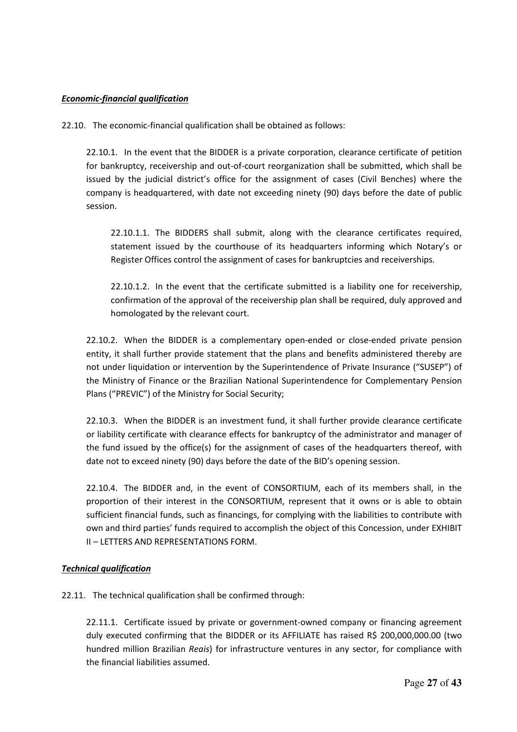***Economic-financial qualification***

22.10. The economic-financial qualification shall be obtained as follows:

22.10.1. In the event that the BIDDER is a private corporation, clearance certificate of petition for bankruptcy, receivership and out-of-court reorganization shall be submitted, which shall be issued by the judicial district's office for the assignment of cases (Civil Benches) where the company is headquartered, with date not exceeding ninety (90) days before the date of public session.

22.10.1.1. The BIDDERS shall submit, along with the clearance certificates required, statement issued by the courthouse of its headquarters informing which Notary's or Register Offices control the assignment of cases for bankruptcies and receiverships.

22.10.1.2. In the event that the certificate submitted is a liability one for receivership, confirmation of the approval of the receivership plan shall be required, duly approved and homologated by the relevant court.

22.10.2. When the BIDDER is a complementary open-ended or close-ended private pension entity, it shall further provide statement that the plans and benefits administered thereby are not under liquidation or intervention by the Superintendence of Private Insurance ("SUSEP") of the Ministry of Finance or the Brazilian National Superintendence for Complementary Pension Plans ("PREVIC") of the Ministry for Social Security;

22.10.3. When the BIDDER is an investment fund, it shall further provide clearance certificate or liability certificate with clearance effects for bankruptcy of the administrator and manager of the fund issued by the office(s) for the assignment of cases of the headquarters thereof, with date not to exceed ninety (90) days before the date of the BID's opening session.

22.10.4. The BIDDER and, in the event of CONSORTIUM, each of its members shall, in the proportion of their interest in the CONSORTIUM, represent that it owns or is able to obtain sufficient financial funds, such as financings, for complying with the liabilities to contribute with own and third parties' funds required to accomplish the object of this Concession, under EXHIBIT II – LETTERS AND REPRESENTATIONS FORM.

***Technical qualification***

22.11. The technical qualification shall be confirmed through:

22.11.1. Certificate issued by private or government-owned company or financing agreement duly executed confirming that the BIDDER or its AFFILIATE has raised R$ 200,000,000.00 (two hundred million Brazilian *Reais*) for infrastructure ventures in any sector, for compliance with the financial liabilities assumed.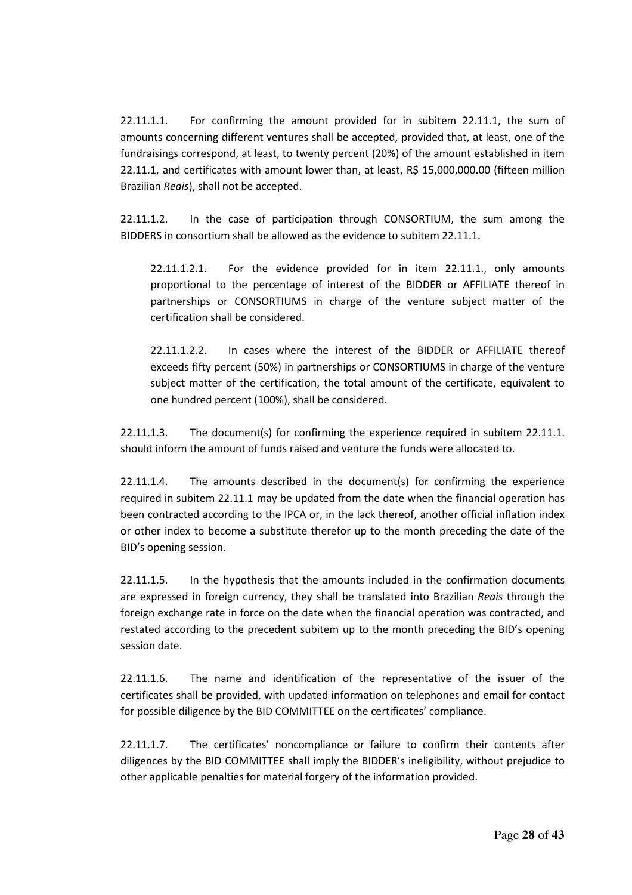22.11.1.1. For confirming the amount provided for in subitem 22.11.1, the sum of amounts concerning different ventures shall be accepted, provided that, at least, one of the fundraisings correspond, at least, to twenty percent (20%) of the amount established in item 22.11.1, and certificates with amount lower than, at least, R$ 15,000,000.00 (fifteen million Brazilian *Reais*), shall not be accepted.

22.11.1.2. In the case of participation through CONSORTIUM, the sum among the BIDDERS in consortium shall be allowed as the evidence to subitem 22.11.1.

> 22.11.1.2.1. For the evidence provided for in item 22.11.1., only amounts proportional to the percentage of interest of the BIDDER or AFFILIATE thereof in partnerships or CONSORTIUMS in charge of the venture subject matter of the certification shall be considered.
>
> 22.11.1.2.2. In cases where the interest of the BIDDER or AFFILIATE thereof exceeds fifty percent (50%) in partnerships or CONSORTIUMS in charge of the venture subject matter of the certification, the total amount of the certificate, equivalent to one hundred percent (100%), shall be considered.

22.11.1.3. The document(s) for confirming the experience required in subitem 22.11.1. should inform the amount of funds raised and venture the funds were allocated to.

22.11.1.4. The amounts described in the document(s) for confirming the experience required in subitem 22.11.1 may be updated from the date when the financial operation has been contracted according to the IPCA or, in the lack thereof, another official inflation index or other index to become a substitute therefor up to the month preceding the date of the BID's opening session.

22.11.1.5. In the hypothesis that the amounts included in the confirmation documents are expressed in foreign currency, they shall be translated into Brazilian *Reais* through the foreign exchange rate in force on the date when the financial operation was contracted, and restated according to the precedent subitem up to the month preceding the BID's opening session date.

22.11.1.6. The name and identification of the representative of the issuer of the certificates shall be provided, with updated information on telephones and email for contact for possible diligence by the BID COMMITTEE on the certificates' compliance.

22.11.1.7. The certificates' noncompliance or failure to confirm their contents after diligences by the BID COMMITTEE shall imply the BIDDER's ineligibility, without prejudice to other applicable penalties for material forgery of the information provided.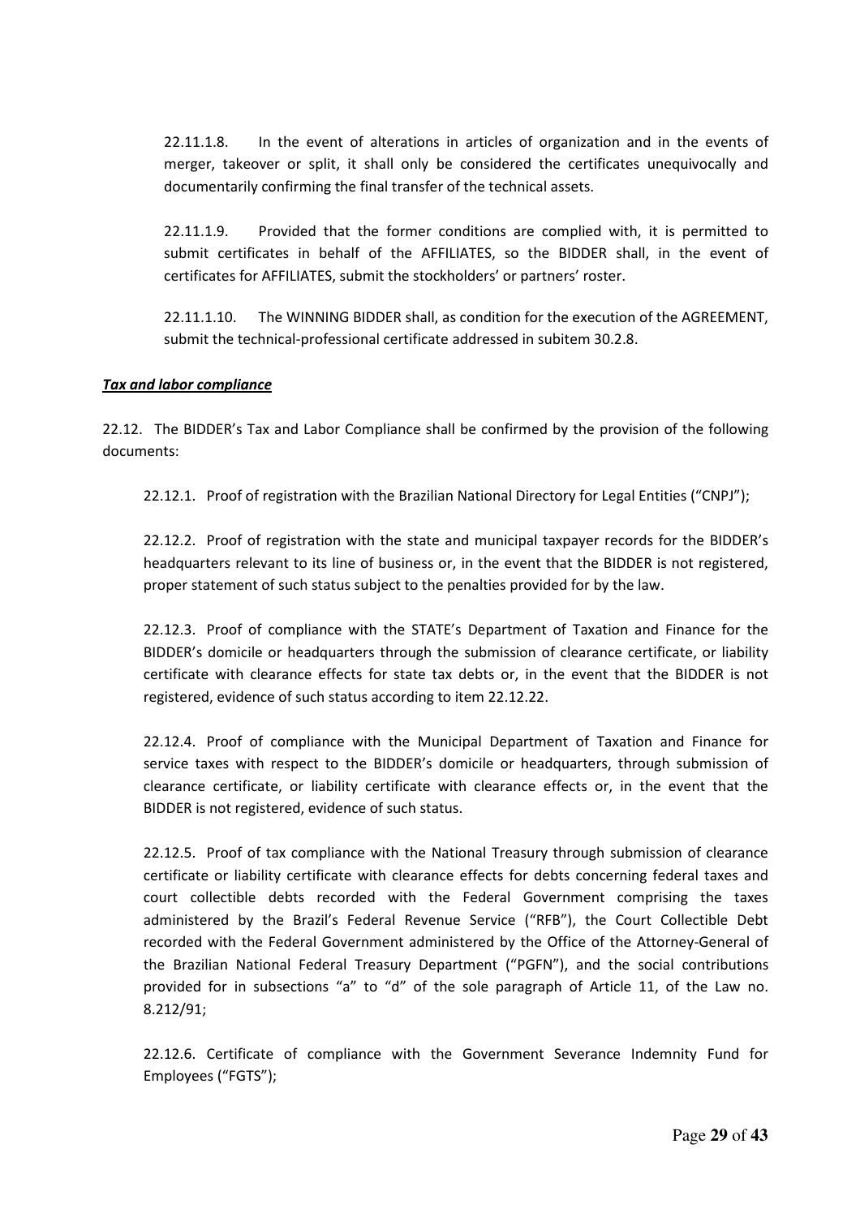22.11.1.8. In the event of alterations in articles of organization and in the events of merger, takeover or split, it shall only be considered the certificates unequivocally and documentarily confirming the final transfer of the technical assets.

22.11.1.9. Provided that the former conditions are complied with, it is permitted to submit certificates in behalf of the AFFILIATES, so the BIDDER shall, in the event of certificates for AFFILIATES, submit the stockholders' or partners' roster.

22.11.1.10. The WINNING BIDDER shall, as condition for the execution of the AGREEMENT, submit the technical-professional certificate addressed in subitem 30.2.8.

***Tax and labor compliance***

22.12. The BIDDER's Tax and Labor Compliance shall be confirmed by the provision of the following documents:

22.12.1. Proof of registration with the Brazilian National Directory for Legal Entities ("CNPJ");

22.12.2. Proof of registration with the state and municipal taxpayer records for the BIDDER's headquarters relevant to its line of business or, in the event that the BIDDER is not registered, proper statement of such status subject to the penalties provided for by the law.

22.12.3. Proof of compliance with the STATE's Department of Taxation and Finance for the BIDDER's domicile or headquarters through the submission of clearance certificate, or liability certificate with clearance effects for state tax debts or, in the event that the BIDDER is not registered, evidence of such status according to item 22.12.22.

22.12.4. Proof of compliance with the Municipal Department of Taxation and Finance for service taxes with respect to the BIDDER's domicile or headquarters, through submission of clearance certificate, or liability certificate with clearance effects or, in the event that the BIDDER is not registered, evidence of such status.

22.12.5. Proof of tax compliance with the National Treasury through submission of clearance certificate or liability certificate with clearance effects for debts concerning federal taxes and court collectible debts recorded with the Federal Government comprising the taxes administered by the Brazil's Federal Revenue Service ("RFB"), the Court Collectible Debt recorded with the Federal Government administered by the Office of the Attorney-General of the Brazilian National Federal Treasury Department ("PGFN"), and the social contributions provided for in subsections "a" to "d" of the sole paragraph of Article 11, of the Law no. 8.212/91;

22.12.6. Certificate of compliance with the Government Severance Indemnity Fund for Employees ("FGTS");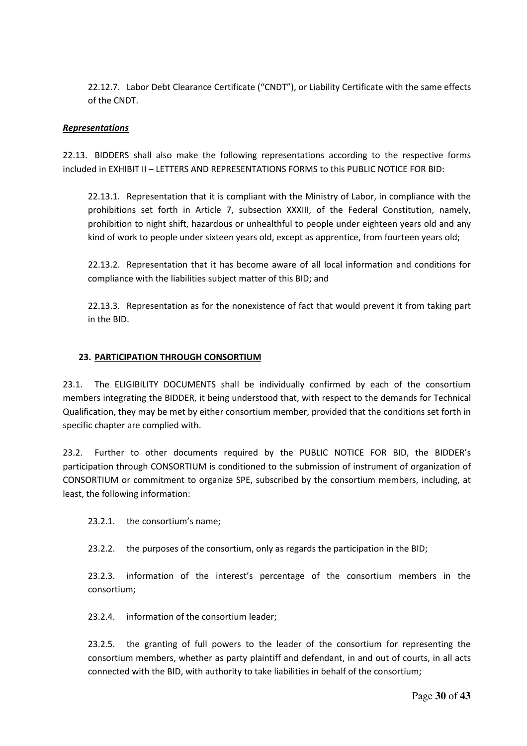22.12.7. Labor Debt Clearance Certificate ("CNDT"), or Liability Certificate with the same effects of the CNDT.

***Representations***

22.13. BIDDERS shall also make the following representations according to the respective forms included in EXHIBIT II – LETTERS AND REPRESENTATIONS FORMS to this PUBLIC NOTICE FOR BID:

22.13.1. Representation that it is compliant with the Ministry of Labor, in compliance with the prohibitions set forth in Article 7, subsection XXXIII, of the Federal Constitution, namely, prohibition to night shift, hazardous or unhealthful to people under eighteen years old and any kind of work to people under sixteen years old, except as apprentice, from fourteen years old;

22.13.2. Representation that it has become aware of all local information and conditions for compliance with the liabilities subject matter of this BID; and

22.13.3. Representation as for the nonexistence of fact that would prevent it from taking part in the BID.

## 23. PARTICIPATION THROUGH CONSORTIUM

23.1. The ELIGIBILITY DOCUMENTS shall be individually confirmed by each of the consortium members integrating the BIDDER, it being understood that, with respect to the demands for Technical Qualification, they may be met by either consortium member, provided that the conditions set forth in specific chapter are complied with.

23.2. Further to other documents required by the PUBLIC NOTICE FOR BID, the BIDDER's participation through CONSORTIUM is conditioned to the submission of instrument of organization of CONSORTIUM or commitment to organize SPE, subscribed by the consortium members, including, at least, the following information:

23.2.1. the consortium's name;

23.2.2. the purposes of the consortium, only as regards the participation in the BID;

23.2.3. information of the interest's percentage of the consortium members in the consortium;

23.2.4. information of the consortium leader;

23.2.5. the granting of full powers to the leader of the consortium for representing the consortium members, whether as party plaintiff and defendant, in and out of courts, in all acts connected with the BID, with authority to take liabilities in behalf of the consortium;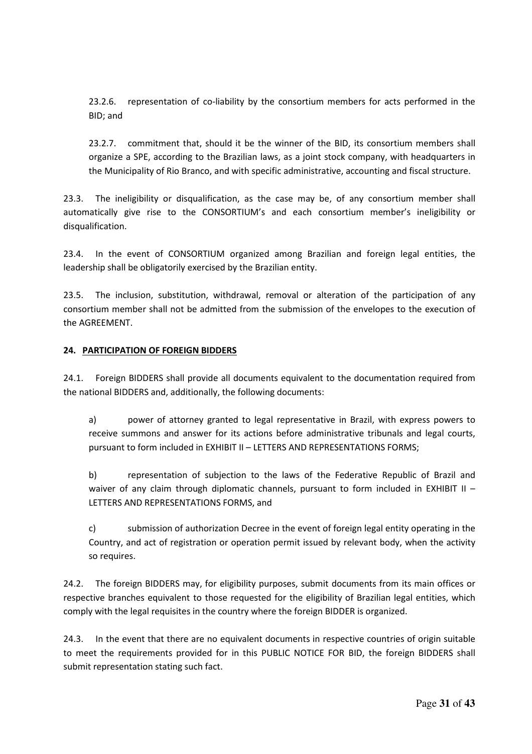23.2.6. representation of co-liability by the consortium members for acts performed in the BID; and

23.2.7. commitment that, should it be the winner of the BID, its consortium members shall organize a SPE, according to the Brazilian laws, as a joint stock company, with headquarters in the Municipality of Rio Branco, and with specific administrative, accounting and fiscal structure.

23.3. The ineligibility or disqualification, as the case may be, of any consortium member shall automatically give rise to the CONSORTIUM's and each consortium member's ineligibility or disqualification.

23.4. In the event of CONSORTIUM organized among Brazilian and foreign legal entities, the leadership shall be obligatorily exercised by the Brazilian entity.

23.5. The inclusion, substitution, withdrawal, removal or alteration of the participation of any consortium member shall not be admitted from the submission of the envelopes to the execution of the AGREEMENT.

## 24. PARTICIPATION OF FOREIGN BIDDERS

24.1. Foreign BIDDERS shall provide all documents equivalent to the documentation required from the national BIDDERS and, additionally, the following documents:

a) power of attorney granted to legal representative in Brazil, with express powers to receive summons and answer for its actions before administrative tribunals and legal courts, pursuant to form included in EXHIBIT II – LETTERS AND REPRESENTATIONS FORMS;

b) representation of subjection to the laws of the Federative Republic of Brazil and waiver of any claim through diplomatic channels, pursuant to form included in EXHIBIT II – LETTERS AND REPRESENTATIONS FORMS, and

c) submission of authorization Decree in the event of foreign legal entity operating in the Country, and act of registration or operation permit issued by relevant body, when the activity so requires.

24.2. The foreign BIDDERS may, for eligibility purposes, submit documents from its main offices or respective branches equivalent to those requested for the eligibility of Brazilian legal entities, which comply with the legal requisites in the country where the foreign BIDDER is organized.

24.3. In the event that there are no equivalent documents in respective countries of origin suitable to meet the requirements provided for in this PUBLIC NOTICE FOR BID, the foreign BIDDERS shall submit representation stating such fact.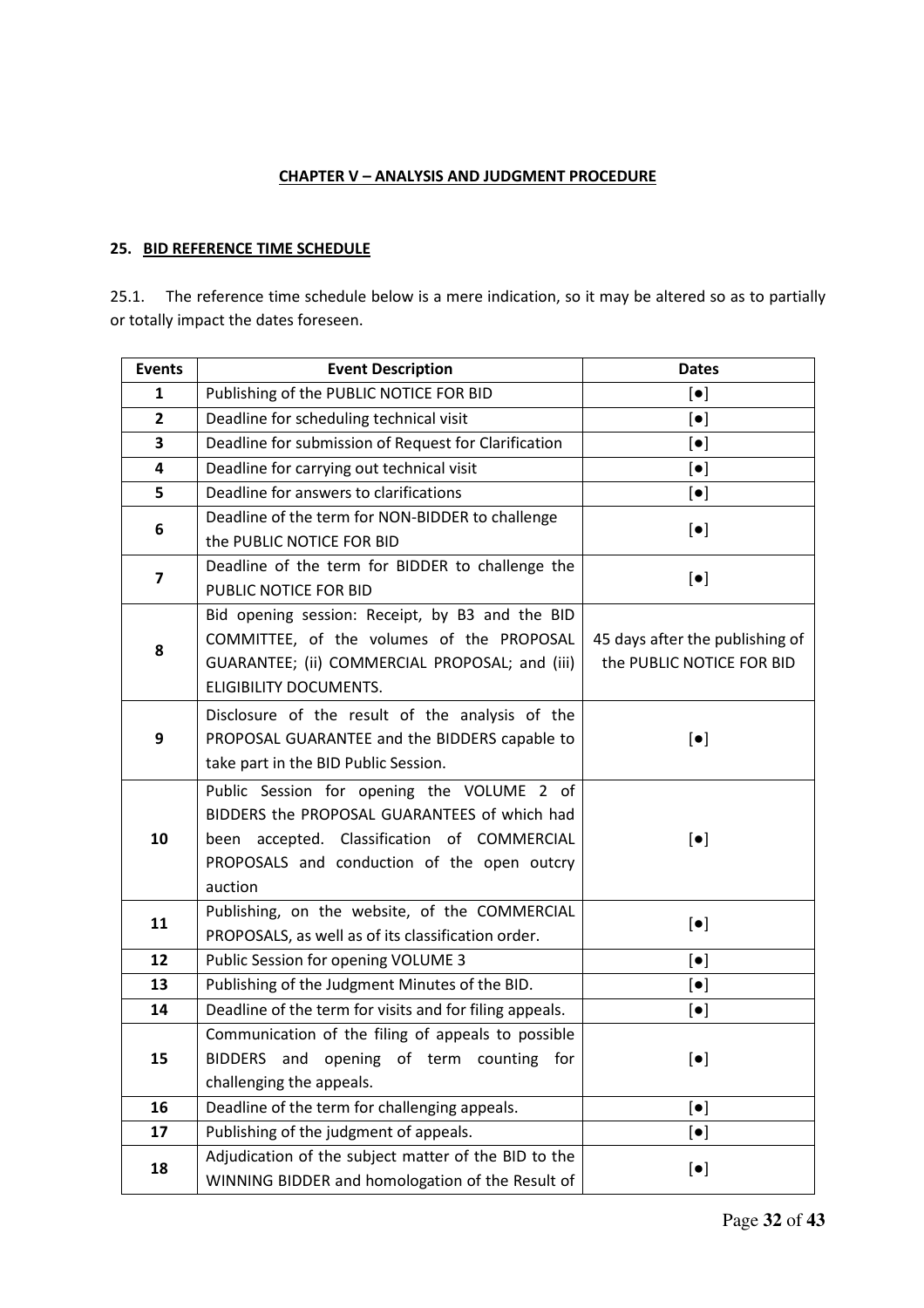## CHAPTER V – ANALYSIS AND JUDGMENT PROCEDURE

### 25. BID REFERENCE TIME SCHEDULE

25.1. The reference time schedule below is a mere indication, so it may be altered so as to partially or totally impact the dates foreseen.

| Events | Event Description | Dates |
|---|---|---|
| 1 | Publishing of the PUBLIC NOTICE FOR BID | [●] |
| 2 | Deadline for scheduling technical visit | [●] |
| 3 | Deadline for submission of Request for Clarification | [●] |
| 4 | Deadline for carrying out technical visit | [●] |
| 5 | Deadline for answers to clarifications | [●] |
| 6 | Deadline of the term for NON-BIDDER to challenge the PUBLIC NOTICE FOR BID | [●] |
| 7 | Deadline of the term for BIDDER to challenge the PUBLIC NOTICE FOR BID | [●] |
| 8 | Bid opening session: Receipt, by B3 and the BID COMMITTEE, of the volumes of the PROPOSAL GUARANTEE; (ii) COMMERCIAL PROPOSAL; and (iii) ELIGIBILITY DOCUMENTS. | 45 days after the publishing of the PUBLIC NOTICE FOR BID |
| 9 | Disclosure of the result of the analysis of the PROPOSAL GUARANTEE and the BIDDERS capable to take part in the BID Public Session. | [●] |
| 10 | Public Session for opening the VOLUME 2 of BIDDERS the PROPOSAL GUARANTEES of which had been accepted. Classification of COMMERCIAL PROPOSALS and conduction of the open outcry auction | [●] |
| 11 | Publishing, on the website, of the COMMERCIAL PROPOSALS, as well as of its classification order. | [●] |
| 12 | Public Session for opening VOLUME 3 | [●] |
| 13 | Publishing of the Judgment Minutes of the BID. | [●] |
| 14 | Deadline of the term for visits and for filing appeals. | [●] |
| 15 | Communication of the filing of appeals to possible BIDDERS and opening of term counting for challenging the appeals. | [●] |
| 16 | Deadline of the term for challenging appeals. | [●] |
| 17 | Publishing of the judgment of appeals. | [●] |
| 18 | Adjudication of the subject matter of the BID to the WINNING BIDDER and homologation of the Result of | [●] |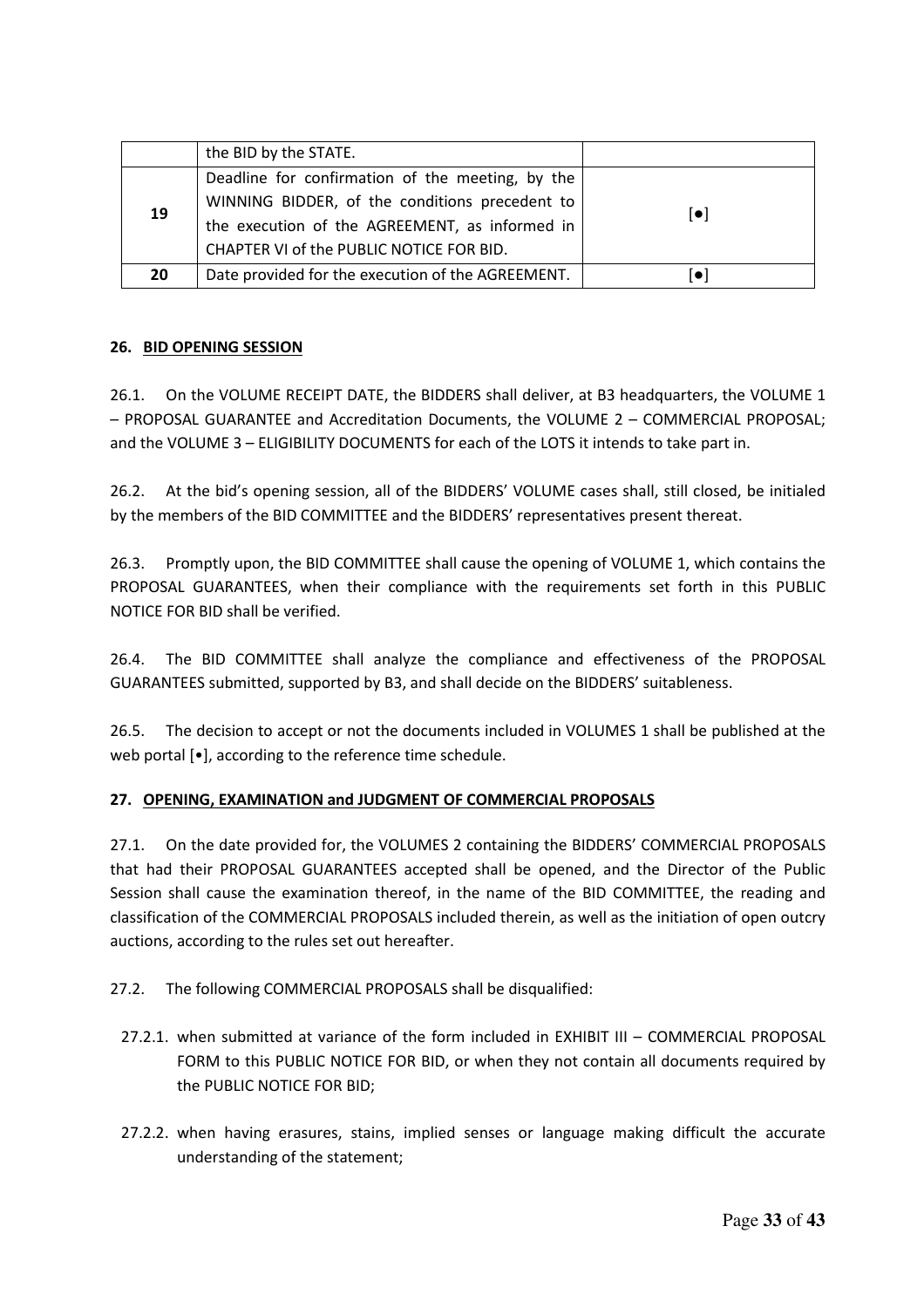| | | |
|---|---|---|
| | the BID by the STATE. | |
| **19** | Deadline for confirmation of the meeting, by the WINNING BIDDER, of the conditions precedent to the execution of the AGREEMENT, as informed in CHAPTER VI of the PUBLIC NOTICE FOR BID. | [●] |
| **20** | Date provided for the execution of the AGREEMENT. | [●] |

## 26. BID OPENING SESSION

26.1. On the VOLUME RECEIPT DATE, the BIDDERS shall deliver, at B3 headquarters, the VOLUME 1 – PROPOSAL GUARANTEE and Accreditation Documents, the VOLUME 2 – COMMERCIAL PROPOSAL; and the VOLUME 3 – ELIGIBILITY DOCUMENTS for each of the LOTS it intends to take part in.

26.2. At the bid's opening session, all of the BIDDERS' VOLUME cases shall, still closed, be initialed by the members of the BID COMMITTEE and the BIDDERS' representatives present thereat.

26.3. Promptly upon, the BID COMMITTEE shall cause the opening of VOLUME 1, which contains the PROPOSAL GUARANTEES, when their compliance with the requirements set forth in this PUBLIC NOTICE FOR BID shall be verified.

26.4. The BID COMMITTEE shall analyze the compliance and effectiveness of the PROPOSAL GUARANTEES submitted, supported by B3, and shall decide on the BIDDERS' suitableness.

26.5. The decision to accept or not the documents included in VOLUMES 1 shall be published at the web portal [•], according to the reference time schedule.

## 27. OPENING, EXAMINATION and JUDGMENT OF COMMERCIAL PROPOSALS

27.1. On the date provided for, the VOLUMES 2 containing the BIDDERS' COMMERCIAL PROPOSALS that had their PROPOSAL GUARANTEES accepted shall be opened, and the Director of the Public Session shall cause the examination thereof, in the name of the BID COMMITTEE, the reading and classification of the COMMERCIAL PROPOSALS included therein, as well as the initiation of open outcry auctions, according to the rules set out hereafter.

27.2. The following COMMERCIAL PROPOSALS shall be disqualified:

27.2.1. when submitted at variance of the form included in EXHIBIT III – COMMERCIAL PROPOSAL FORM to this PUBLIC NOTICE FOR BID, or when they not contain all documents required by the PUBLIC NOTICE FOR BID;

27.2.2. when having erasures, stains, implied senses or language making difficult the accurate understanding of the statement;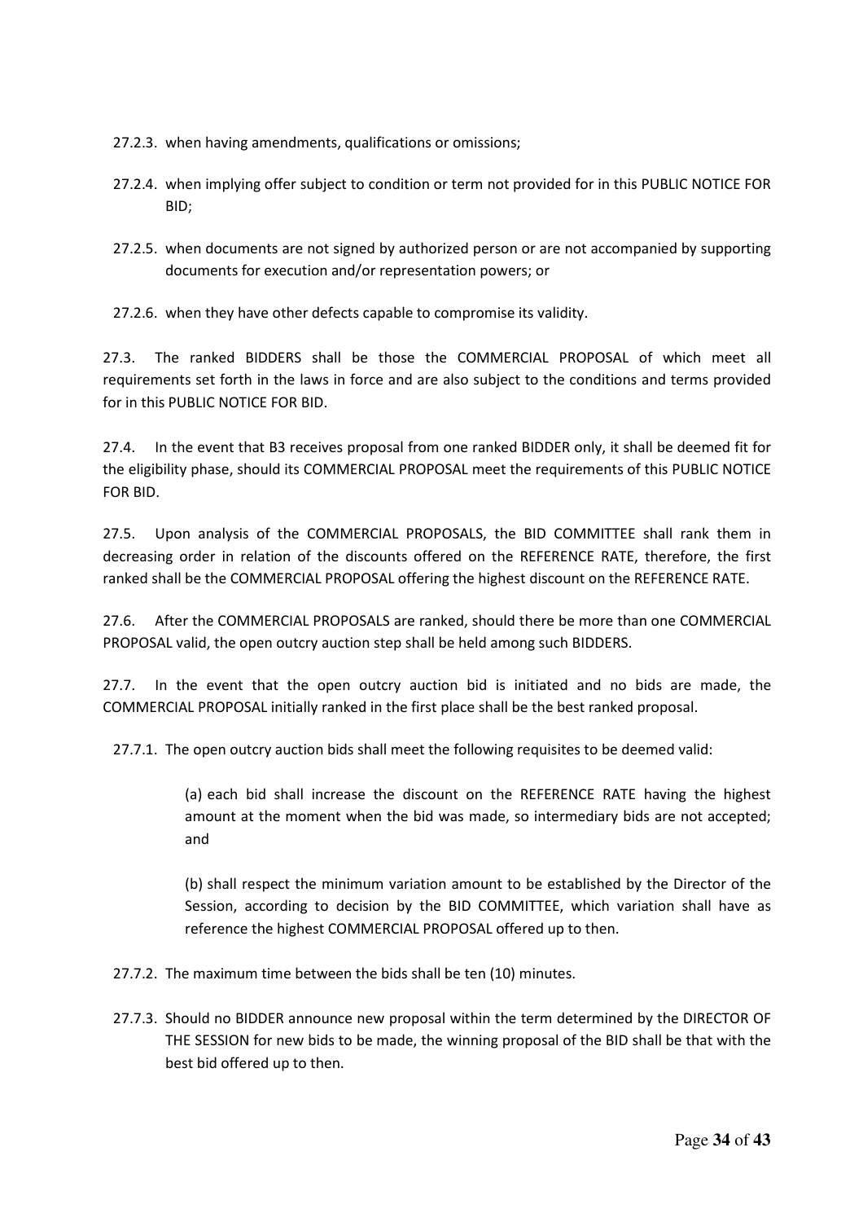27.2.3. when having amendments, qualifications or omissions;

27.2.4. when implying offer subject to condition or term not provided for in this PUBLIC NOTICE FOR BID;

27.2.5. when documents are not signed by authorized person or are not accompanied by supporting documents for execution and/or representation powers; or

27.2.6. when they have other defects capable to compromise its validity.

27.3. The ranked BIDDERS shall be those the COMMERCIAL PROPOSAL of which meet all requirements set forth in the laws in force and are also subject to the conditions and terms provided for in this PUBLIC NOTICE FOR BID.

27.4. In the event that B3 receives proposal from one ranked BIDDER only, it shall be deemed fit for the eligibility phase, should its COMMERCIAL PROPOSAL meet the requirements of this PUBLIC NOTICE FOR BID.

27.5. Upon analysis of the COMMERCIAL PROPOSALS, the BID COMMITTEE shall rank them in decreasing order in relation of the discounts offered on the REFERENCE RATE, therefore, the first ranked shall be the COMMERCIAL PROPOSAL offering the highest discount on the REFERENCE RATE.

27.6. After the COMMERCIAL PROPOSALS are ranked, should there be more than one COMMERCIAL PROPOSAL valid, the open outcry auction step shall be held among such BIDDERS.

27.7. In the event that the open outcry auction bid is initiated and no bids are made, the COMMERCIAL PROPOSAL initially ranked in the first place shall be the best ranked proposal.

27.7.1. The open outcry auction bids shall meet the following requisites to be deemed valid:

(a) each bid shall increase the discount on the REFERENCE RATE having the highest amount at the moment when the bid was made, so intermediary bids are not accepted; and

(b) shall respect the minimum variation amount to be established by the Director of the Session, according to decision by the BID COMMITTEE, which variation shall have as reference the highest COMMERCIAL PROPOSAL offered up to then.

27.7.2. The maximum time between the bids shall be ten (10) minutes.

27.7.3. Should no BIDDER announce new proposal within the term determined by the DIRECTOR OF THE SESSION for new bids to be made, the winning proposal of the BID shall be that with the best bid offered up to then.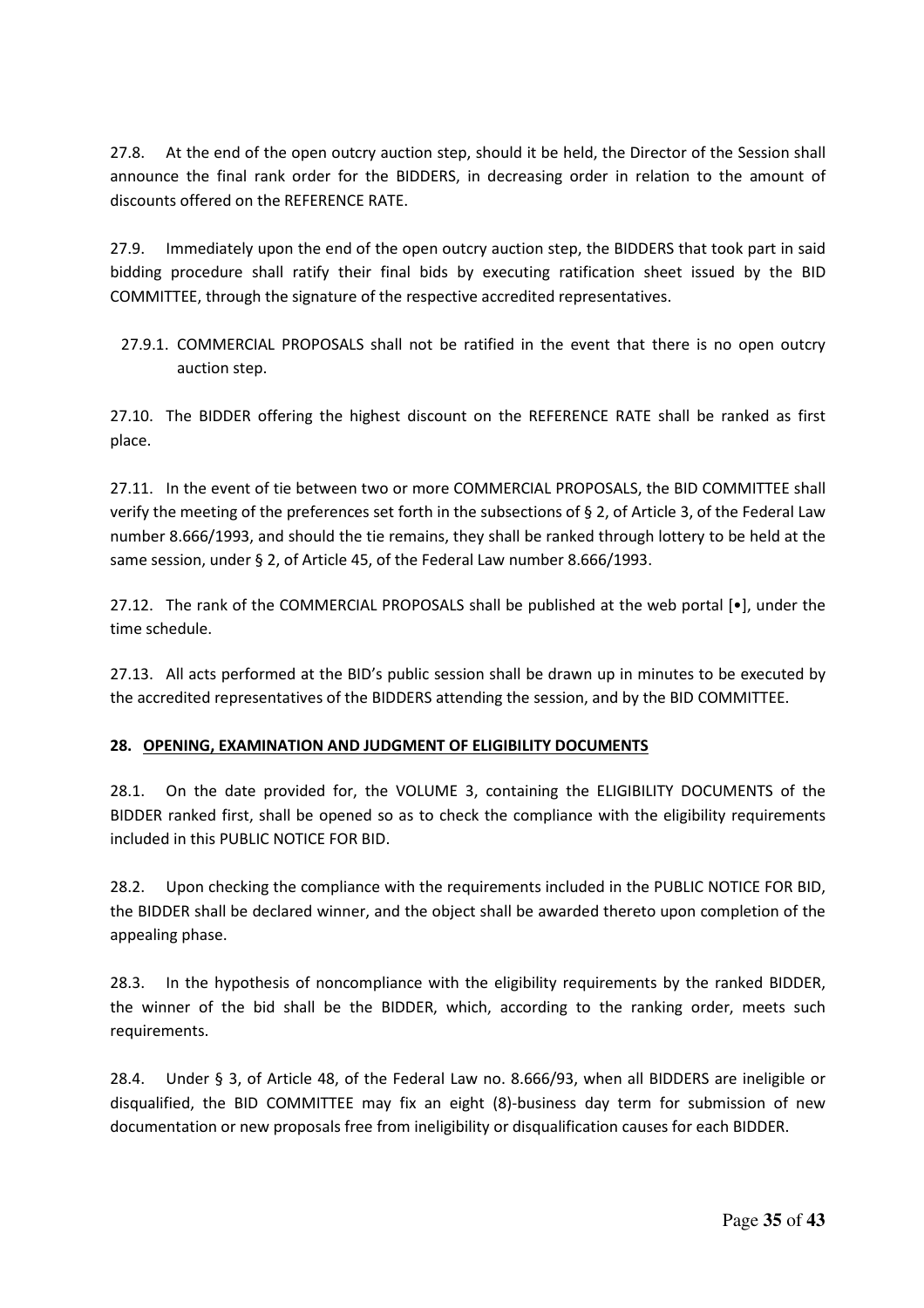27.8. At the end of the open outcry auction step, should it be held, the Director of the Session shall announce the final rank order for the BIDDERS, in decreasing order in relation to the amount of discounts offered on the REFERENCE RATE.

27.9. Immediately upon the end of the open outcry auction step, the BIDDERS that took part in said bidding procedure shall ratify their final bids by executing ratification sheet issued by the BID COMMITTEE, through the signature of the respective accredited representatives.

27.9.1. COMMERCIAL PROPOSALS shall not be ratified in the event that there is no open outcry auction step.

27.10. The BIDDER offering the highest discount on the REFERENCE RATE shall be ranked as first place.

27.11. In the event of tie between two or more COMMERCIAL PROPOSALS, the BID COMMITTEE shall verify the meeting of the preferences set forth in the subsections of § 2, of Article 3, of the Federal Law number 8.666/1993, and should the tie remains, they shall be ranked through lottery to be held at the same session, under § 2, of Article 45, of the Federal Law number 8.666/1993.

27.12. The rank of the COMMERCIAL PROPOSALS shall be published at the web portal [•], under the time schedule.

27.13. All acts performed at the BID's public session shall be drawn up in minutes to be executed by the accredited representatives of the BIDDERS attending the session, and by the BID COMMITTEE.

## 28. OPENING, EXAMINATION AND JUDGMENT OF ELIGIBILITY DOCUMENTS

28.1. On the date provided for, the VOLUME 3, containing the ELIGIBILITY DOCUMENTS of the BIDDER ranked first, shall be opened so as to check the compliance with the eligibility requirements included in this PUBLIC NOTICE FOR BID.

28.2. Upon checking the compliance with the requirements included in the PUBLIC NOTICE FOR BID, the BIDDER shall be declared winner, and the object shall be awarded thereto upon completion of the appealing phase.

28.3. In the hypothesis of noncompliance with the eligibility requirements by the ranked BIDDER, the winner of the bid shall be the BIDDER, which, according to the ranking order, meets such requirements.

28.4. Under § 3, of Article 48, of the Federal Law no. 8.666/93, when all BIDDERS are ineligible or disqualified, the BID COMMITTEE may fix an eight (8)-business day term for submission of new documentation or new proposals free from ineligibility or disqualification causes for each BIDDER.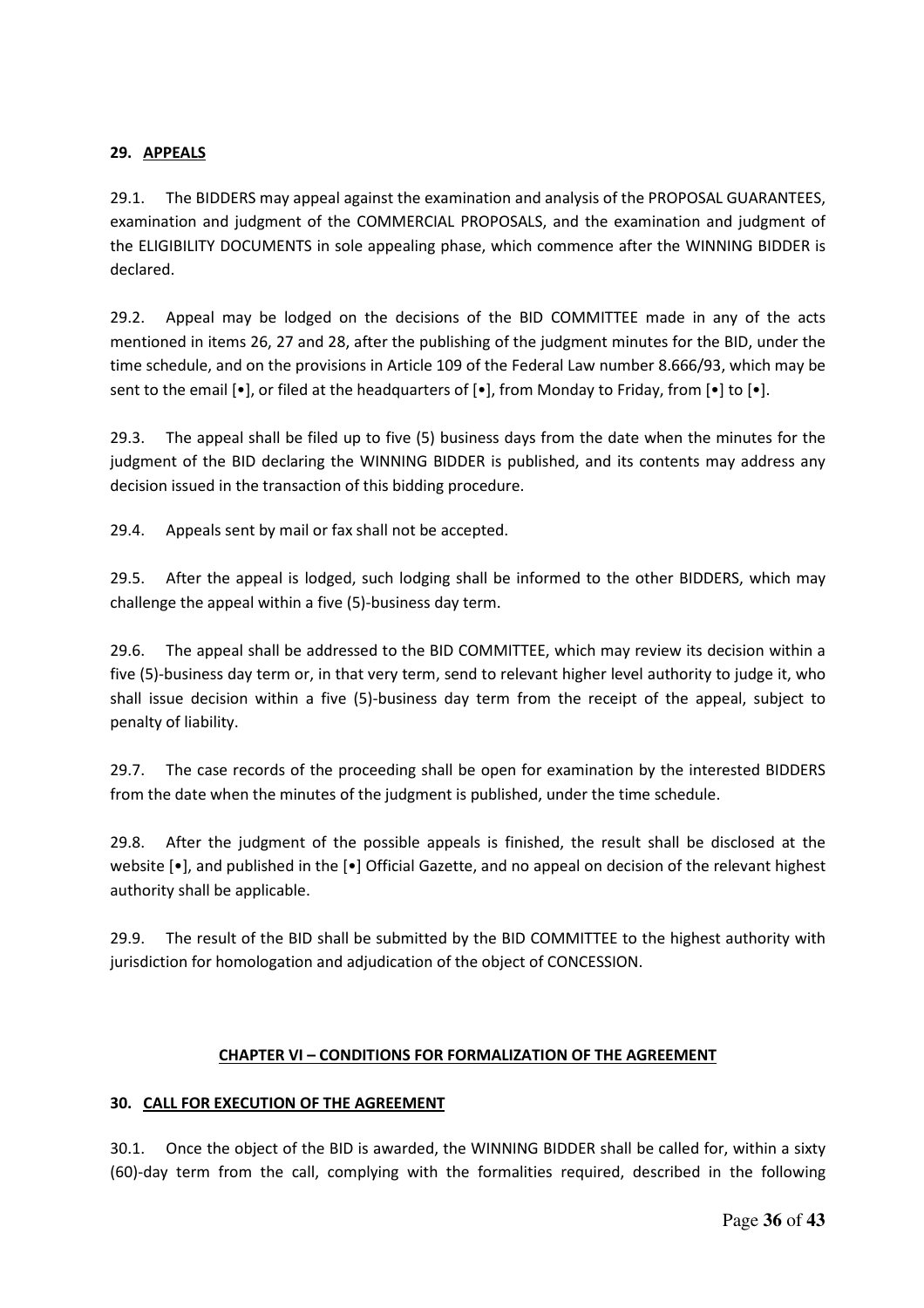**29. APPEALS**

29.1. The BIDDERS may appeal against the examination and analysis of the PROPOSAL GUARANTEES, examination and judgment of the COMMERCIAL PROPOSALS, and the examination and judgment of the ELIGIBILITY DOCUMENTS in sole appealing phase, which commence after the WINNING BIDDER is declared.

29.2. Appeal may be lodged on the decisions of the BID COMMITTEE made in any of the acts mentioned in items 26, 27 and 28, after the publishing of the judgment minutes for the BID, under the time schedule, and on the provisions in Article 109 of the Federal Law number 8.666/93, which may be sent to the email [•], or filed at the headquarters of [•], from Monday to Friday, from [•] to [•].

29.3. The appeal shall be filed up to five (5) business days from the date when the minutes for the judgment of the BID declaring the WINNING BIDDER is published, and its contents may address any decision issued in the transaction of this bidding procedure.

29.4. Appeals sent by mail or fax shall not be accepted.

29.5. After the appeal is lodged, such lodging shall be informed to the other BIDDERS, which may challenge the appeal within a five (5)-business day term.

29.6. The appeal shall be addressed to the BID COMMITTEE, which may review its decision within a five (5)-business day term or, in that very term, send to relevant higher level authority to judge it, who shall issue decision within a five (5)-business day term from the receipt of the appeal, subject to penalty of liability.

29.7. The case records of the proceeding shall be open for examination by the interested BIDDERS from the date when the minutes of the judgment is published, under the time schedule.

29.8. After the judgment of the possible appeals is finished, the result shall be disclosed at the website [•], and published in the [•] Official Gazette, and no appeal on decision of the relevant highest authority shall be applicable.

29.9. The result of the BID shall be submitted by the BID COMMITTEE to the highest authority with jurisdiction for homologation and adjudication of the object of CONCESSION.

## CHAPTER VI – CONDITIONS FOR FORMALIZATION OF THE AGREEMENT

**30. CALL FOR EXECUTION OF THE AGREEMENT**

30.1. Once the object of the BID is awarded, the WINNING BIDDER shall be called for, within a sixty (60)-day term from the call, complying with the formalities required, described in the following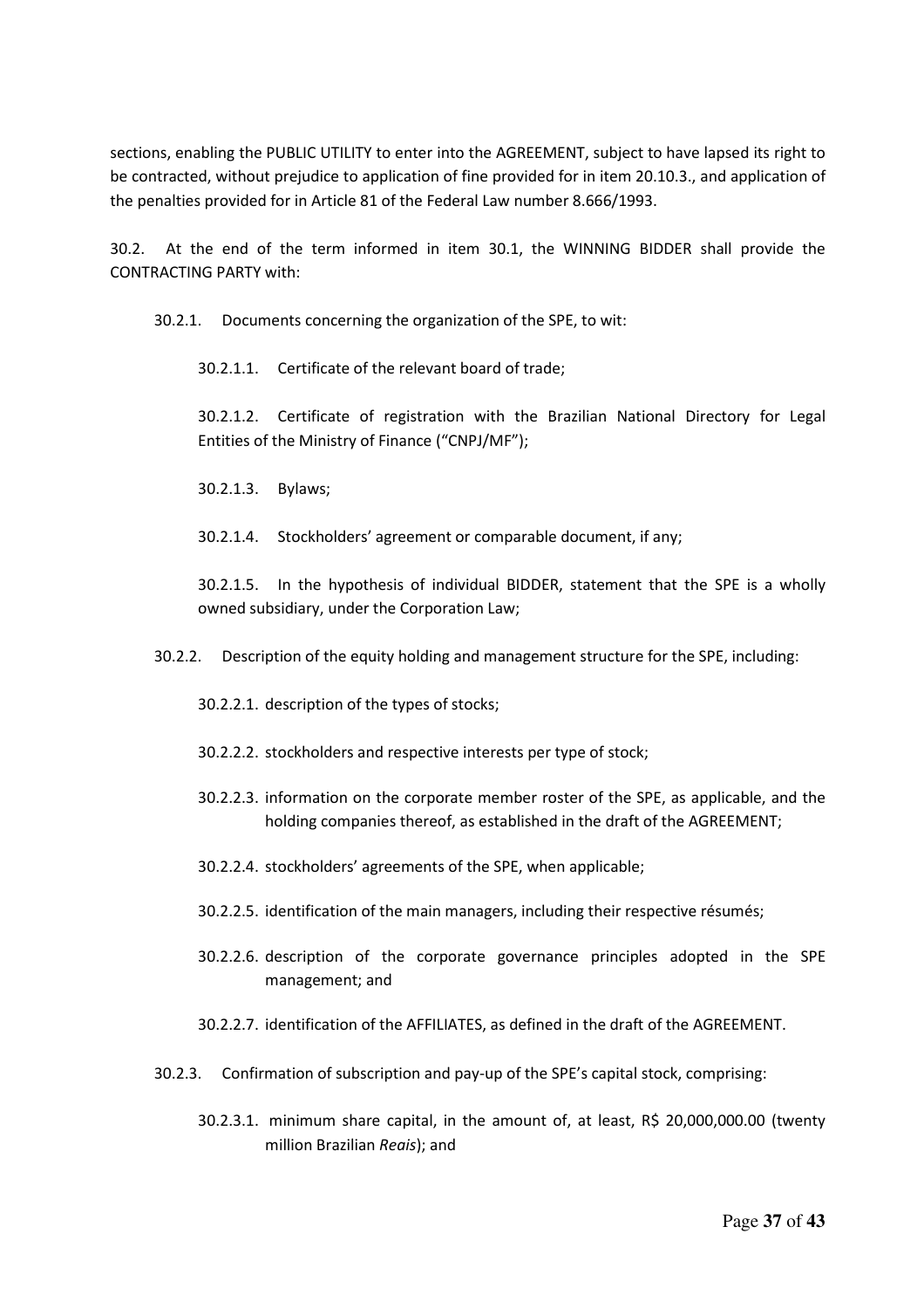sections, enabling the PUBLIC UTILITY to enter into the AGREEMENT, subject to have lapsed its right to be contracted, without prejudice to application of fine provided for in item 20.10.3., and application of the penalties provided for in Article 81 of the Federal Law number 8.666/1993.

30.2. At the end of the term informed in item 30.1, the WINNING BIDDER shall provide the CONTRACTING PARTY with:

30.2.1. Documents concerning the organization of the SPE, to wit:

30.2.1.1. Certificate of the relevant board of trade;

30.2.1.2. Certificate of registration with the Brazilian National Directory for Legal Entities of the Ministry of Finance ("CNPJ/MF");

30.2.1.3. Bylaws;

30.2.1.4. Stockholders' agreement or comparable document, if any;

30.2.1.5. In the hypothesis of individual BIDDER, statement that the SPE is a wholly owned subsidiary, under the Corporation Law;

30.2.2. Description of the equity holding and management structure for the SPE, including:

30.2.2.1. description of the types of stocks;

30.2.2.2. stockholders and respective interests per type of stock;

30.2.2.3. information on the corporate member roster of the SPE, as applicable, and the holding companies thereof, as established in the draft of the AGREEMENT;

30.2.2.4. stockholders' agreements of the SPE, when applicable;

30.2.2.5. identification of the main managers, including their respective résumés;

30.2.2.6. description of the corporate governance principles adopted in the SPE management; and

30.2.2.7. identification of the AFFILIATES, as defined in the draft of the AGREEMENT.

30.2.3. Confirmation of subscription and pay-up of the SPE's capital stock, comprising:

30.2.3.1. minimum share capital, in the amount of, at least, R$ 20,000,000.00 (twenty million Brazilian *Reais*); and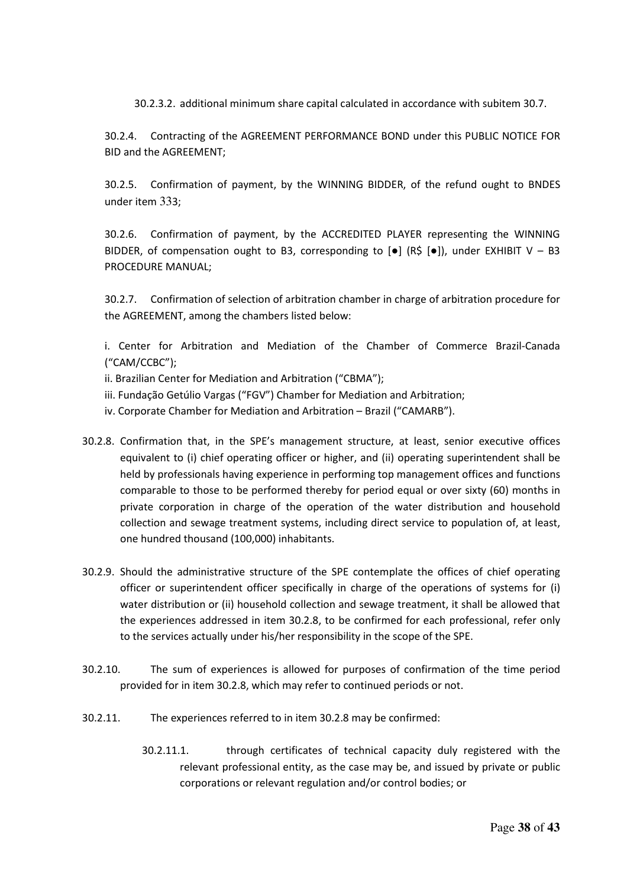30.2.3.2. additional minimum share capital calculated in accordance with subitem 30.7.

30.2.4. Contracting of the AGREEMENT PERFORMANCE BOND under this PUBLIC NOTICE FOR BID and the AGREEMENT;

30.2.5. Confirmation of payment, by the WINNING BIDDER, of the refund ought to BNDES under item 333;

30.2.6. Confirmation of payment, by the ACCREDITED PLAYER representing the WINNING BIDDER, of compensation ought to B3, corresponding to [●] (R$ [●]), under EXHIBIT V – B3 PROCEDURE MANUAL;

30.2.7. Confirmation of selection of arbitration chamber in charge of arbitration procedure for the AGREEMENT, among the chambers listed below:

i. Center for Arbitration and Mediation of the Chamber of Commerce Brazil-Canada (“CAM/CCBC”);
ii. Brazilian Center for Mediation and Arbitration (“CBMA”);
iii. Fundação Getúlio Vargas (“FGV”) Chamber for Mediation and Arbitration;
iv. Corporate Chamber for Mediation and Arbitration – Brazil (“CAMARB”).

30.2.8. Confirmation that, in the SPE’s management structure, at least, senior executive offices equivalent to (i) chief operating officer or higher, and (ii) operating superintendent shall be held by professionals having experience in performing top management offices and functions comparable to those to be performed thereby for period equal or over sixty (60) months in private corporation in charge of the operation of the water distribution and household collection and sewage treatment systems, including direct service to population of, at least, one hundred thousand (100,000) inhabitants.

30.2.9. Should the administrative structure of the SPE contemplate the offices of chief operating officer or superintendent officer specifically in charge of the operations of systems for (i) water distribution or (ii) household collection and sewage treatment, it shall be allowed that the experiences addressed in item 30.2.8, to be confirmed for each professional, refer only to the services actually under his/her responsibility in the scope of the SPE.

30.2.10. The sum of experiences is allowed for purposes of confirmation of the time period provided for in item 30.2.8, which may refer to continued periods or not.

30.2.11. The experiences referred to in item 30.2.8 may be confirmed:

30.2.11.1. through certificates of technical capacity duly registered with the relevant professional entity, as the case may be, and issued by private or public corporations or relevant regulation and/or control bodies; or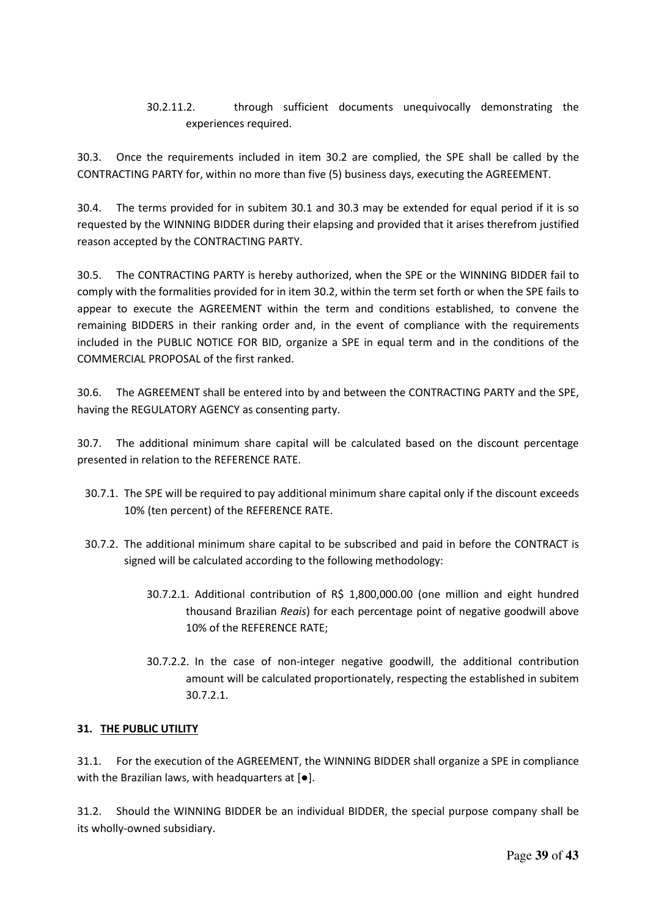30.2.11.2. through sufficient documents unequivocally demonstrating the experiences required.

30.3. Once the requirements included in item 30.2 are complied, the SPE shall be called by the CONTRACTING PARTY for, within no more than five (5) business days, executing the AGREEMENT.

30.4. The terms provided for in subitem 30.1 and 30.3 may be extended for equal period if it is so requested by the WINNING BIDDER during their elapsing and provided that it arises therefrom justified reason accepted by the CONTRACTING PARTY.

30.5. The CONTRACTING PARTY is hereby authorized, when the SPE or the WINNING BIDDER fail to comply with the formalities provided for in item 30.2, within the term set forth or when the SPE fails to appear to execute the AGREEMENT within the term and conditions established, to convene the remaining BIDDERS in their ranking order and, in the event of compliance with the requirements included in the PUBLIC NOTICE FOR BID, organize a SPE in equal term and in the conditions of the COMMERCIAL PROPOSAL of the first ranked.

30.6. The AGREEMENT shall be entered into by and between the CONTRACTING PARTY and the SPE, having the REGULATORY AGENCY as consenting party.

30.7. The additional minimum share capital will be calculated based on the discount percentage presented in relation to the REFERENCE RATE.

30.7.1. The SPE will be required to pay additional minimum share capital only if the discount exceeds 10% (ten percent) of the REFERENCE RATE.

30.7.2. The additional minimum share capital to be subscribed and paid in before the CONTRACT is signed will be calculated according to the following methodology:

30.7.2.1. Additional contribution of R$ 1,800,000.00 (one million and eight hundred thousand Brazilian *Reais*) for each percentage point of negative goodwill above 10% of the REFERENCE RATE;

30.7.2.2. In the case of non-integer negative goodwill, the additional contribution amount will be calculated proportionately, respecting the established in subitem 30.7.2.1.

**31. THE PUBLIC UTILITY**

31.1. For the execution of the AGREEMENT, the WINNING BIDDER shall organize a SPE in compliance with the Brazilian laws, with headquarters at [●].

31.2. Should the WINNING BIDDER be an individual BIDDER, the special purpose company shall be its wholly-owned subsidiary.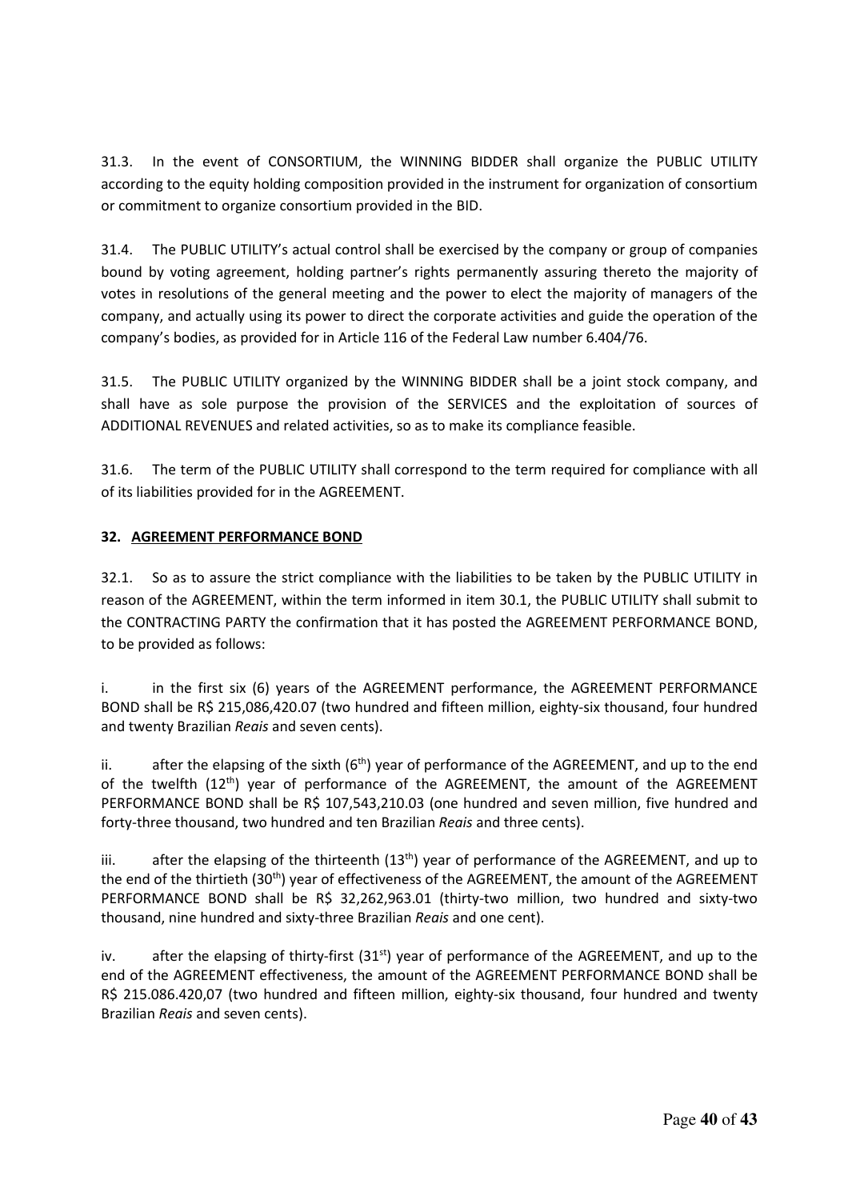31.3. In the event of CONSORTIUM, the WINNING BIDDER shall organize the PUBLIC UTILITY according to the equity holding composition provided in the instrument for organization of consortium or commitment to organize consortium provided in the BID.

31.4. The PUBLIC UTILITY's actual control shall be exercised by the company or group of companies bound by voting agreement, holding partner's rights permanently assuring thereto the majority of votes in resolutions of the general meeting and the power to elect the majority of managers of the company, and actually using its power to direct the corporate activities and guide the operation of the company's bodies, as provided for in Article 116 of the Federal Law number 6.404/76.

31.5. The PUBLIC UTILITY organized by the WINNING BIDDER shall be a joint stock company, and shall have as sole purpose the provision of the SERVICES and the exploitation of sources of ADDITIONAL REVENUES and related activities, so as to make its compliance feasible.

31.6. The term of the PUBLIC UTILITY shall correspond to the term required for compliance with all of its liabilities provided for in the AGREEMENT.

## 32. AGREEMENT PERFORMANCE BOND

32.1. So as to assure the strict compliance with the liabilities to be taken by the PUBLIC UTILITY in reason of the AGREEMENT, within the term informed in item 30.1, the PUBLIC UTILITY shall submit to the CONTRACTING PARTY the confirmation that it has posted the AGREEMENT PERFORMANCE BOND, to be provided as follows:

i. in the first six (6) years of the AGREEMENT performance, the AGREEMENT PERFORMANCE BOND shall be R$ 215,086,420.07 (two hundred and fifteen million, eighty-six thousand, four hundred and twenty Brazilian *Reais* and seven cents).

ii. after the elapsing of the sixth (6th) year of performance of the AGREEMENT, and up to the end of the twelfth (12th) year of performance of the AGREEMENT, the amount of the AGREEMENT PERFORMANCE BOND shall be R$ 107,543,210.03 (one hundred and seven million, five hundred and forty-three thousand, two hundred and ten Brazilian *Reais* and three cents).

iii. after the elapsing of the thirteenth (13th) year of performance of the AGREEMENT, and up to the end of the thirtieth (30th) year of effectiveness of the AGREEMENT, the amount of the AGREEMENT PERFORMANCE BOND shall be R$ 32,262,963.01 (thirty-two million, two hundred and sixty-two thousand, nine hundred and sixty-three Brazilian *Reais* and one cent).

iv. after the elapsing of thirty-first (31st) year of performance of the AGREEMENT, and up to the end of the AGREEMENT effectiveness, the amount of the AGREEMENT PERFORMANCE BOND shall be R$ 215.086.420,07 (two hundred and fifteen million, eighty-six thousand, four hundred and twenty Brazilian *Reais* and seven cents).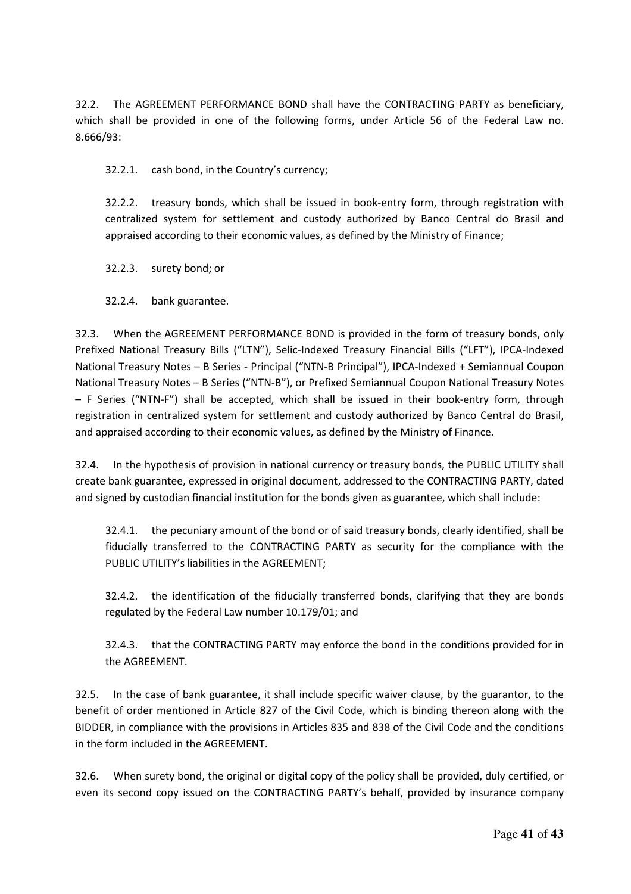32.2. The AGREEMENT PERFORMANCE BOND shall have the CONTRACTING PARTY as beneficiary, which shall be provided in one of the following forms, under Article 56 of the Federal Law no. 8.666/93:

32.2.1. cash bond, in the Country's currency;

32.2.2. treasury bonds, which shall be issued in book-entry form, through registration with centralized system for settlement and custody authorized by Banco Central do Brasil and appraised according to their economic values, as defined by the Ministry of Finance;

32.2.3. surety bond; or

32.2.4. bank guarantee.

32.3. When the AGREEMENT PERFORMANCE BOND is provided in the form of treasury bonds, only Prefixed National Treasury Bills ("LTN"), Selic-Indexed Treasury Financial Bills ("LFT"), IPCA-Indexed National Treasury Notes – B Series - Principal ("NTN-B Principal"), IPCA-Indexed + Semiannual Coupon National Treasury Notes – B Series ("NTN-B"), or Prefixed Semiannual Coupon National Treasury Notes – F Series ("NTN-F") shall be accepted, which shall be issued in their book-entry form, through registration in centralized system for settlement and custody authorized by Banco Central do Brasil, and appraised according to their economic values, as defined by the Ministry of Finance.

32.4. In the hypothesis of provision in national currency or treasury bonds, the PUBLIC UTILITY shall create bank guarantee, expressed in original document, addressed to the CONTRACTING PARTY, dated and signed by custodian financial institution for the bonds given as guarantee, which shall include:

32.4.1. the pecuniary amount of the bond or of said treasury bonds, clearly identified, shall be fiducially transferred to the CONTRACTING PARTY as security for the compliance with the PUBLIC UTILITY's liabilities in the AGREEMENT;

32.4.2. the identification of the fiducially transferred bonds, clarifying that they are bonds regulated by the Federal Law number 10.179/01; and

32.4.3. that the CONTRACTING PARTY may enforce the bond in the conditions provided for in the AGREEMENT.

32.5. In the case of bank guarantee, it shall include specific waiver clause, by the guarantor, to the benefit of order mentioned in Article 827 of the Civil Code, which is binding thereon along with the BIDDER, in compliance with the provisions in Articles 835 and 838 of the Civil Code and the conditions in the form included in the AGREEMENT.

32.6. When surety bond, the original or digital copy of the policy shall be provided, duly certified, or even its second copy issued on the CONTRACTING PARTY's behalf, provided by insurance company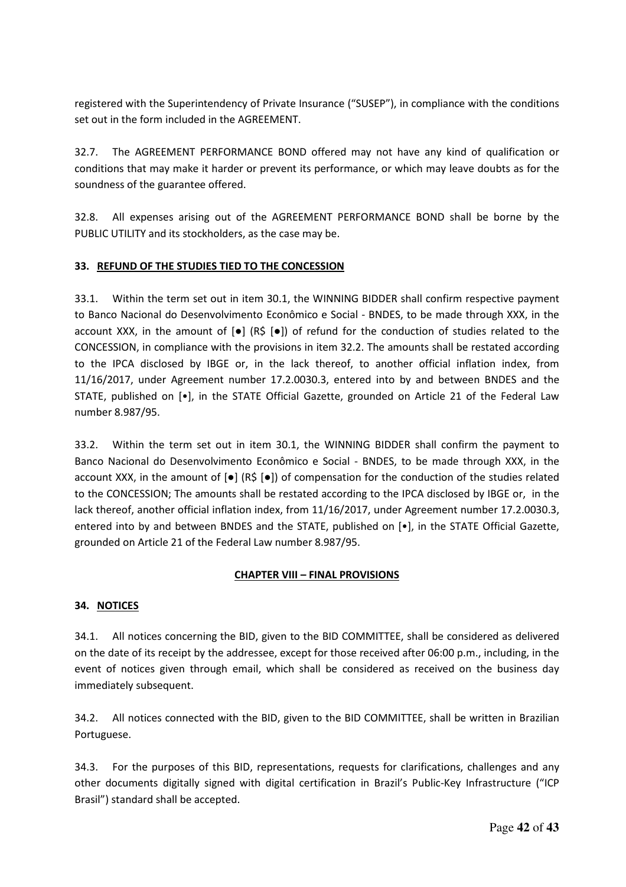registered with the Superintendency of Private Insurance ("SUSEP"), in compliance with the conditions set out in the form included in the AGREEMENT.

32.7. The AGREEMENT PERFORMANCE BOND offered may not have any kind of qualification or conditions that may make it harder or prevent its performance, or which may leave doubts as for the soundness of the guarantee offered.

32.8. All expenses arising out of the AGREEMENT PERFORMANCE BOND shall be borne by the PUBLIC UTILITY and its stockholders, as the case may be.

## 33. REFUND OF THE STUDIES TIED TO THE CONCESSION

33.1. Within the term set out in item 30.1, the WINNING BIDDER shall confirm respective payment to Banco Nacional do Desenvolvimento Econômico e Social - BNDES, to be made through XXX, in the account XXX, in the amount of [●] (R$ [●]) of refund for the conduction of studies related to the CONCESSION, in compliance with the provisions in item 32.2. The amounts shall be restated according to the IPCA disclosed by IBGE or, in the lack thereof, to another official inflation index, from 11/16/2017, under Agreement number 17.2.0030.3, entered into by and between BNDES and the STATE, published on [•], in the STATE Official Gazette, grounded on Article 21 of the Federal Law number 8.987/95.

33.2. Within the term set out in item 30.1, the WINNING BIDDER shall confirm the payment to Banco Nacional do Desenvolvimento Econômico e Social - BNDES, to be made through XXX, in the account XXX, in the amount of [●] (R$ [●]) of compensation for the conduction of the studies related to the CONCESSION; The amounts shall be restated according to the IPCA disclosed by IBGE or, in the lack thereof, another official inflation index, from 11/16/2017, under Agreement number 17.2.0030.3, entered into by and between BNDES and the STATE, published on [•], in the STATE Official Gazette, grounded on Article 21 of the Federal Law number 8.987/95.

# CHAPTER VIII – FINAL PROVISIONS

## 34. NOTICES

34.1. All notices concerning the BID, given to the BID COMMITTEE, shall be considered as delivered on the date of its receipt by the addressee, except for those received after 06:00 p.m., including, in the event of notices given through email, which shall be considered as received on the business day immediately subsequent.

34.2. All notices connected with the BID, given to the BID COMMITTEE, shall be written in Brazilian Portuguese.

34.3. For the purposes of this BID, representations, requests for clarifications, challenges and any other documents digitally signed with digital certification in Brazil's Public-Key Infrastructure ("ICP Brasil") standard shall be accepted.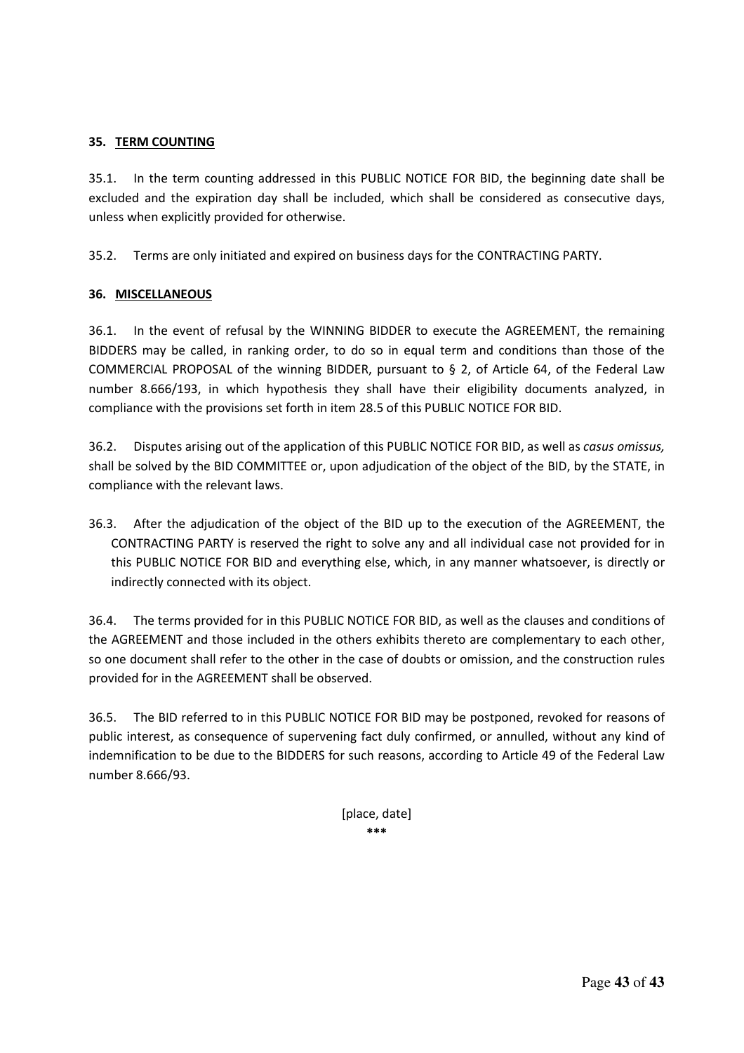## 35. TERM COUNTING

35.1. In the term counting addressed in this PUBLIC NOTICE FOR BID, the beginning date shall be excluded and the expiration day shall be included, which shall be considered as consecutive days, unless when explicitly provided for otherwise.

35.2. Terms are only initiated and expired on business days for the CONTRACTING PARTY.

## 36. MISCELLANEOUS

36.1. In the event of refusal by the WINNING BIDDER to execute the AGREEMENT, the remaining BIDDERS may be called, in ranking order, to do so in equal term and conditions than those of the COMMERCIAL PROPOSAL of the winning BIDDER, pursuant to § 2, of Article 64, of the Federal Law number 8.666/193, in which hypothesis they shall have their eligibility documents analyzed, in compliance with the provisions set forth in item 28.5 of this PUBLIC NOTICE FOR BID.

36.2. Disputes arising out of the application of this PUBLIC NOTICE FOR BID, as well as *casus omissus,* shall be solved by the BID COMMITTEE or, upon adjudication of the object of the BID, by the STATE, in compliance with the relevant laws.

36.3. After the adjudication of the object of the BID up to the execution of the AGREEMENT, the CONTRACTING PARTY is reserved the right to solve any and all individual case not provided for in this PUBLIC NOTICE FOR BID and everything else, which, in any manner whatsoever, is directly or indirectly connected with its object.

36.4. The terms provided for in this PUBLIC NOTICE FOR BID, as well as the clauses and conditions of the AGREEMENT and those included in the others exhibits thereto are complementary to each other, so one document shall refer to the other in the case of doubts or omission, and the construction rules provided for in the AGREEMENT shall be observed.

36.5. The BID referred to in this PUBLIC NOTICE FOR BID may be postponed, revoked for reasons of public interest, as consequence of supervening fact duly confirmed, or annulled, without any kind of indemnification to be due to the BIDDERS for such reasons, according to Article 49 of the Federal Law number 8.666/93.

[place, date]

***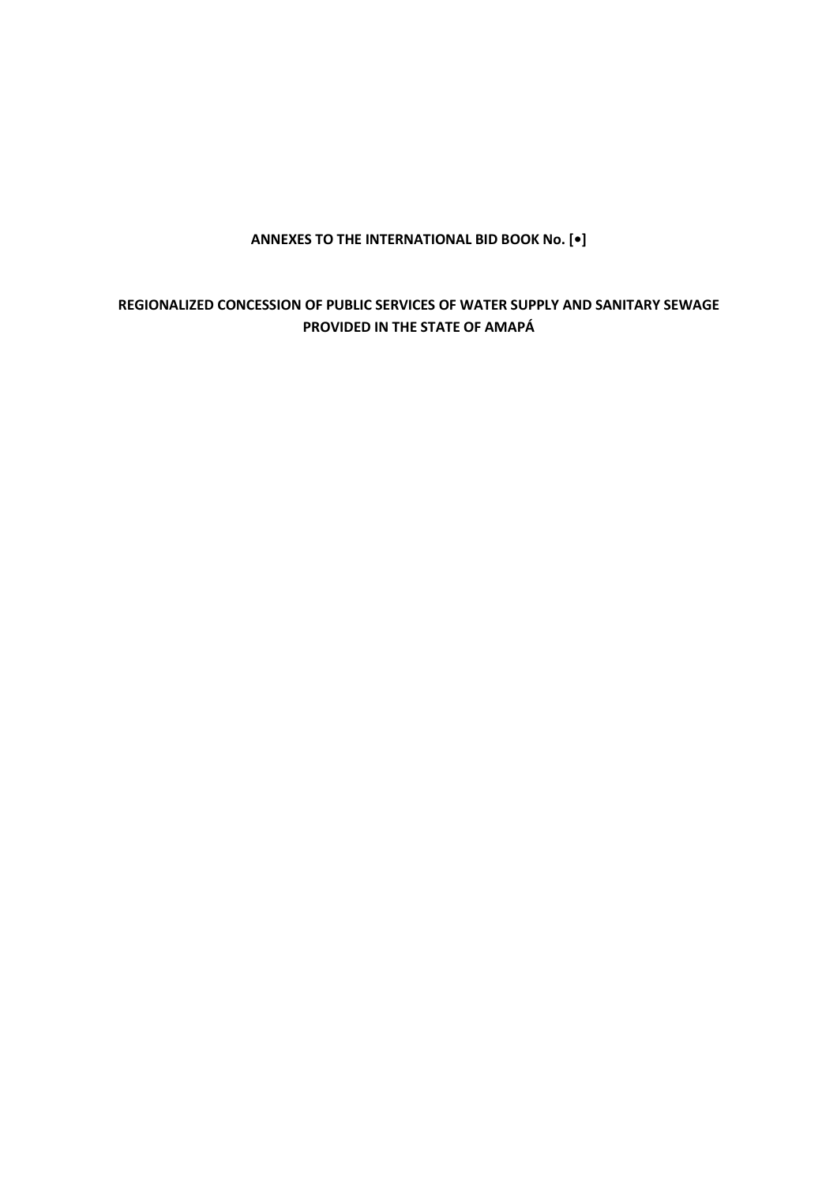**ANNEXES TO THE INTERNATIONAL BID BOOK No. [•]**

**REGIONALIZED CONCESSION OF PUBLIC SERVICES OF WATER SUPPLY AND SANITARY SEWAGE PROVIDED IN THE STATE OF AMAPÁ**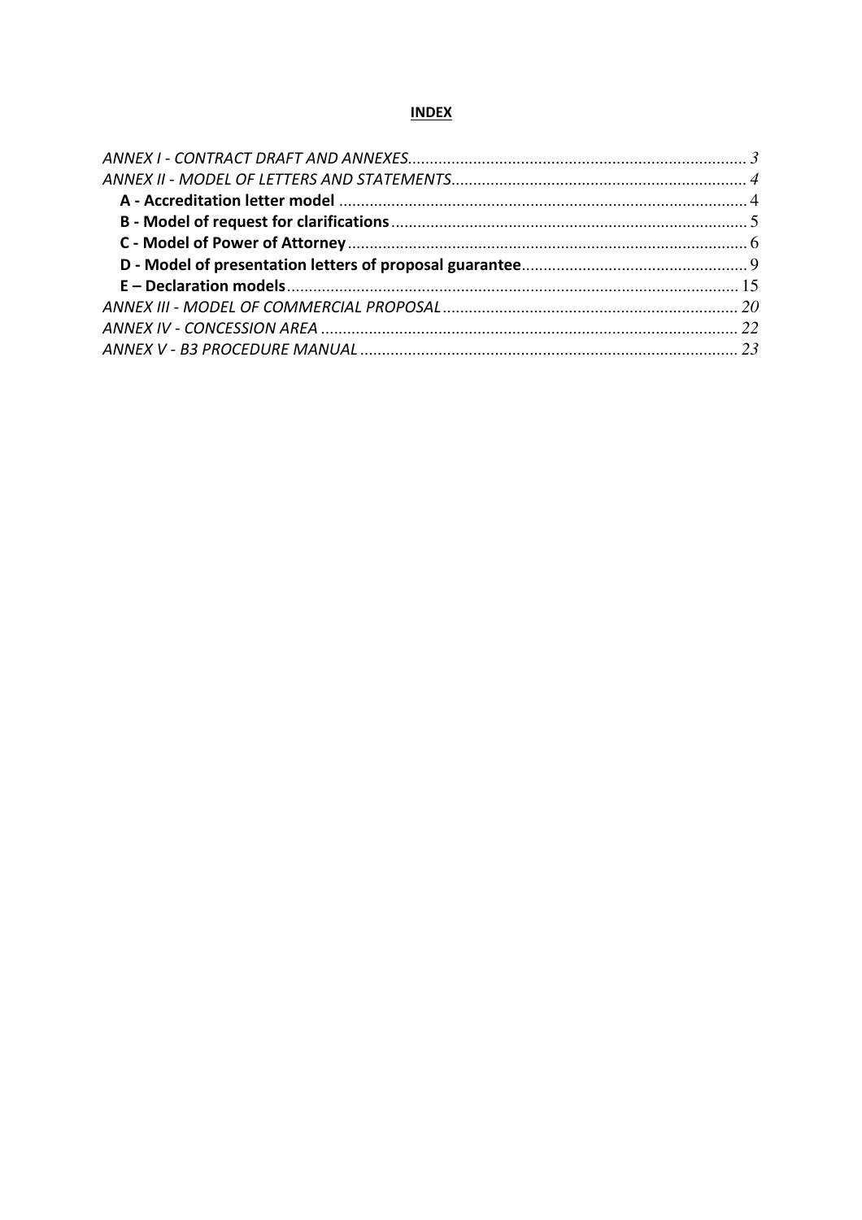**INDEX**

*ANNEX I - CONTRACT DRAFT AND ANNEXES* ..... 3
*ANNEX II - MODEL OF LETTERS AND STATEMENTS* ..... 4
- **A - Accreditation letter model** ..... 4
- **B - Model of request for clarifications** ..... 5
- **C - Model of Power of Attorney** ..... 6
- **D - Model of presentation letters of proposal guarantee** ..... 9
- **E – Declaration models** ..... 15

*ANNEX III - MODEL OF COMMERCIAL PROPOSAL* ..... 20
*ANNEX IV - CONCESSION AREA* ..... 22
*ANNEX V - B3 PROCEDURE MANUAL* ..... 23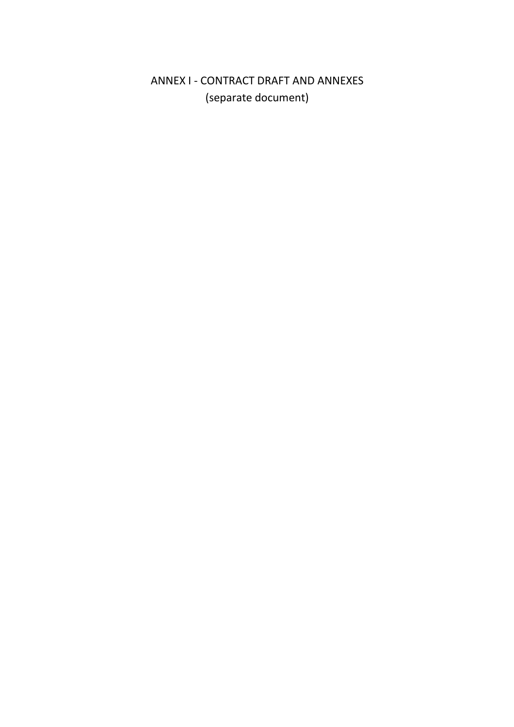# ANNEX I - CONTRACT DRAFT AND ANNEXES

(separate document)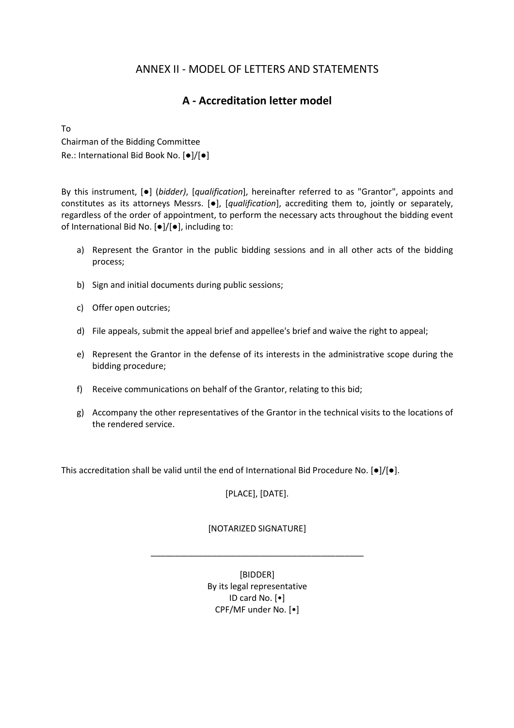# ANNEX II - MODEL OF LETTERS AND STATEMENTS

## A - Accreditation letter model

To

Chairman of the Bidding Committee

Re.: International Bid Book No. [●]/[●]

By this instrument, [●] (*bidder)*, [*qualification*], hereinafter referred to as "Grantor", appoints and constitutes as its attorneys Messrs. [●], [*qualification*], accrediting them to, jointly or separately, regardless of the order of appointment, to perform the necessary acts throughout the bidding event of International Bid No. [●]/[●], including to:

a) Represent the Grantor in the public bidding sessions and in all other acts of the bidding process;

b) Sign and initial documents during public sessions;

c) Offer open outcries;

d) File appeals, submit the appeal brief and appellee's brief and waive the right to appeal;

e) Represent the Grantor in the defense of its interests in the administrative scope during the bidding procedure;

f) Receive communications on behalf of the Grantor, relating to this bid;

g) Accompany the other representatives of the Grantor in the technical visits to the locations of the rendered service.

This accreditation shall be valid until the end of International Bid Procedure No. [●]/[●].

[PLACE], [DATE].

[NOTARIZED SIGNATURE]

\_\_\_\_\_\_\_\_\_\_\_\_\_\_\_\_\_\_\_\_\_\_\_\_\_\_\_\_\_\_\_\_\_\_\_\_\_\_\_\_\_\_\_\_

[BIDDER]

By its legal representative

ID card No. [•]

CPF/MF under No. [•]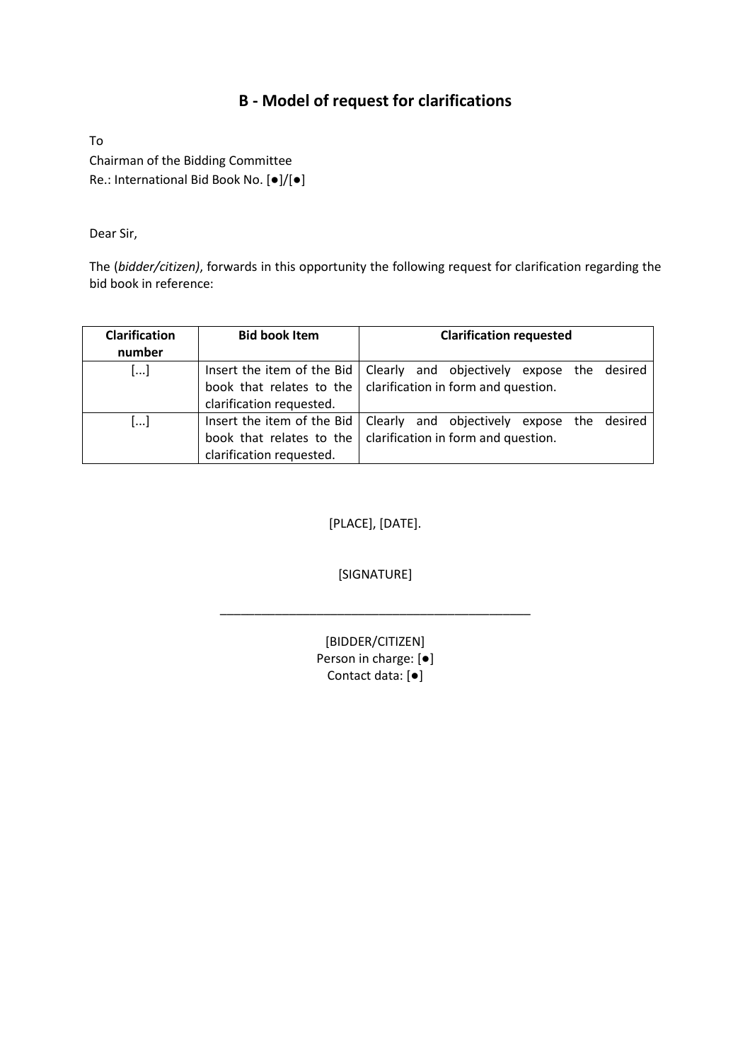## B - Model of request for clarifications

To
Chairman of the Bidding Committee
Re.: International Bid Book No. [●]/[●]

Dear Sir,

The (*bidder/citizen)*, forwards in this opportunity the following request for clarification regarding the bid book in reference:

| Clarification number | Bid book Item | Clarification requested |
|---|---|---|
| [...] | Insert the item of the Bid book that relates to the clarification requested. | Clearly and objectively expose the desired clarification in form and question. |
| [...] | Insert the item of the Bid book that relates to the clarification requested. | Clearly and objectively expose the desired clarification in form and question. |

[PLACE], [DATE].

[SIGNATURE]

_______________________________________________

[BIDDER/CITIZEN]
Person in charge: [●]
Contact data: [●]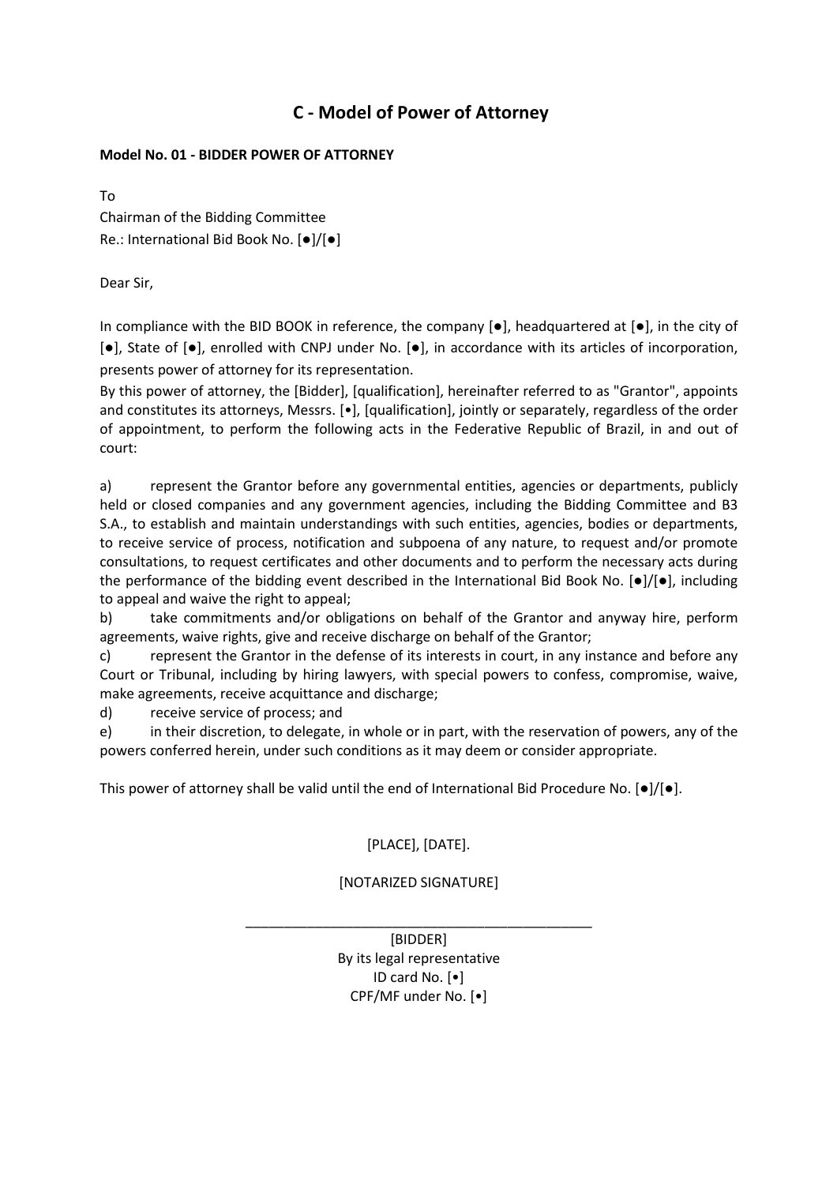# C - Model of Power of Attorney

**Model No. 01 - BIDDER POWER OF ATTORNEY**

To
Chairman of the Bidding Committee
Re.: International Bid Book No. [●]/[●]

Dear Sir,

In compliance with the BID BOOK in reference, the company [●], headquartered at [●], in the city of [●], State of [●], enrolled with CNPJ under No. [●], in accordance with its articles of incorporation, presents power of attorney for its representation.

By this power of attorney, the [Bidder], [qualification], hereinafter referred to as "Grantor", appoints and constitutes its attorneys, Messrs. [•], [qualification], jointly or separately, regardless of the order of appointment, to perform the following acts in the Federative Republic of Brazil, in and out of court:

a) represent the Grantor before any governmental entities, agencies or departments, publicly held or closed companies and any government agencies, including the Bidding Committee and B3 S.A., to establish and maintain understandings with such entities, agencies, bodies or departments, to receive service of process, notification and subpoena of any nature, to request and/or promote consultations, to request certificates and other documents and to perform the necessary acts during the performance of the bidding event described in the International Bid Book No. [●]/[●], including to appeal and waive the right to appeal;

b) take commitments and/or obligations on behalf of the Grantor and anyway hire, perform agreements, waive rights, give and receive discharge on behalf of the Grantor;

c) represent the Grantor in the defense of its interests in court, in any instance and before any Court or Tribunal, including by hiring lawyers, with special powers to confess, compromise, waive, make agreements, receive acquittance and discharge;

d) receive service of process; and

e) in their discretion, to delegate, in whole or in part, with the reservation of powers, any of the powers conferred herein, under such conditions as it may deem or consider appropriate.

This power of attorney shall be valid until the end of International Bid Procedure No. [●]/[●].

[PLACE], [DATE].

[NOTARIZED SIGNATURE]

\_\_\_\_\_\_\_\_\_\_\_\_\_\_\_\_\_\_\_\_\_\_\_\_\_\_\_\_\_\_\_\_\_\_\_\_\_\_\_\_\_\_\_\_

[BIDDER]
By its legal representative
ID card No. [•]
CPF/MF under No. [•]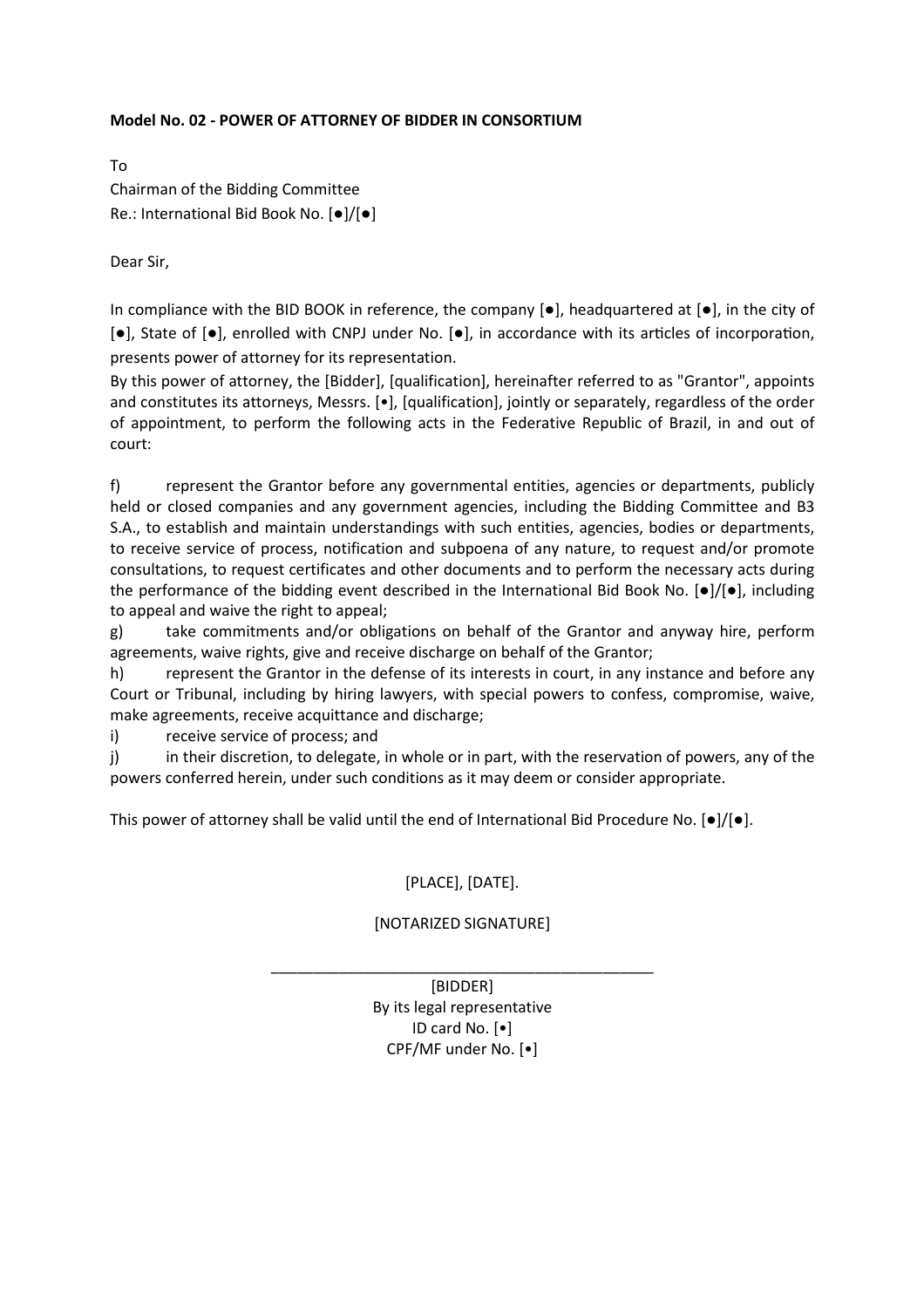**Model No. 02 - POWER OF ATTORNEY OF BIDDER IN CONSORTIUM**

To
Chairman of the Bidding Committee
Re.: International Bid Book No. [●]/[●]

Dear Sir,

In compliance with the BID BOOK in reference, the company [●], headquartered at [●], in the city of [●], State of [●], enrolled with CNPJ under No. [●], in accordance with its articles of incorporation, presents power of attorney for its representation.

By this power of attorney, the [Bidder], [qualification], hereinafter referred to as "Grantor", appoints and constitutes its attorneys, Messrs. [•], [qualification], jointly or separately, regardless of the order of appointment, to perform the following acts in the Federative Republic of Brazil, in and out of court:

f) represent the Grantor before any governmental entities, agencies or departments, publicly held or closed companies and any government agencies, including the Bidding Committee and B3 S.A., to establish and maintain understandings with such entities, agencies, bodies or departments, to receive service of process, notification and subpoena of any nature, to request and/or promote consultations, to request certificates and other documents and to perform the necessary acts during the performance of the bidding event described in the International Bid Book No. [●]/[●], including to appeal and waive the right to appeal;

g) take commitments and/or obligations on behalf of the Grantor and anyway hire, perform agreements, waive rights, give and receive discharge on behalf of the Grantor;

h) represent the Grantor in the defense of its interests in court, in any instance and before any Court or Tribunal, including by hiring lawyers, with special powers to confess, compromise, waive, make agreements, receive acquittance and discharge;

i) receive service of process; and

j) in their discretion, to delegate, in whole or in part, with the reservation of powers, any of the powers conferred herein, under such conditions as it may deem or consider appropriate.

This power of attorney shall be valid until the end of International Bid Procedure No. [●]/[●].

[PLACE], [DATE].

[NOTARIZED SIGNATURE]

\_\_\_\_\_\_\_\_\_\_\_\_\_\_\_\_\_\_\_\_\_\_\_\_\_\_\_\_\_\_\_\_\_\_\_\_\_\_\_\_\_\_\_\_

[BIDDER]
By its legal representative
ID card No. [•]
CPF/MF under No. [•]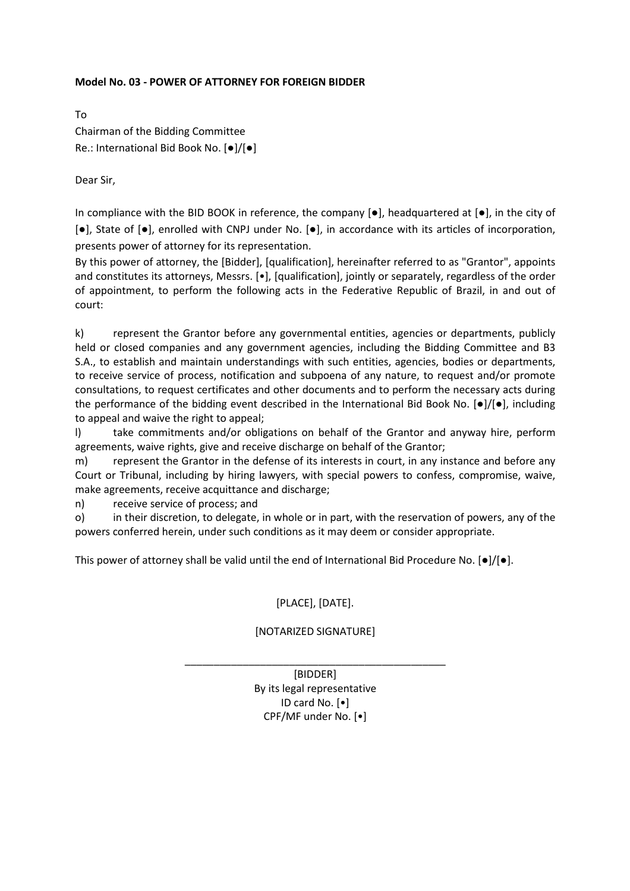**Model No. 03 - POWER OF ATTORNEY FOR FOREIGN BIDDER**

To
Chairman of the Bidding Committee
Re.: International Bid Book No. [●]/[●]

Dear Sir,

In compliance with the BID BOOK in reference, the company [●], headquartered at [●], in the city of [●], State of [●], enrolled with CNPJ under No. [●], in accordance with its articles of incorporation, presents power of attorney for its representation.

By this power of attorney, the [Bidder], [qualification], hereinafter referred to as "Grantor", appoints and constitutes its attorneys, Messrs. [•], [qualification], jointly or separately, regardless of the order of appointment, to perform the following acts in the Federative Republic of Brazil, in and out of court:

k) represent the Grantor before any governmental entities, agencies or departments, publicly held or closed companies and any government agencies, including the Bidding Committee and B3 S.A., to establish and maintain understandings with such entities, agencies, bodies or departments, to receive service of process, notification and subpoena of any nature, to request and/or promote consultations, to request certificates and other documents and to perform the necessary acts during the performance of the bidding event described in the International Bid Book No. [●]/[●], including to appeal and waive the right to appeal;

l) take commitments and/or obligations on behalf of the Grantor and anyway hire, perform agreements, waive rights, give and receive discharge on behalf of the Grantor;

m) represent the Grantor in the defense of its interests in court, in any instance and before any Court or Tribunal, including by hiring lawyers, with special powers to confess, compromise, waive, make agreements, receive acquittance and discharge;

n) receive service of process; and

o) in their discretion, to delegate, in whole or in part, with the reservation of powers, any of the powers conferred herein, under such conditions as it may deem or consider appropriate.

This power of attorney shall be valid until the end of International Bid Procedure No. [●]/[●].

[PLACE], [DATE].

[NOTARIZED SIGNATURE]

\_\_\_\_\_\_\_\_\_\_\_\_\_\_\_\_\_\_\_\_\_\_\_\_\_\_\_\_\_\_\_\_\_\_\_\_\_\_\_\_\_\_\_\_

[BIDDER]
By its legal representative
ID card No. [•]
CPF/MF under No. [•]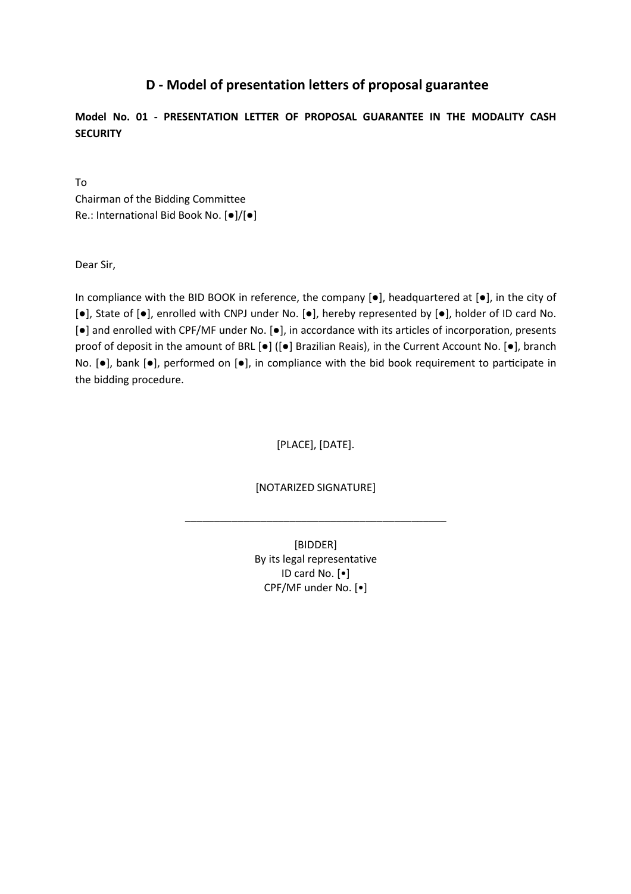## D - Model of presentation letters of proposal guarantee

**Model No. 01 - PRESENTATION LETTER OF PROPOSAL GUARANTEE IN THE MODALITY CASH SECURITY**

To
Chairman of the Bidding Committee
Re.: International Bid Book No. [●]/[●]

Dear Sir,

In compliance with the BID BOOK in reference, the company [●], headquartered at [●], in the city of [●], State of [●], enrolled with CNPJ under No. [●], hereby represented by [●], holder of ID card No. [●] and enrolled with CPF/MF under No. [●], in accordance with its articles of incorporation, presents proof of deposit in the amount of BRL [●] ([●] Brazilian Reais), in the Current Account No. [●], branch No. [●], bank [●], performed on [●], in compliance with the bid book requirement to participate in the bidding procedure.

[PLACE], [DATE].

[NOTARIZED SIGNATURE]

_____________________________________________

[BIDDER]
By its legal representative
ID card No. [•]
CPF/MF under No. [•]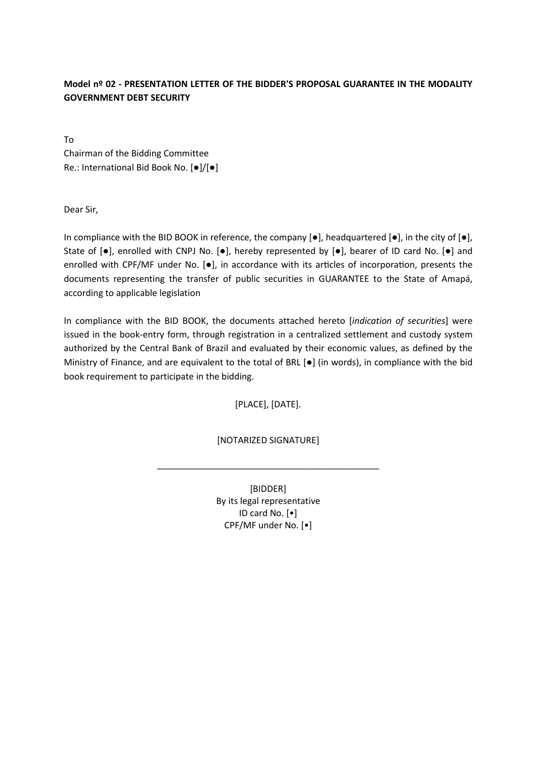**Model nº 02 - PRESENTATION LETTER OF THE BIDDER'S PROPOSAL GUARANTEE IN THE MODALITY GOVERNMENT DEBT SECURITY**

To
Chairman of the Bidding Committee
Re.: International Bid Book No. [●]/[●]

Dear Sir,

In compliance with the BID BOOK in reference, the company [●], headquartered [●], in the city of [●], State of [●], enrolled with CNPJ No. [●], hereby represented by [●], bearer of ID card No. [●] and enrolled with CPF/MF under No. [●], in accordance with its articles of incorporation, presents the documents representing the transfer of public securities in GUARANTEE to the State of Amapá, according to applicable legislation

In compliance with the BID BOOK, the documents attached hereto [*indication of securities*] were issued in the book-entry form, through registration in a centralized settlement and custody system authorized by the Central Bank of Brazil and evaluated by their economic values, as defined by the Ministry of Finance, and are equivalent to the total of BRL [●] (in words), in compliance with the bid book requirement to participate in the bidding.

[PLACE], [DATE].

[NOTARIZED SIGNATURE]

\_\_\_\_\_\_\_\_\_\_\_\_\_\_\_\_\_\_\_\_\_\_\_\_\_\_\_\_\_\_\_\_\_\_\_\_\_\_\_\_\_\_\_\_

[BIDDER]
By its legal representative
ID card No. [•]
CPF/MF under No. [•]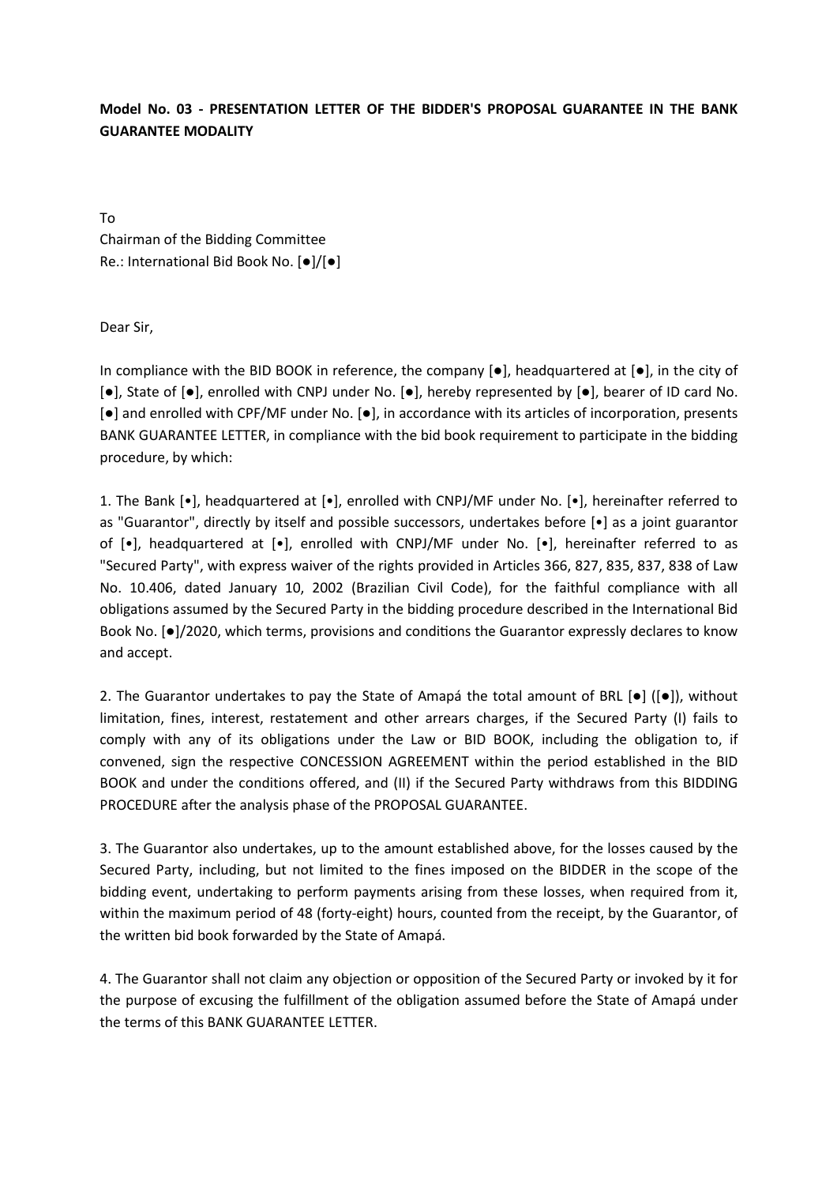**Model No. 03 - PRESENTATION LETTER OF THE BIDDER'S PROPOSAL GUARANTEE IN THE BANK GUARANTEE MODALITY**

To
Chairman of the Bidding Committee
Re.: International Bid Book No. [●]/[●]

Dear Sir,

In compliance with the BID BOOK in reference, the company [●], headquartered at [●], in the city of [●], State of [●], enrolled with CNPJ under No. [●], hereby represented by [●], bearer of ID card No. [●] and enrolled with CPF/MF under No. [●], in accordance with its articles of incorporation, presents BANK GUARANTEE LETTER, in compliance with the bid book requirement to participate in the bidding procedure, by which:

1. The Bank [•], headquartered at [•], enrolled with CNPJ/MF under No. [•], hereinafter referred to as "Guarantor", directly by itself and possible successors, undertakes before [•] as a joint guarantor of [•], headquartered at [•], enrolled with CNPJ/MF under No. [•], hereinafter referred to as "Secured Party", with express waiver of the rights provided in Articles 366, 827, 835, 837, 838 of Law No. 10.406, dated January 10, 2002 (Brazilian Civil Code), for the faithful compliance with all obligations assumed by the Secured Party in the bidding procedure described in the International Bid Book No. [●]/2020, which terms, provisions and conditions the Guarantor expressly declares to know and accept.

2. The Guarantor undertakes to pay the State of Amapá the total amount of BRL [●] ([●]), without limitation, fines, interest, restatement and other arrears charges, if the Secured Party (I) fails to comply with any of its obligations under the Law or BID BOOK, including the obligation to, if convened, sign the respective CONCESSION AGREEMENT within the period established in the BID BOOK and under the conditions offered, and (II) if the Secured Party withdraws from this BIDDING PROCEDURE after the analysis phase of the PROPOSAL GUARANTEE.

3. The Guarantor also undertakes, up to the amount established above, for the losses caused by the Secured Party, including, but not limited to the fines imposed on the BIDDER in the scope of the bidding event, undertaking to perform payments arising from these losses, when required from it, within the maximum period of 48 (forty-eight) hours, counted from the receipt, by the Guarantor, of the written bid book forwarded by the State of Amapá.

4. The Guarantor shall not claim any objection or opposition of the Secured Party or invoked by it for the purpose of excusing the fulfillment of the obligation assumed before the State of Amapá under the terms of this BANK GUARANTEE LETTER.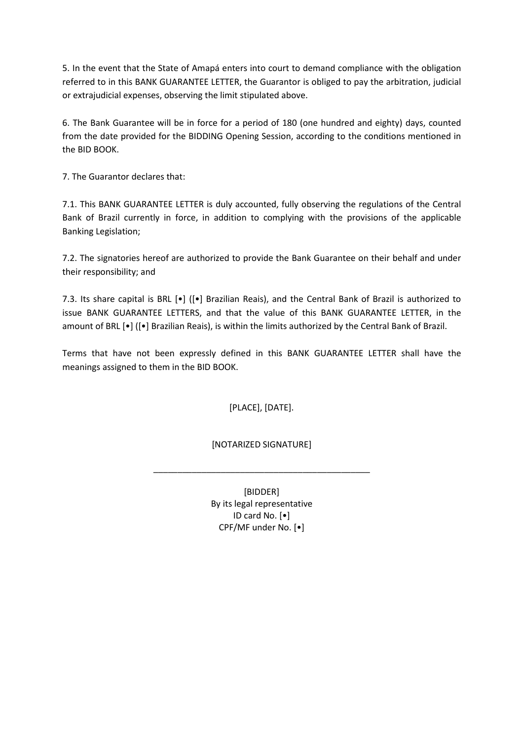5. In the event that the State of Amapá enters into court to demand compliance with the obligation referred to in this BANK GUARANTEE LETTER, the Guarantor is obliged to pay the arbitration, judicial or extrajudicial expenses, observing the limit stipulated above.

6. The Bank Guarantee will be in force for a period of 180 (one hundred and eighty) days, counted from the date provided for the BIDDING Opening Session, according to the conditions mentioned in the BID BOOK.

7. The Guarantor declares that:

7.1. This BANK GUARANTEE LETTER is duly accounted, fully observing the regulations of the Central Bank of Brazil currently in force, in addition to complying with the provisions of the applicable Banking Legislation;

7.2. The signatories hereof are authorized to provide the Bank Guarantee on their behalf and under their responsibility; and

7.3. Its share capital is BRL [•] ([•] Brazilian Reais), and the Central Bank of Brazil is authorized to issue BANK GUARANTEE LETTERS, and that the value of this BANK GUARANTEE LETTER, in the amount of BRL [•] ([•] Brazilian Reais), is within the limits authorized by the Central Bank of Brazil.

Terms that have not been expressly defined in this BANK GUARANTEE LETTER shall have the meanings assigned to them in the BID BOOK.

[PLACE], [DATE].

[NOTARIZED SIGNATURE]

_____________________________________________

[BIDDER]
By its legal representative
ID card No. [•]
CPF/MF under No. [•]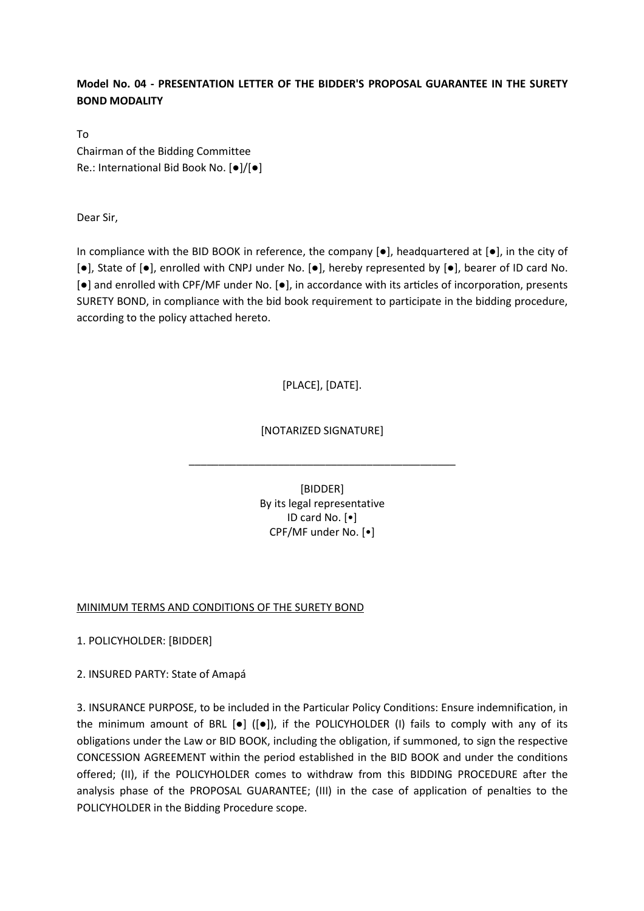**Model No. 04 - PRESENTATION LETTER OF THE BIDDER'S PROPOSAL GUARANTEE IN THE SURETY BOND MODALITY**

To
Chairman of the Bidding Committee
Re.: International Bid Book No. [●]/[●]

Dear Sir,

In compliance with the BID BOOK in reference, the company [●], headquartered at [●], in the city of [●], State of [●], enrolled with CNPJ under No. [●], hereby represented by [●], bearer of ID card No. [●] and enrolled with CPF/MF under No. [●], in accordance with its articles of incorporation, presents SURETY BOND, in compliance with the bid book requirement to participate in the bidding procedure, according to the policy attached hereto.

[PLACE], [DATE].

[NOTARIZED SIGNATURE]

_______________________________________________

[BIDDER]
By its legal representative
ID card No. [•]
CPF/MF under No. [•]

<u>MINIMUM TERMS AND CONDITIONS OF THE SURETY BOND</u>

1. POLICYHOLDER: [BIDDER]

2. INSURED PARTY: State of Amapá

3. INSURANCE PURPOSE, to be included in the Particular Policy Conditions: Ensure indemnification, in the minimum amount of BRL [●] ([●]), if the POLICYHOLDER (I) fails to comply with any of its obligations under the Law or BID BOOK, including the obligation, if summoned, to sign the respective CONCESSION AGREEMENT within the period established in the BID BOOK and under the conditions offered; (II), if the POLICYHOLDER comes to withdraw from this BIDDING PROCEDURE after the analysis phase of the PROPOSAL GUARANTEE; (III) in the case of application of penalties to the POLICYHOLDER in the Bidding Procedure scope.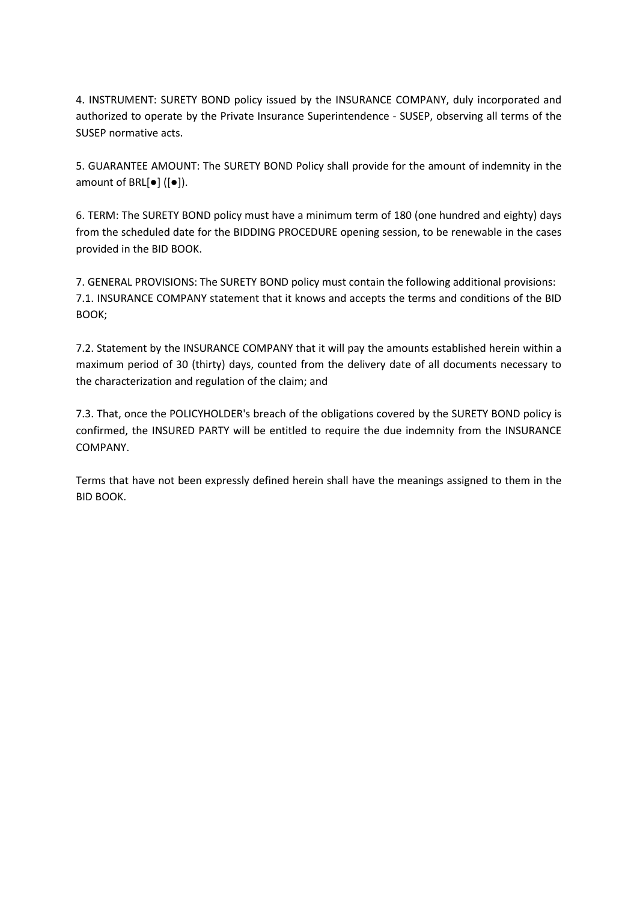4. INSTRUMENT: SURETY BOND policy issued by the INSURANCE COMPANY, duly incorporated and authorized to operate by the Private Insurance Superintendence - SUSEP, observing all terms of the SUSEP normative acts.

5. GUARANTEE AMOUNT: The SURETY BOND Policy shall provide for the amount of indemnity in the amount of BRL[●] ([●]).

6. TERM: The SURETY BOND policy must have a minimum term of 180 (one hundred and eighty) days from the scheduled date for the BIDDING PROCEDURE opening session, to be renewable in the cases provided in the BID BOOK.

7. GENERAL PROVISIONS: The SURETY BOND policy must contain the following additional provisions:
7.1. INSURANCE COMPANY statement that it knows and accepts the terms and conditions of the BID BOOK;

7.2. Statement by the INSURANCE COMPANY that it will pay the amounts established herein within a maximum period of 30 (thirty) days, counted from the delivery date of all documents necessary to the characterization and regulation of the claim; and

7.3. That, once the POLICYHOLDER's breach of the obligations covered by the SURETY BOND policy is confirmed, the INSURED PARTY will be entitled to require the due indemnity from the INSURANCE COMPANY.

Terms that have not been expressly defined herein shall have the meanings assigned to them in the BID BOOK.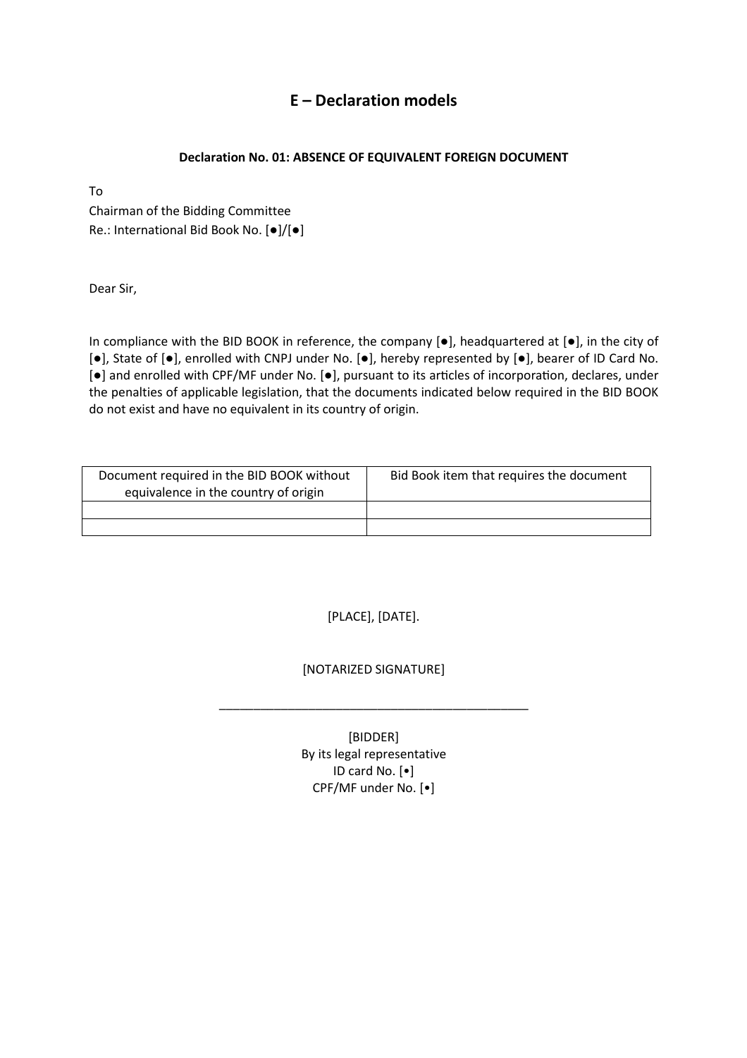# E – Declaration models

### Declaration No. 01: ABSENCE OF EQUIVALENT FOREIGN DOCUMENT

To
Chairman of the Bidding Committee
Re.: International Bid Book No. [●]/[●]

Dear Sir,

In compliance with the BID BOOK in reference, the company [●], headquartered at [●], in the city of [●], State of [●], enrolled with CNPJ under No. [●], hereby represented by [●], bearer of ID Card No. [●] and enrolled with CPF/MF under No. [●], pursuant to its articles of incorporation, declares, under the penalties of applicable legislation, that the documents indicated below required in the BID BOOK do not exist and have no equivalent in its country of origin.

| Document required in the BID BOOK without equivalence in the country of origin | Bid Book item that requires the document |
| --- | --- |
| | |
| | |

[PLACE], [DATE].

[NOTARIZED SIGNATURE]

_____________________________________________

[BIDDER]
By its legal representative
ID card No. [•]
CPF/MF under No. [•]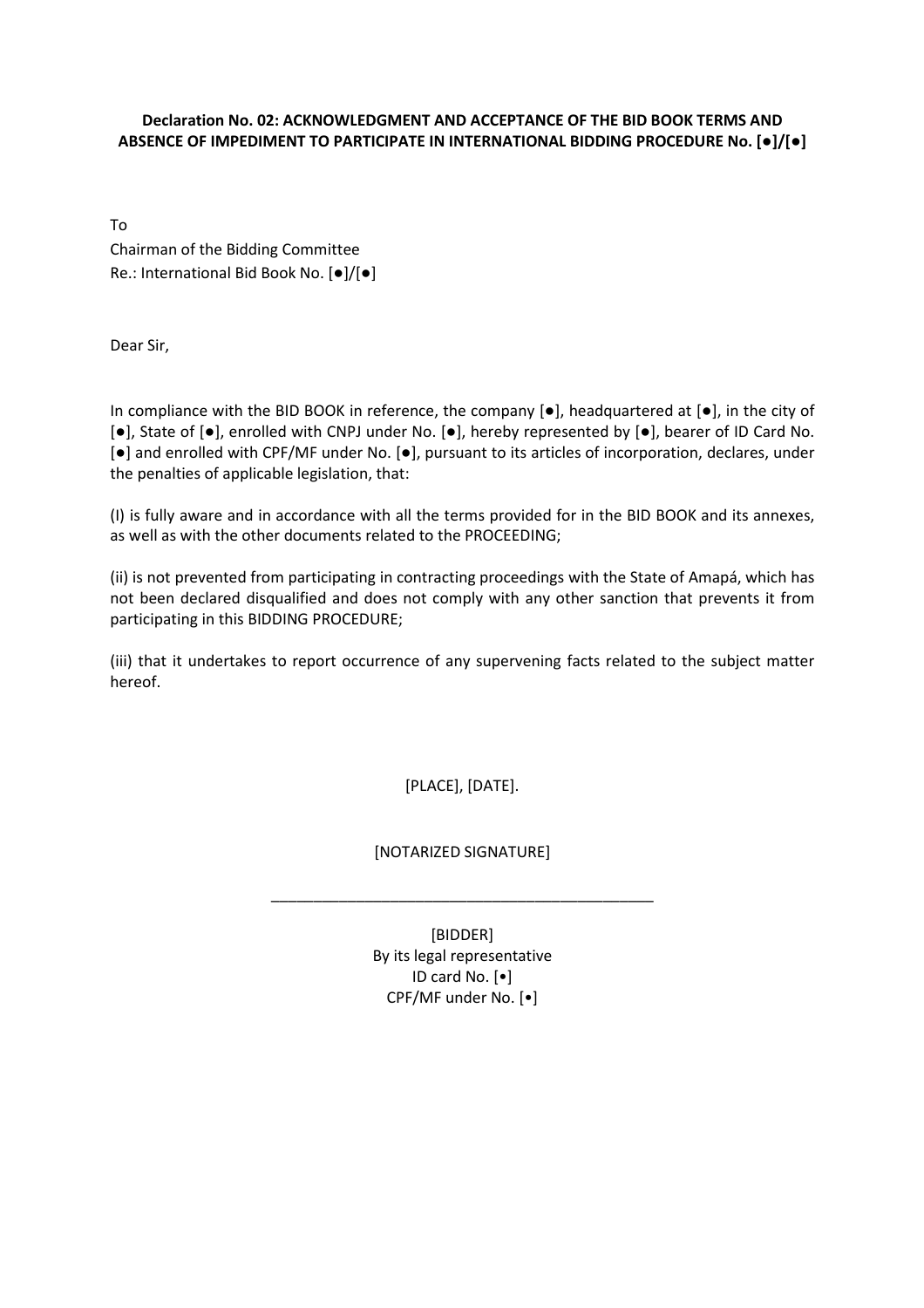**Declaration No. 02: ACKNOWLEDGMENT AND ACCEPTANCE OF THE BID BOOK TERMS AND ABSENCE OF IMPEDIMENT TO PARTICIPATE IN INTERNATIONAL BIDDING PROCEDURE No. [●]/[●]**

To
Chairman of the Bidding Committee
Re.: International Bid Book No. [●]/[●]

Dear Sir,

In compliance with the BID BOOK in reference, the company [●], headquartered at [●], in the city of [●], State of [●], enrolled with CNPJ under No. [●], hereby represented by [●], bearer of ID Card No. [●] and enrolled with CPF/MF under No. [●], pursuant to its articles of incorporation, declares, under the penalties of applicable legislation, that:

(I) is fully aware and in accordance with all the terms provided for in the BID BOOK and its annexes, as well as with the other documents related to the PROCEEDING;

(ii) is not prevented from participating in contracting proceedings with the State of Amapá, which has not been declared disqualified and does not comply with any other sanction that prevents it from participating in this BIDDING PROCEDURE;

(iii) that it undertakes to report occurrence of any supervening facts related to the subject matter hereof.

[PLACE], [DATE].

[NOTARIZED SIGNATURE]

\_\_\_\_\_\_\_\_\_\_\_\_\_\_\_\_\_\_\_\_\_\_\_\_\_\_\_\_\_\_\_\_\_\_\_\_\_\_\_\_\_\_\_\_

[BIDDER]
By its legal representative
ID card No. [•]
CPF/MF under No. [•]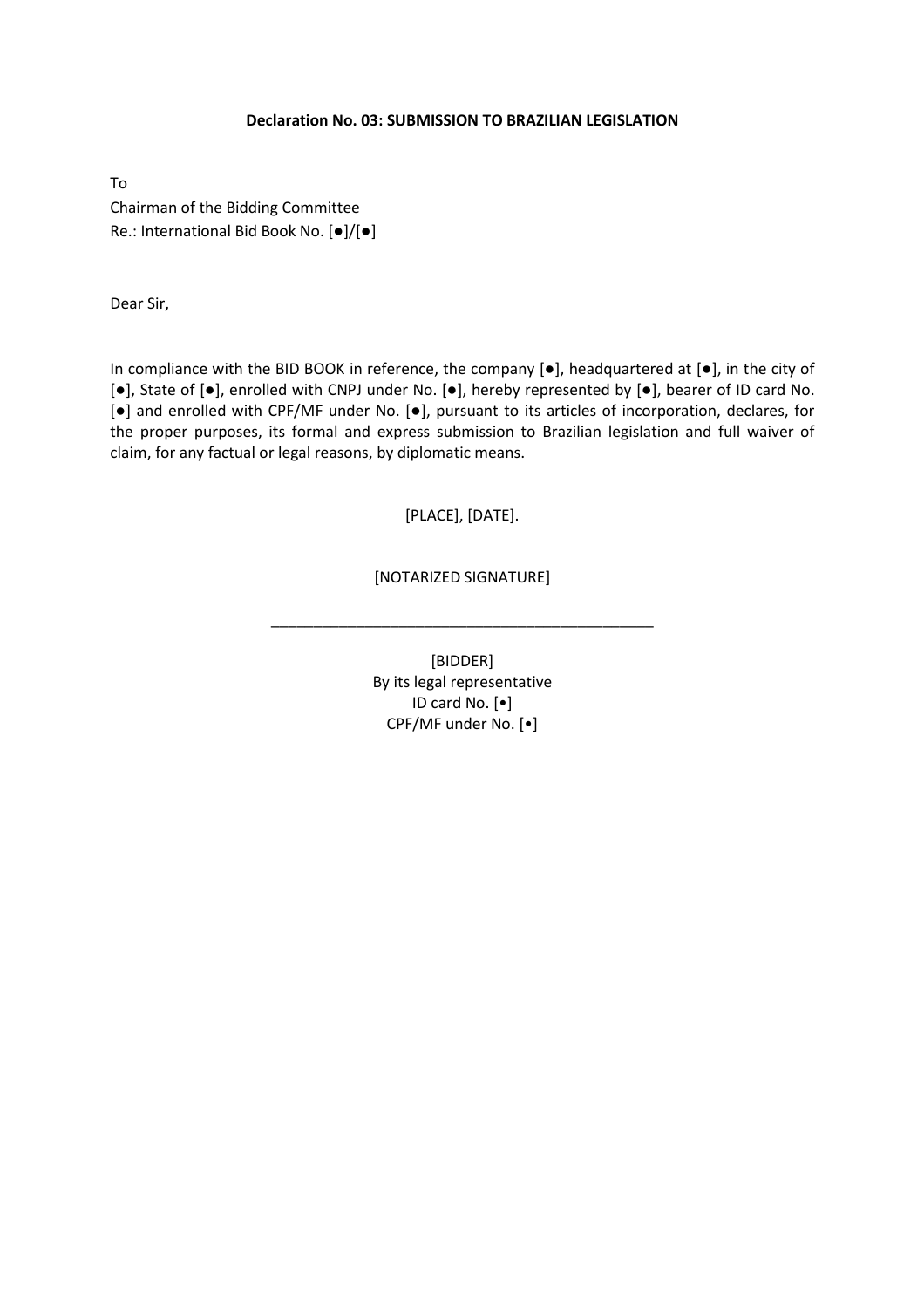**Declaration No. 03: SUBMISSION TO BRAZILIAN LEGISLATION**

To

Chairman of the Bidding Committee

Re.: International Bid Book No. [●]/[●]

Dear Sir,

In compliance with the BID BOOK in reference, the company [●], headquartered at [●], in the city of [●], State of [●], enrolled with CNPJ under No. [●], hereby represented by [●], bearer of ID card No. [●] and enrolled with CPF/MF under No. [●], pursuant to its articles of incorporation, declares, for the proper purposes, its formal and express submission to Brazilian legislation and full waiver of claim, for any factual or legal reasons, by diplomatic means.

[PLACE], [DATE].

[NOTARIZED SIGNATURE]

_______________________________________________

[BIDDER]

By its legal representative

ID card No. [•]

CPF/MF under No. [•]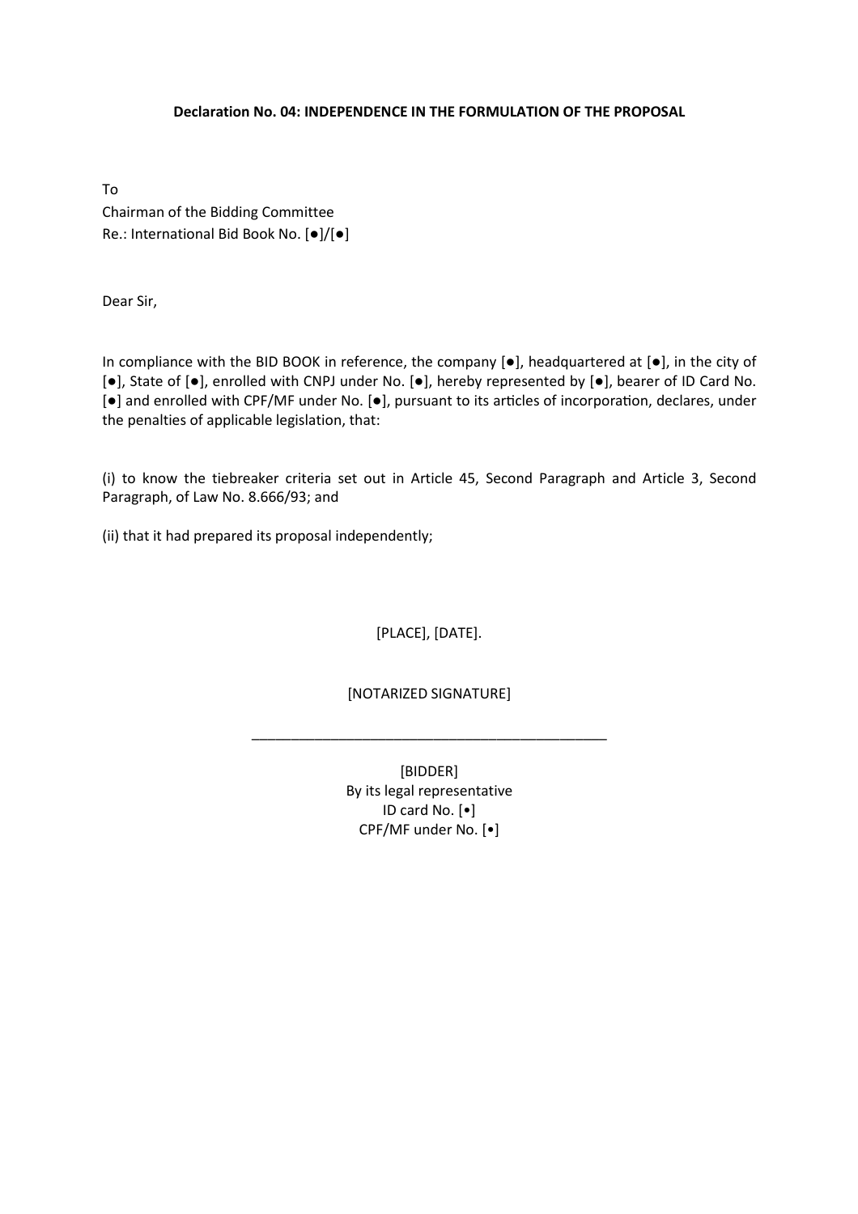**Declaration No. 04: INDEPENDENCE IN THE FORMULATION OF THE PROPOSAL**

To
Chairman of the Bidding Committee
Re.: International Bid Book No. [●]/[●]

Dear Sir,

In compliance with the BID BOOK in reference, the company [●], headquartered at [●], in the city of [●], State of [●], enrolled with CNPJ under No. [●], hereby represented by [●], bearer of ID Card No. [●] and enrolled with CPF/MF under No. [●], pursuant to its articles of incorporation, declares, under the penalties of applicable legislation, that:

(i) to know the tiebreaker criteria set out in Article 45, Second Paragraph and Article 3, Second Paragraph, of Law No. 8.666/93; and

(ii) that it had prepared its proposal independently;

[PLACE], [DATE].

[NOTARIZED SIGNATURE]

_______________________________________________

[BIDDER]
By its legal representative
ID card No. [•]
CPF/MF under No. [•]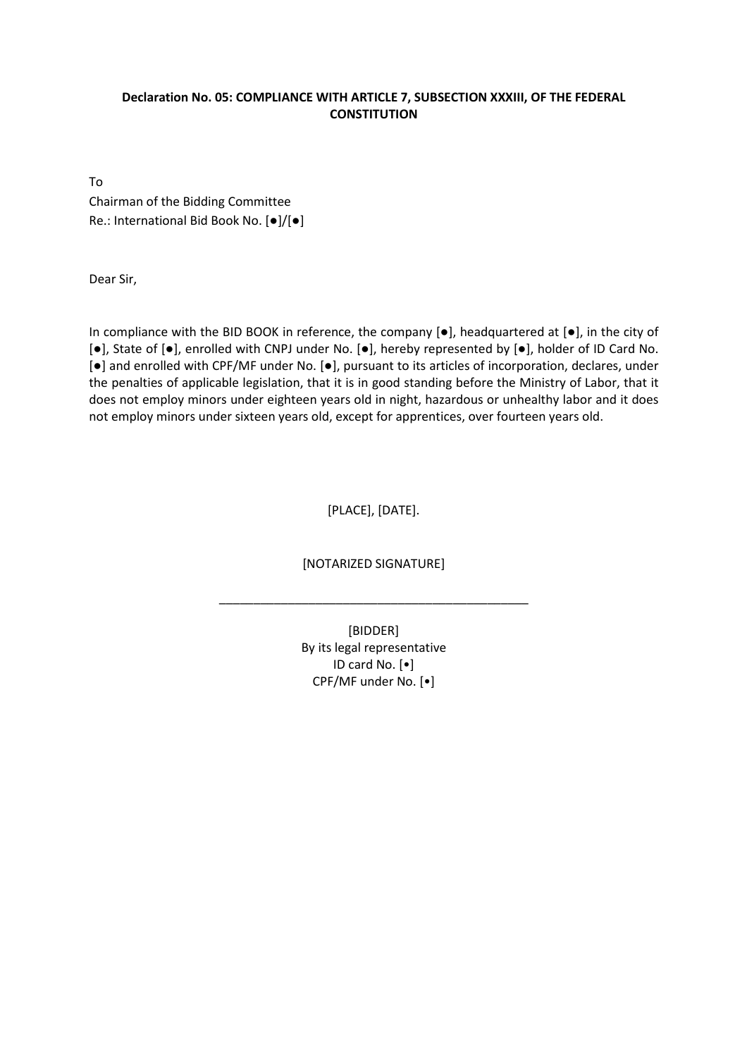**Declaration No. 05: COMPLIANCE WITH ARTICLE 7, SUBSECTION XXXIII, OF THE FEDERAL CONSTITUTION**

To
Chairman of the Bidding Committee
Re.: International Bid Book No. [●]/[●]

Dear Sir,

In compliance with the BID BOOK in reference, the company [●], headquartered at [●], in the city of [●], State of [●], enrolled with CNPJ under No. [●], hereby represented by [●], holder of ID Card No. [●] and enrolled with CPF/MF under No. [●], pursuant to its articles of incorporation, declares, under the penalties of applicable legislation, that it is in good standing before the Ministry of Labor, that it does not employ minors under eighteen years old in night, hazardous or unhealthy labor and it does not employ minors under sixteen years old, except for apprentices, over fourteen years old.

[PLACE], [DATE].

[NOTARIZED SIGNATURE]

_____________________________________________

[BIDDER]
By its legal representative
ID card No. [•]
CPF/MF under No. [•]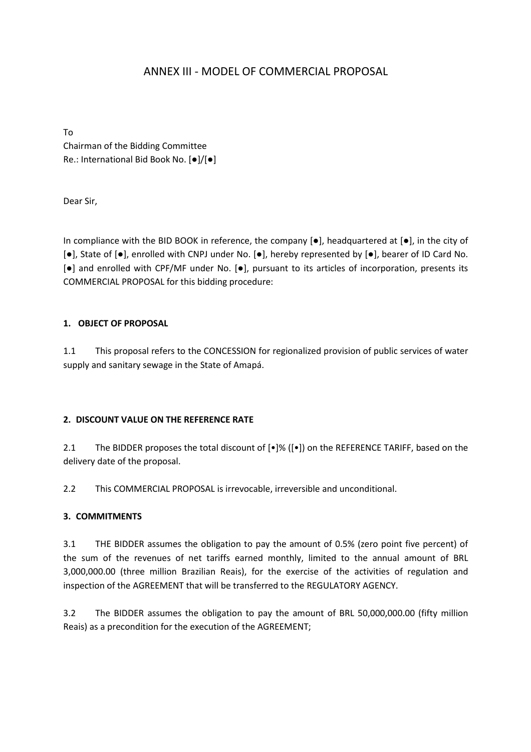# ANNEX III - MODEL OF COMMERCIAL PROPOSAL

To
Chairman of the Bidding Committee
Re.: International Bid Book No. [●]/[●]

Dear Sir,

In compliance with the BID BOOK in reference, the company [●], headquartered at [●], in the city of [●], State of [●], enrolled with CNPJ under No. [●], hereby represented by [●], bearer of ID Card No. [●] and enrolled with CPF/MF under No. [●], pursuant to its articles of incorporation, presents its COMMERCIAL PROPOSAL for this bidding procedure:

**1. OBJECT OF PROPOSAL**

1.1 This proposal refers to the CONCESSION for regionalized provision of public services of water supply and sanitary sewage in the State of Amapá.

**2. DISCOUNT VALUE ON THE REFERENCE RATE**

2.1 The BIDDER proposes the total discount of [•]% ([•]) on the REFERENCE TARIFF, based on the delivery date of the proposal.

2.2 This COMMERCIAL PROPOSAL is irrevocable, irreversible and unconditional.

**3. COMMITMENTS**

3.1 THE BIDDER assumes the obligation to pay the amount of 0.5% (zero point five percent) of the sum of the revenues of net tariffs earned monthly, limited to the annual amount of BRL 3,000,000.00 (three million Brazilian Reais), for the exercise of the activities of regulation and inspection of the AGREEMENT that will be transferred to the REGULATORY AGENCY.

3.2 The BIDDER assumes the obligation to pay the amount of BRL 50,000,000.00 (fifty million Reais) as a precondition for the execution of the AGREEMENT;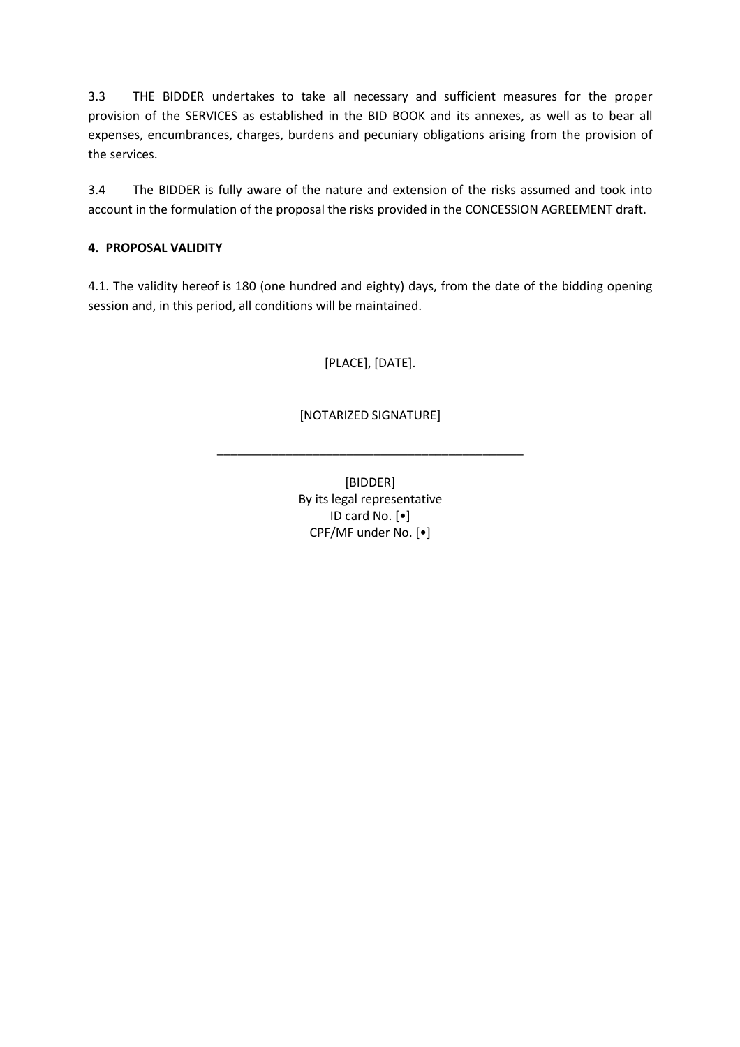3.3 THE BIDDER undertakes to take all necessary and sufficient measures for the proper provision of the SERVICES as established in the BID BOOK and its annexes, as well as to bear all expenses, encumbrances, charges, burdens and pecuniary obligations arising from the provision of the services.

3.4 The BIDDER is fully aware of the nature and extension of the risks assumed and took into account in the formulation of the proposal the risks provided in the CONCESSION AGREEMENT draft.

**4. PROPOSAL VALIDITY**

4.1. The validity hereof is 180 (one hundred and eighty) days, from the date of the bidding opening session and, in this period, all conditions will be maintained.

[PLACE], [DATE].

[NOTARIZED SIGNATURE]

_____________________________________________

[BIDDER]
By its legal representative
ID card No. [•]
CPF/MF under No. [•]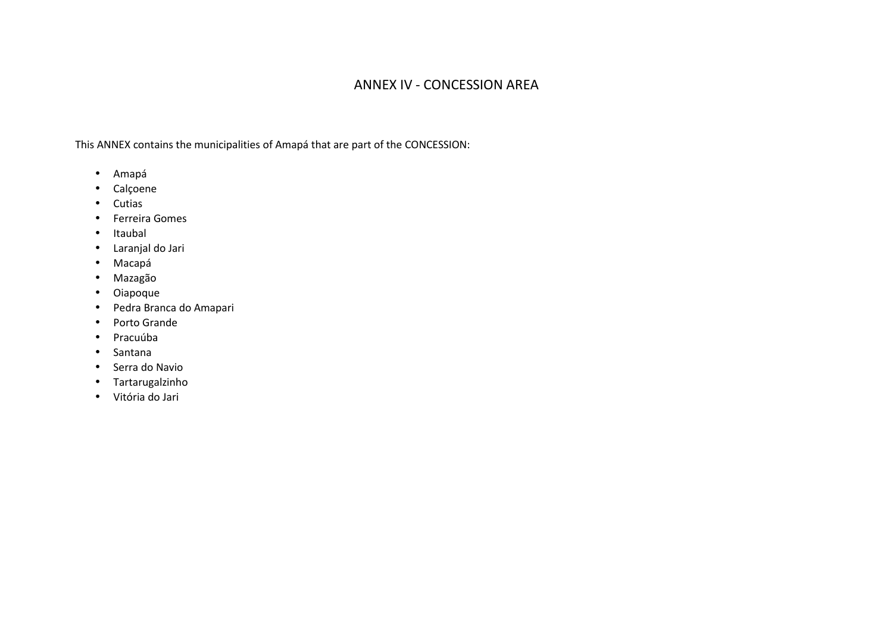# ANNEX IV - CONCESSION AREA

This ANNEX contains the municipalities of Amapá that are part of the CONCESSION:

- Amapá
- Calçoene
- Cutias
- Ferreira Gomes
- Itaubal
- Laranjal do Jari
- Macapá
- Mazagão
- Oiapoque
- Pedra Branca do Amapari
- Porto Grande
- Pracuúba
- Santana
- Serra do Navio
- Tartarugalzinho
- Vitória do Jari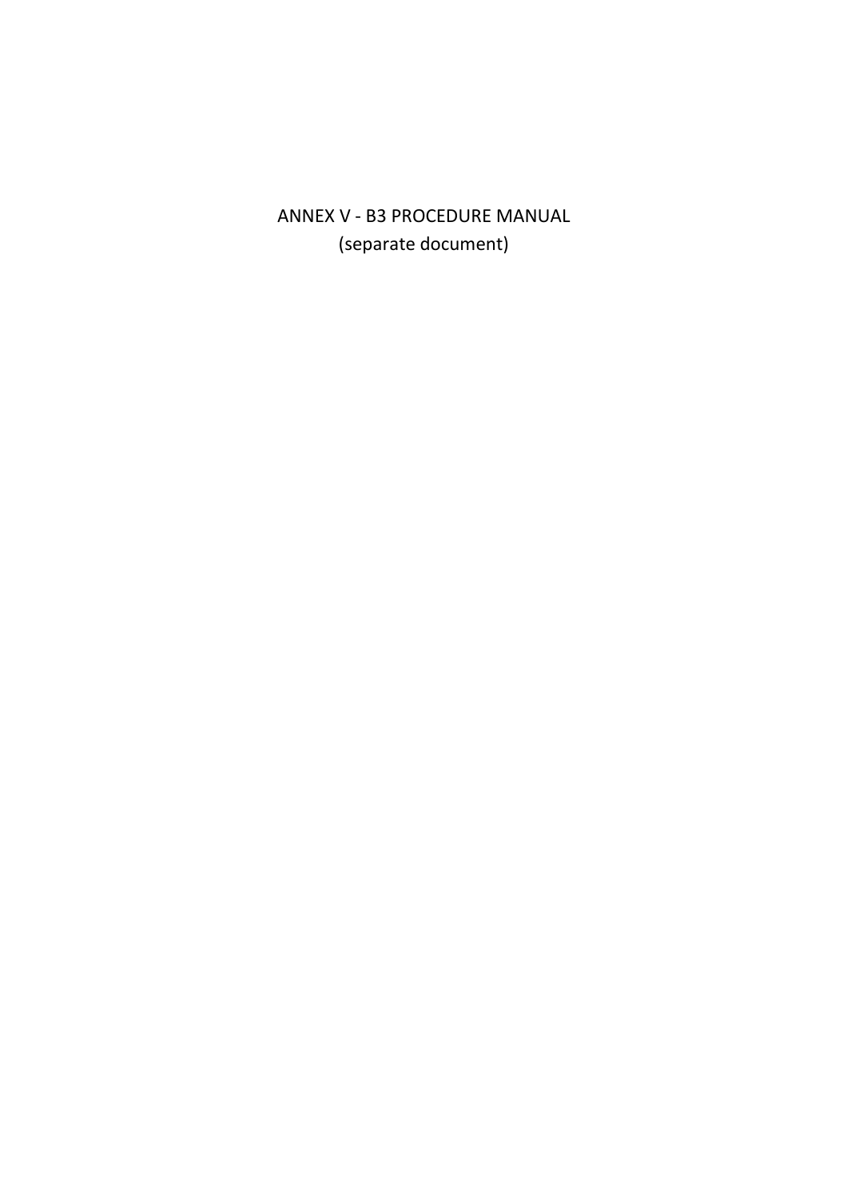ANNEX V - B3 PROCEDURE MANUAL

(separate document)